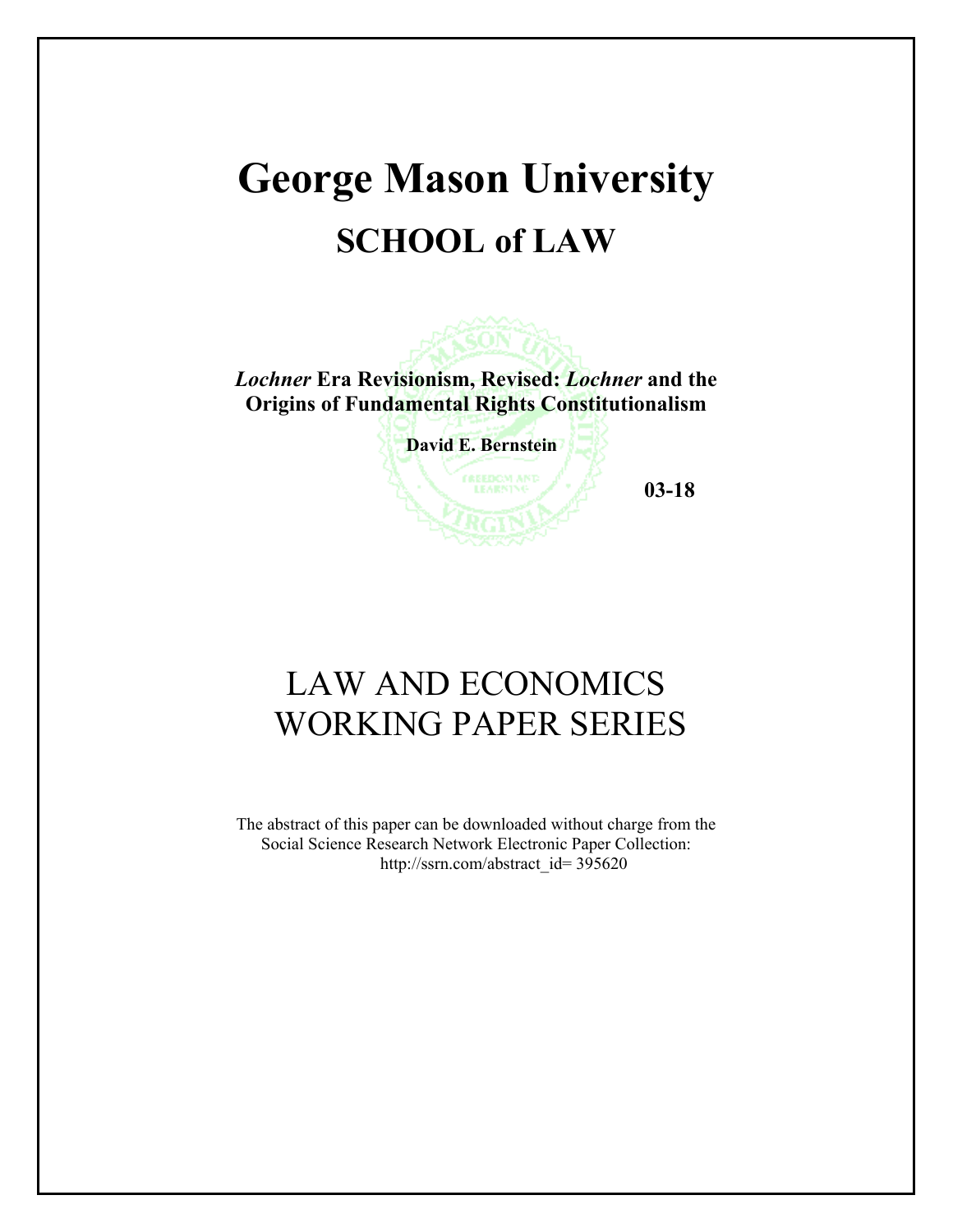# George Mason University

## SCHOOL of LAW

***Lochner* Era Revisionism, Revised: *Lochner* and the Origins of Fundamental Rights Constitutionalism**

**David E. Bernstein**

**03-18**

# LAW AND ECONOMICS WORKING PAPER SERIES

The abstract of this paper can be downloaded without charge from the Social Science Research Network Electronic Paper Collection: http://ssrn.com/abstract_id= 395620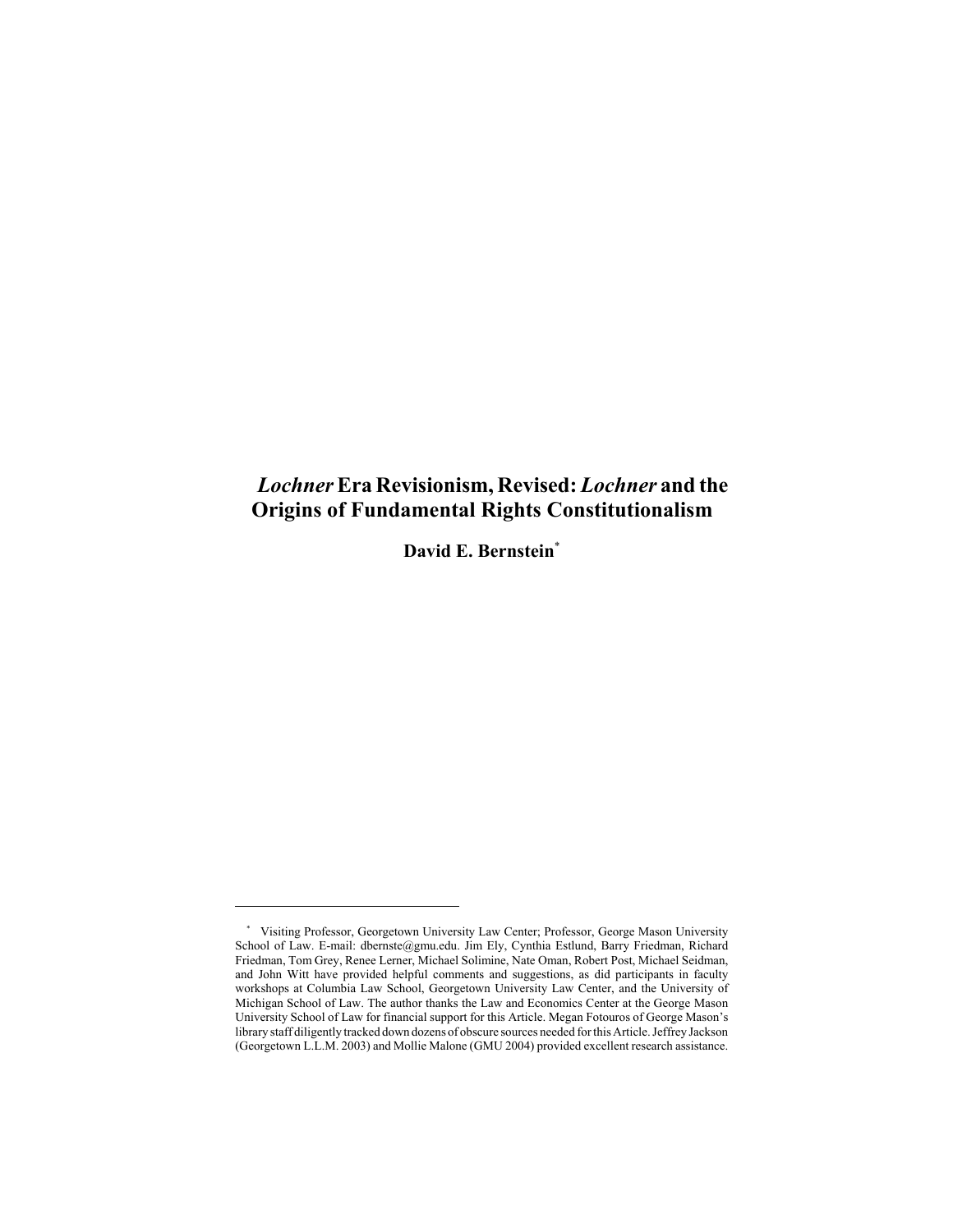# *Lochner* Era Revisionism, Revised: *Lochner* and the Origins of Fundamental Rights Constitutionalism

**David E. Bernstein**[*]

---

[*] Visiting Professor, Georgetown University Law Center; Professor, George Mason University School of Law. E-mail: dbernste@gmu.edu. Jim Ely, Cynthia Estlund, Barry Friedman, Richard Friedman, Tom Grey, Renee Lerner, Michael Solimine, Nate Oman, Robert Post, Michael Seidman, and John Witt have provided helpful comments and suggestions, as did participants in faculty workshops at Columbia Law School, Georgetown University Law Center, and the University of Michigan School of Law. The author thanks the Law and Economics Center at the George Mason University School of Law for financial support for this Article. Megan Fotouros of George Mason's library staff diligently tracked down dozens of obscure sources needed for this Article. Jeffrey Jackson (Georgetown L.L.M. 2003) and Mollie Malone (GMU 2004) provided excellent research assistance.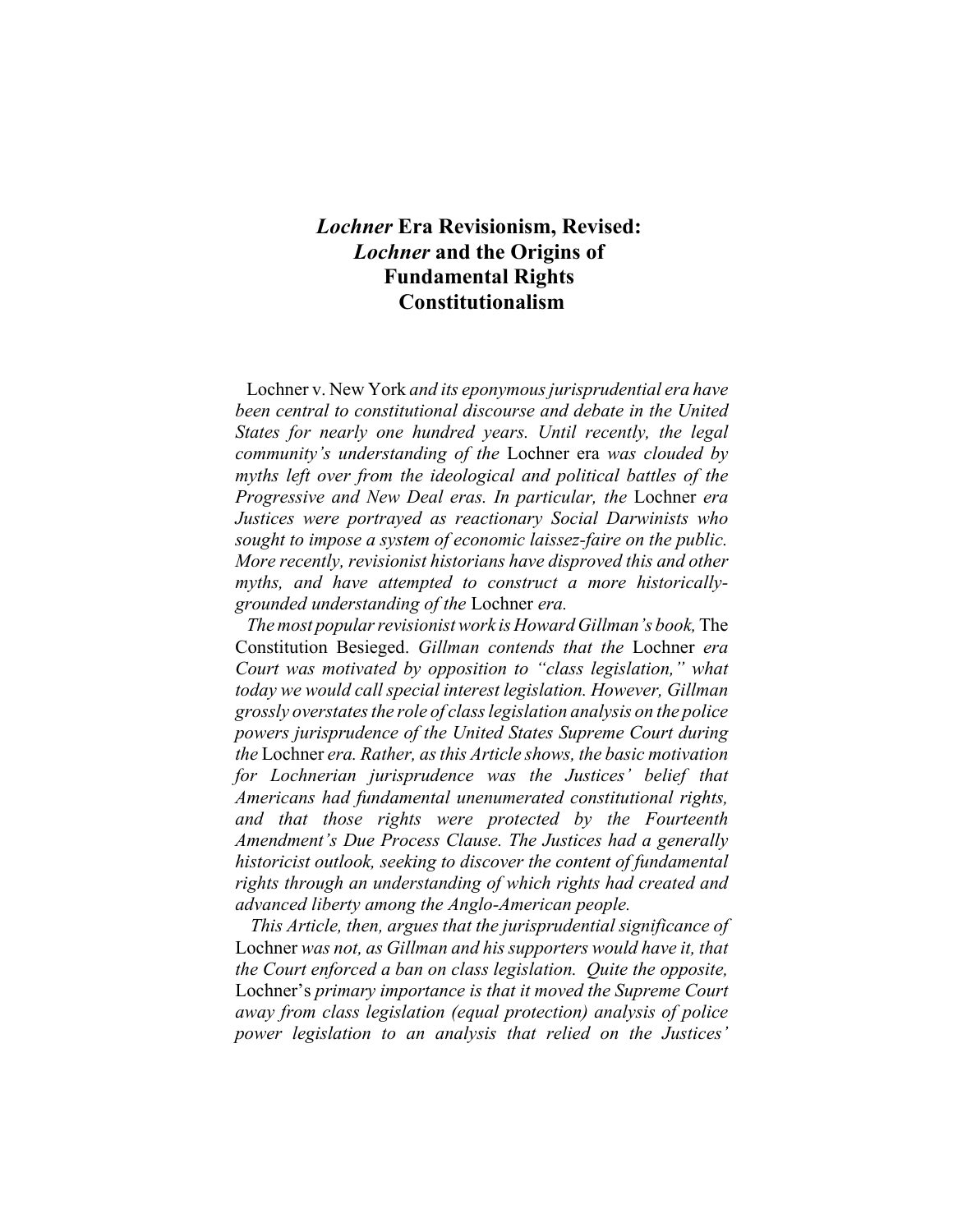# *Lochner* Era Revisionism, Revised: *Lochner* and the Origins of Fundamental Rights Constitutionalism

Lochner v. New York *and its eponymous jurisprudential era have been central to constitutional discourse and debate in the United States for nearly one hundred years. Until recently, the legal community's understanding of the* Lochner era *was clouded by myths left over from the ideological and political battles of the Progressive and New Deal eras. In particular, the* Lochner *era Justices were portrayed as reactionary Social Darwinists who sought to impose a system of economic laissez-faire on the public. More recently, revisionist historians have disproved this and other myths, and have attempted to construct a more historically-grounded understanding of the* Lochner *era.*

*The most popular revisionist work is Howard Gillman's book,* The Constitution Besieged. *Gillman contends that the* Lochner *era Court was motivated by opposition to "class legislation," what today we would call special interest legislation. However, Gillman grossly overstates the role of class legislation analysis on the police powers jurisprudence of the United States Supreme Court during the* Lochner *era. Rather, as this Article shows, the basic motivation for Lochnerian jurisprudence was the Justices' belief that Americans had fundamental unenumerated constitutional rights, and that those rights were protected by the Fourteenth Amendment's Due Process Clause. The Justices had a generally historicist outlook, seeking to discover the content of fundamental rights through an understanding of which rights had created and advanced liberty among the Anglo-American people.*

*This Article, then, argues that the jurisprudential significance of* Lochner *was not, as Gillman and his supporters would have it, that the Court enforced a ban on class legislation. Quite the opposite,* Lochner's *primary importance is that it moved the Supreme Court away from class legislation (equal protection) analysis of police power legislation to an analysis that relied on the Justices'*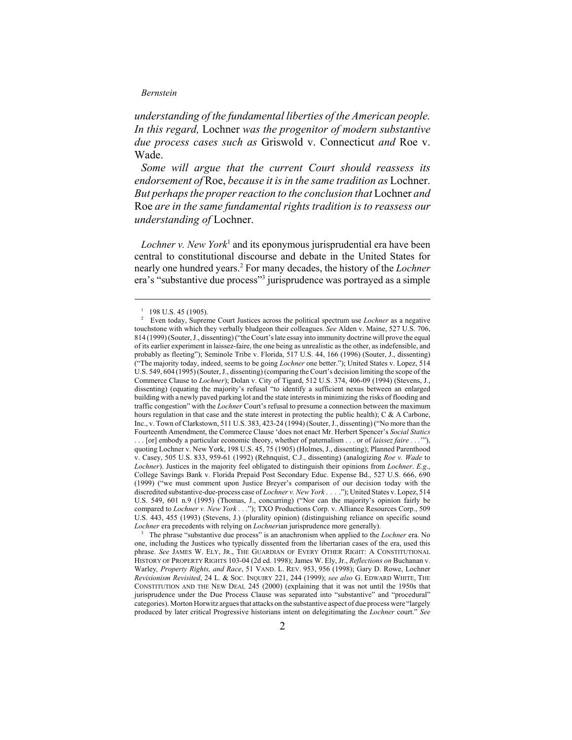*understanding of the fundamental liberties of the American people. In this regard,* Lochner *was the progenitor of modern substantive due process cases such as* Griswold v. Connecticut *and* Roe v. Wade.

*Some will argue that the current Court should reassess its endorsement of* Roe, *because it is in the same tradition as* Lochner. *But perhaps the proper reaction to the conclusion that* Lochner *and* Roe *are in the same fundamental rights tradition is to reassess our understanding of* Lochner.

*Lochner v. New York*[1] and its eponymous jurisprudential era have been central to constitutional discourse and debate in the United States for nearly one hundred years.[2] For many decades, the history of the *Lochner* era's "substantive due process"[3] jurisprudence was portrayed as a simple

---

[1] 198 U.S. 45 (1905).

[2] Even today, Supreme Court Justices across the political spectrum use *Lochner* as a negative touchstone with which they verbally bludgeon their colleagues. *See* Alden v. Maine, 527 U.S. 706, 814 (1999) (Souter, J., dissenting) ("the Court's late essay into immunity doctrine will prove the equal of its earlier experiment in laissez-faire, the one being as unrealistic as the other, as indefensible, and probably as fleeting"); Seminole Tribe v. Florida, 517 U.S. 44, 166 (1996) (Souter, J., dissenting) ("The majority today, indeed, seems to be going *Lochner* one better."); United States v. Lopez, 514 U.S. 549, 604 (1995) (Souter, J., dissenting) (comparing the Court's decision limiting the scope of the Commerce Clause to *Lochner*); Dolan v. City of Tigard, 512 U.S. 374, 406-09 (1994) (Stevens, J., dissenting) (equating the majority's refusal "to identify a sufficient nexus between an enlarged building with a newly paved parking lot and the state interests in minimizing the risks of flooding and traffic congestion" with the *Lochner* Court's refusal to presume a connection between the maximum hours regulation in that case and the state interest in protecting the public health); C & A Carbone, Inc., v. Town of Clarkstown, 511 U.S. 383, 423-24 (1994) (Souter, J., dissenting) ("No more than the Fourteenth Amendment, the Commerce Clause 'does not enact Mr. Herbert Spencer's *Social Statics* . . . [or] embody a particular economic theory, whether of paternalism . . . or of *laissez faire* . . .'"), quoting Lochner v. New York, 198 U.S. 45, 75 (1905) (Holmes, J., dissenting); Planned Parenthood v. Casey, 505 U.S. 833, 959-61 (1992) (Rehnquist, C.J., dissenting) (analogizing *Roe v. Wade* to *Lochner*). Justices in the majority feel obligated to distinguish their opinions from *Lochner*. *E.g*., College Savings Bank v. Florida Prepaid Post Secondary Educ. Expense Bd., 527 U.S. 666, 690 (1999) ("we must comment upon Justice Breyer's comparison of our decision today with the discredited substantive-due-process case of *Lochner v. New York* . . . ."); United States v. Lopez, 514 U.S. 549, 601 n.9 (1995) (Thomas, J., concurring) ("Nor can the majority's opinion fairly be compared to *Lochner v. New York* . . ."); TXO Productions Corp. v. Alliance Resources Corp., 509 U.S. 443, 455 (1993) (Stevens, J.) (plurality opinion) (distinguishing reliance on specific sound *Lochner* era precedents with relying on *Lochner*ian jurisprudence more generally).

[3] The phrase "substantive due process" is an anachronism when applied to the *Lochner* era. No one, including the Justices who typically dissented from the libertarian cases of the era, used this phrase. *See* JAMES W. ELY, JR., THE GUARDIAN OF EVERY OTHER RIGHT: A CONSTITUTIONAL HISTORY OF PROPERTY RIGHTS 103-04 (2d ed. 1998); James W. Ely, Jr., *Reflections on* Buchanan v. Warley*, Property Rights, and Race*, 51 VAND. L. REV. 953, 956 (1998); Gary D. Rowe, Lochner *Revisionism Revisited*, 24 L. & SOC. INQUIRY 221, 244 (1999); *see also* G. EDWARD WHITE, THE CONSTITUTION AND THE NEW DEAL 245 (2000) (explaining that it was not until the 1950s that jurisprudence under the Due Process Clause was separated into "substantive" and "procedural" categories). Morton Horwitz argues that attacks on the substantive aspect of due process were "largely produced by later critical Progressive historians intent on delegitimating the *Lochner* court." *See*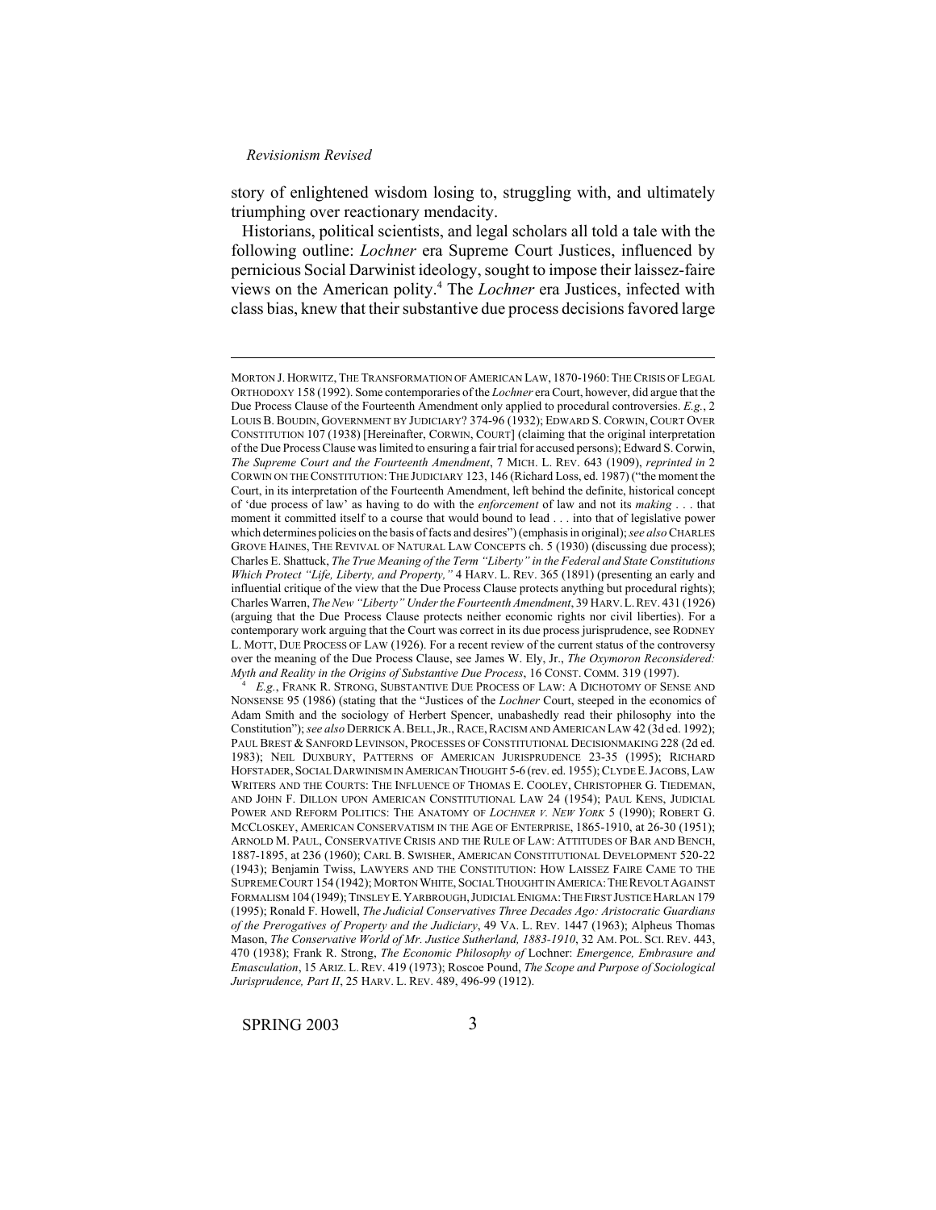story of enlightened wisdom losing to, struggling with, and ultimately triumphing over reactionary mendacity.

Historians, political scientists, and legal scholars all told a tale with the following outline: *Lochner* era Supreme Court Justices, influenced by pernicious Social Darwinist ideology, sought to impose their laissez-faire views on the American polity.[4] The *Lochner* era Justices, infected with class bias, knew that their substantive due process decisions favored large

---

MORTON J. HORWITZ, THE TRANSFORMATION OF AMERICAN LAW, 1870-1960: THE CRISIS OF LEGAL ORTHODOXY 158 (1992). Some contemporaries of the *Lochner* era Court, however, did argue that the Due Process Clause of the Fourteenth Amendment only applied to procedural controversies. *E.g.*, 2 LOUIS B. BOUDIN, GOVERNMENT BY JUDICIARY? 374-96 (1932); EDWARD S. CORWIN, COURT OVER CONSTITUTION 107 (1938) [Hereinafter, CORWIN, COURT] (claiming that the original interpretation of the Due Process Clause was limited to ensuring a fair trial for accused persons); Edward S. Corwin, *The Supreme Court and the Fourteenth Amendment*, 7 MICH. L. REV. 643 (1909), *reprinted in* 2 CORWIN ON THE CONSTITUTION: THE JUDICIARY 123, 146 (Richard Loss, ed. 1987) ("the moment the Court, in its interpretation of the Fourteenth Amendment, left behind the definite, historical concept of 'due process of law' as having to do with the *enforcement* of law and not its *making* . . . that moment it committed itself to a course that would bound to lead . . . into that of legislative power which determines policies on the basis of facts and desires") (emphasis in original); *see also* CHARLES GROVE HAINES, THE REVIVAL OF NATURAL LAW CONCEPTS ch. 5 (1930) (discussing due process); Charles E. Shattuck, *The True Meaning of the Term "Liberty" in the Federal and State Constitutions Which Protect "Life, Liberty, and Property,"* 4 HARV. L. REV. 365 (1891) (presenting an early and influential critique of the view that the Due Process Clause protects anything but procedural rights); Charles Warren, *The New "Liberty" Under the Fourteenth Amendment*, 39 HARV. L. REV. 431 (1926) (arguing that the Due Process Clause protects neither economic rights nor civil liberties). For a contemporary work arguing that the Court was correct in its due process jurisprudence, see RODNEY L. MOTT, DUE PROCESS OF LAW (1926). For a recent review of the current status of the controversy over the meaning of the Due Process Clause, see James W. Ely, Jr., *The Oxymoron Reconsidered: Myth and Reality in the Origins of Substantive Due Process*, 16 CONST. COMM. 319 (1997).

[4] *E.g.*, FRANK R. STRONG, SUBSTANTIVE DUE PROCESS OF LAW: A DICHOTOMY OF SENSE AND NONSENSE 95 (1986) (stating that the "Justices of the *Lochner* Court, steeped in the economics of Adam Smith and the sociology of Herbert Spencer, unabashedly read their philosophy into the Constitution"); *see also* DERRICK A. BELL, JR., RACE, RACISM AND AMERICAN LAW 42 (3d ed. 1992); PAUL BREST & SANFORD LEVINSON, PROCESSES OF CONSTITUTIONAL DECISIONMAKING 228 (2d ed. 1983); NEIL DUXBURY, PATTERNS OF AMERICAN JURISPRUDENCE 23-35 (1995); RICHARD HOFSTADER, SOCIAL DARWINISM IN AMERICAN THOUGHT 5-6 (rev. ed. 1955); CLYDE E. JACOBS, LAW WRITERS AND THE COURTS: THE INFLUENCE OF THOMAS E. COOLEY, CHRISTOPHER G. TIEDEMAN, AND JOHN F. DILLON UPON AMERICAN CONSTITUTIONAL LAW 24 (1954); PAUL KENS, JUDICIAL POWER AND REFORM POLITICS: THE ANATOMY OF *LOCHNER V. NEW YORK* 5 (1990); ROBERT G. MCCLOSKEY, AMERICAN CONSERVATISM IN THE AGE OF ENTERPRISE, 1865-1910, at 26-30 (1951); ARNOLD M. PAUL, CONSERVATIVE CRISIS AND THE RULE OF LAW: ATTITUDES OF BAR AND BENCH, 1887-1895, at 236 (1960); CARL B. SWISHER, AMERICAN CONSTITUTIONAL DEVELOPMENT 520-22 (1943); Benjamin Twiss, LAWYERS AND THE CONSTITUTION: HOW LAISSEZ FAIRE CAME TO THE SUPREME COURT 154 (1942); MORTON WHITE, SOCIAL THOUGHT IN AMERICA: THE REVOLT AGAINST FORMALISM 104 (1949); TINSLEY E. YARBROUGH, JUDICIAL ENIGMA: THE FIRST JUSTICE HARLAN 179 (1995); Ronald F. Howell, *The Judicial Conservatives Three Decades Ago: Aristocratic Guardians of the Prerogatives of Property and the Judiciary*, 49 VA. L. REV. 1447 (1963); Alpheus Thomas Mason, *The Conservative World of Mr. Justice Sutherland, 1883-1910*, 32 AM. POL. SCI. REV. 443, 470 (1938); Frank R. Strong, *The Economic Philosophy of* Lochner: *Emergence, Embrasure and Emasculation*, 15 ARIZ. L. REV. 419 (1973); Roscoe Pound, *The Scope and Purpose of Sociological Jurisprudence, Part II*, 25 HARV. L. REV. 489, 496-99 (1912).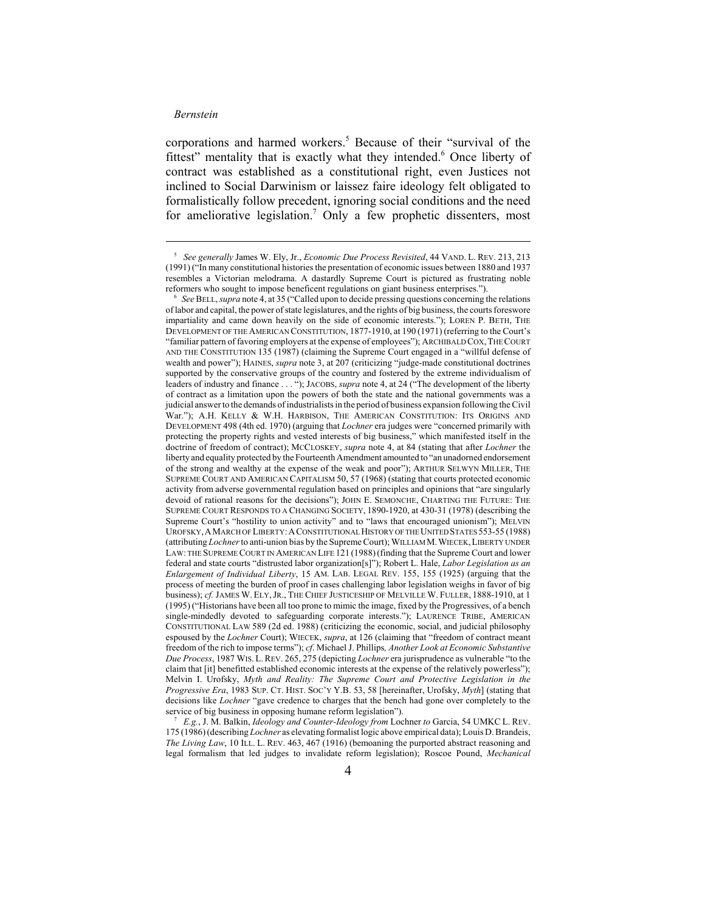corporations and harmed workers.[5] Because of their "survival of the fittest" mentality that is exactly what they intended.[6] Once liberty of contract was established as a constitutional right, even Justices not inclined to Social Darwinism or laissez faire ideology felt obligated to formalistically follow precedent, ignoring social conditions and the need for ameliorative legislation.[7] Only a few prophetic dissenters, most

---

[5] *See generally* James W. Ely, Jr., *Economic Due Process Revisited*, 44 VAND. L. REV. 213, 213 (1991) ("In many constitutional histories the presentation of economic issues between 1880 and 1937 resembles a Victorian melodrama. A dastardly Supreme Court is pictured as frustrating noble reformers who sought to impose beneficent regulations on giant business enterprises.").

[6] *See* BELL, *supra* note 4, at 35 ("Called upon to decide pressing questions concerning the relations of labor and capital, the power of state legislatures, and the rights of big business, the courts foreswore impartiality and came down heavily on the side of economic interests."); LOREN P. BETH, THE DEVELOPMENT OF THE AMERICAN CONSTITUTION, 1877-1910, at 190 (1971) (referring to the Court's "familiar pattern of favoring employers at the expense of employees"); ARCHIBALD COX, THE COURT AND THE CONSTITUTION 135 (1987) (claiming the Supreme Court engaged in a "willful defense of wealth and power"); HAINES, *supra* note 3, at 207 (criticizing "judge-made constitutional doctrines supported by the conservative groups of the country and fostered by the extreme individualism of leaders of industry and finance . . . "); JACOBS, *supra* note 4, at 24 ("The development of the liberty of contract as a limitation upon the powers of both the state and the national governments was a judicial answer to the demands of industrialists in the period of business expansion following the Civil War."); A.H. KELLY & W.H. HARBISON, THE AMERICAN CONSTITUTION: ITS ORIGINS AND DEVELOPMENT 498 (4th ed. 1970) (arguing that *Lochner* era judges were "concerned primarily with protecting the property rights and vested interests of big business," which manifested itself in the doctrine of freedom of contract); MCCLOSKEY, *supra* note 4, at 84 (stating that after *Lochner* the liberty and equality protected by the Fourteenth Amendment amounted to "an unadorned endorsement of the strong and wealthy at the expense of the weak and poor"); ARTHUR SELWYN MILLER, THE SUPREME COURT AND AMERICAN CAPITALISM 50, 57 (1968) (stating that courts protected economic activity from adverse governmental regulation based on principles and opinions that "are singularly devoid of rational reasons for the decisions"); JOHN E. SEMONCHE, CHARTING THE FUTURE: THE SUPREME COURT RESPONDS TO A CHANGING SOCIETY, 1890-1920, at 430-31 (1978) (describing the Supreme Court's "hostility to union activity" and to "laws that encouraged unionism"); MELVIN UROFSKY, A MARCH OF LIBERTY: A CONSTITUTIONAL HISTORY OF THE UNITED STATES 553-55 (1988) (attributing *Lochner* to anti-union bias by the Supreme Court); WILLIAM M. WIECEK, LIBERTY UNDER LAW: THE SUPREME COURT IN AMERICAN LIFE 121 (1988) (finding that the Supreme Court and lower federal and state courts "distrusted labor organization[s]"); Robert L. Hale, *Labor Legislation as an Enlargement of Individual Liberty*, 15 AM. LAB. LEGAL REV. 155, 155 (1925) (arguing that the process of meeting the burden of proof in cases challenging labor legislation weighs in favor of big business); *cf.* JAMES W. ELY, JR., THE CHIEF JUSTICESHIP OF MELVILLE W. FULLER, 1888-1910, at 1 (1995) ("Historians have been all too prone to mimic the image, fixed by the Progressives, of a bench single-mindedly devoted to safeguarding corporate interests."); LAURENCE TRIBE, AMERICAN CONSTITUTIONAL LAW 589 (2d ed. 1988) (criticizing the economic, social, and judicial philosophy espoused by the *Lochner* Court); WIECEK, *supra*, at 126 (claiming that "freedom of contract meant freedom of the rich to impose terms"); *cf*. Michael J. Phillips*, Another Look at Economic Substantive Due Process*, 1987 WIS. L. REV. 265, 275 (depicting *Lochner* era jurisprudence as vulnerable "to the claim that [it] benefitted established economic interests at the expense of the relatively powerless"); Melvin I. Urofsky, *Myth and Reality: The Supreme Court and Protective Legislation in the Progressive Era*, 1983 SUP. CT. HIST. SOC'Y Y.B. 53, 58 [hereinafter, Urofsky, *Myth*] (stating that decisions like *Lochner* "gave credence to charges that the bench had gone over completely to the service of big business in opposing humane reform legislation").

[7] *E.g.*, J. M. Balkin, *Ideology and Counter-Ideology from* Lochner *to* Garcia, 54 UMKC L. REV. 175 (1986) (describing *Lochner* as elevating formalist logic above empirical data); Louis D. Brandeis, *The Living Law*, 10 ILL. L. REV. 463, 467 (1916) (bemoaning the purported abstract reasoning and legal formalism that led judges to invalidate reform legislation); Roscoe Pound, *Mechanical*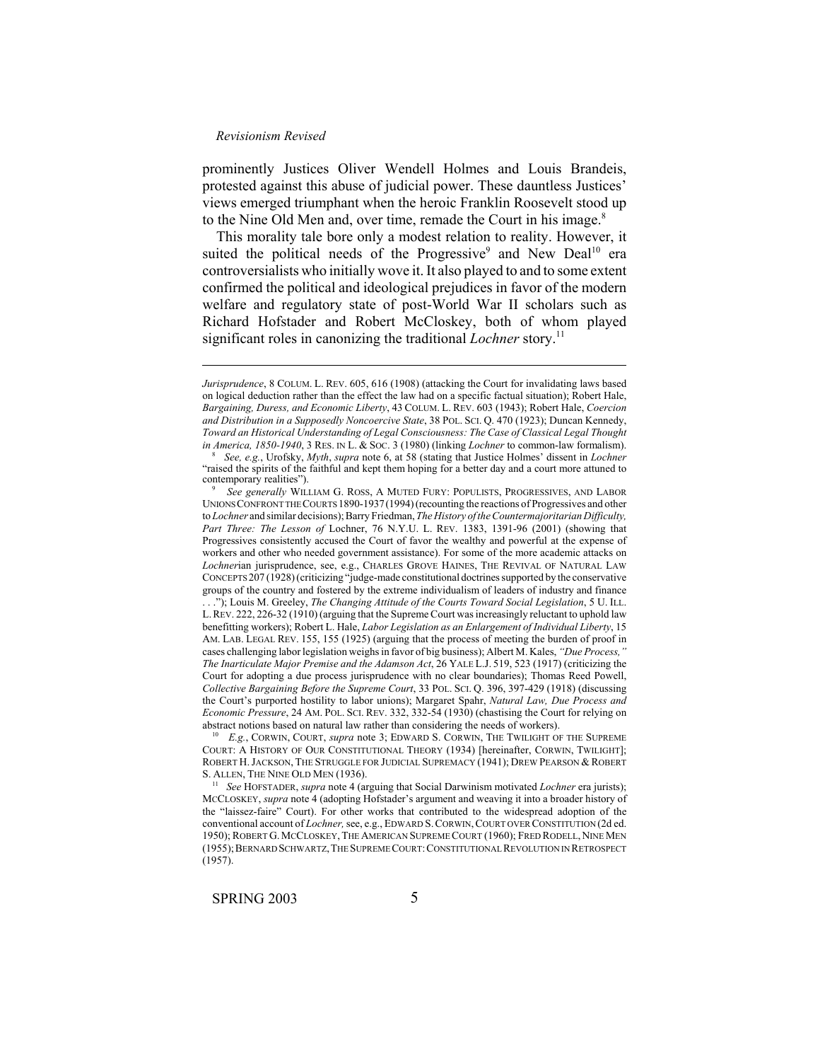prominently Justices Oliver Wendell Holmes and Louis Brandeis, protested against this abuse of judicial power. These dauntless Justices' views emerged triumphant when the heroic Franklin Roosevelt stood up to the Nine Old Men and, over time, remade the Court in his image.[8]

This morality tale bore only a modest relation to reality. However, it suited the political needs of the Progressive[9] and New Deal[10] era controversialists who initially wove it. It also played to and to some extent confirmed the political and ideological prejudices in favor of the modern welfare and regulatory state of post-World War II scholars such as Richard Hofstader and Robert McCloskey, both of whom played significant roles in canonizing the traditional *Lochner* story.[11]

---

*Jurisprudence*, 8 COLUM. L. REV. 605, 616 (1908) (attacking the Court for invalidating laws based on logical deduction rather than the effect the law had on a specific factual situation); Robert Hale, *Bargaining, Duress, and Economic Liberty*, 43 COLUM. L. REV. 603 (1943); Robert Hale, *Coercion and Distribution in a Supposedly Noncoercive State*, 38 POL. SCI. Q. 470 (1923); Duncan Kennedy, *Toward an Historical Understanding of Legal Consciousness: The Case of Classical Legal Thought in America, 1850-1940*, 3 RES. IN L. & SOC. 3 (1980) (linking *Lochner* to common-law formalism).

[8] *See, e.g.*, Urofsky, *Myth*, *supra* note 6, at 58 (stating that Justice Holmes' dissent in *Lochner* "raised the spirits of the faithful and kept them hoping for a better day and a court more attuned to contemporary realities").

[9] *See generally* WILLIAM G. ROSS, A MUTED FURY: POPULISTS, PROGRESSIVES, AND LABOR UNIONS CONFRONT THE COURTS 1890-1937 (1994) (recounting the reactions of Progressives and other to *Lochner* and similar decisions); Barry Friedman, *The History of the Countermajoritarian Difficulty, Part Three: The Lesson of* Lochner, 76 N.Y.U. L. REV. 1383, 1391-96 (2001) (showing that Progressives consistently accused the Court of favor the wealthy and powerful at the expense of workers and other who needed government assistance). For some of the more academic attacks on *Lochner*ian jurisprudence, see, e.g., CHARLES GROVE HAINES, THE REVIVAL OF NATURAL LAW CONCEPTS 207 (1928) (criticizing "judge-made constitutional doctrines supported by the conservative groups of the country and fostered by the extreme individualism of leaders of industry and finance . . ."); Louis M. Greeley, *The Changing Attitude of the Courts Toward Social Legislation*, 5 U. ILL. L. REV. 222, 226-32 (1910) (arguing that the Supreme Court was increasingly reluctant to uphold law benefitting workers); Robert L. Hale, *Labor Legislation as an Enlargement of Individual Liberty*, 15 AM. LAB. LEGAL REV. 155, 155 (1925) (arguing that the process of meeting the burden of proof in cases challenging labor legislation weighs in favor of big business); Albert M. Kales, *"Due Process," The Inarticulate Major Premise and the Adamson Act*, 26 YALE L.J. 519, 523 (1917) (criticizing the Court for adopting a due process jurisprudence with no clear boundaries); Thomas Reed Powell, *Collective Bargaining Before the Supreme Court*, 33 POL. SCI. Q. 396, 397-429 (1918) (discussing the Court's purported hostility to labor unions); Margaret Spahr, *Natural Law, Due Process and Economic Pressure*, 24 AM. POL. SCI. REV. 332, 332-54 (1930) (chastising the Court for relying on abstract notions based on natural law rather than considering the needs of workers).

[10] *E.g.*, CORWIN, COURT, *supra* note 3; EDWARD S. CORWIN, THE TWILIGHT OF THE SUPREME COURT: A HISTORY OF OUR CONSTITUTIONAL THEORY (1934) [hereinafter, CORWIN, TWILIGHT]; ROBERT H. JACKSON, THE STRUGGLE FOR JUDICIAL SUPREMACY (1941); DREW PEARSON & ROBERT S. ALLEN, THE NINE OLD MEN (1936).

[11] *See* HOFSTADER, *supra* note 4 (arguing that Social Darwinism motivated *Lochner* era jurists); MCCLOSKEY, *supra* note 4 (adopting Hofstader's argument and weaving it into a broader history of the "laissez-faire" Court). For other works that contributed to the widespread adoption of the conventional account of *Lochner*, see, e.g., EDWARD S. CORWIN, COURT OVER CONSTITUTION (2d ed. 1950); ROBERT G. MCCLOSKEY, THE AMERICAN SUPREME COURT (1960); FRED RODELL, NINE MEN (1955); BERNARD SCHWARTZ, THE SUPREME COURT: CONSTITUTIONAL REVOLUTION IN RETROSPECT (1957).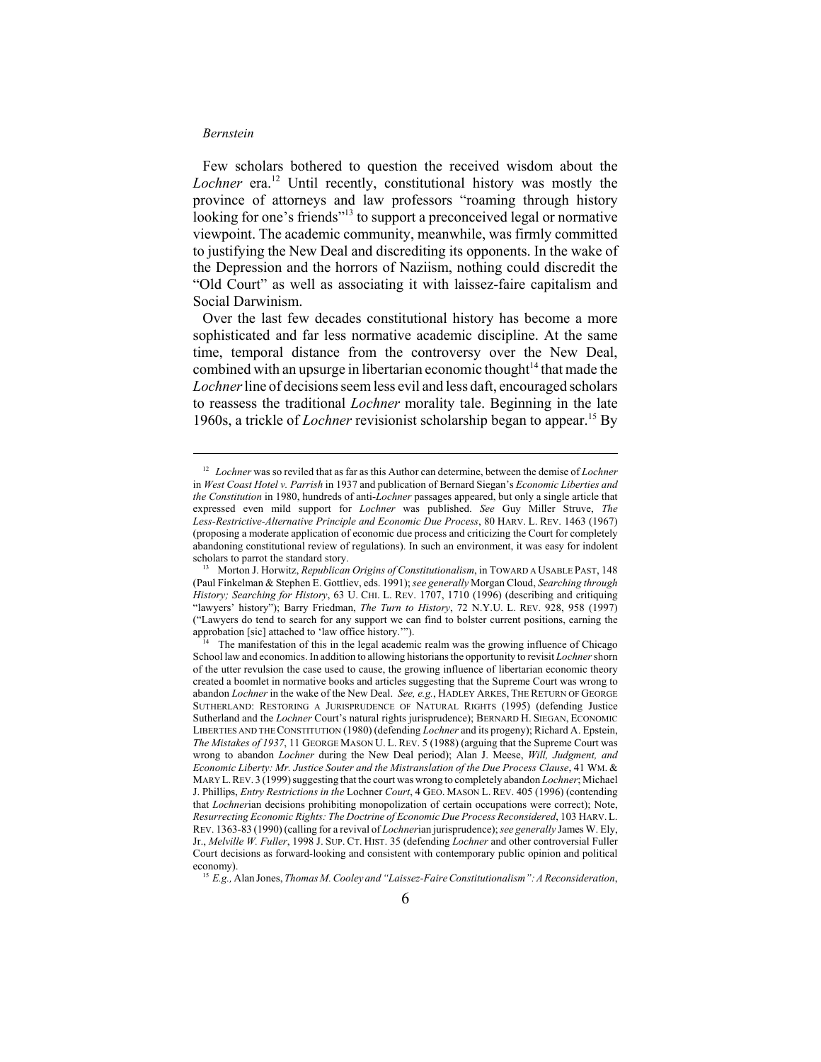Few scholars bothered to question the received wisdom about the *Lochner* era.[12] Until recently, constitutional history was mostly the province of attorneys and law professors "roaming through history looking for one's friends"[13] to support a preconceived legal or normative viewpoint. The academic community, meanwhile, was firmly committed to justifying the New Deal and discrediting its opponents. In the wake of the Depression and the horrors of Naziism, nothing could discredit the "Old Court" as well as associating it with laissez-faire capitalism and Social Darwinism.

Over the last few decades constitutional history has become a more sophisticated and far less normative academic discipline. At the same time, temporal distance from the controversy over the New Deal, combined with an upsurge in libertarian economic thought[14] that made the *Lochner* line of decisions seem less evil and less daft, encouraged scholars to reassess the traditional *Lochner* morality tale. Beginning in the late 1960s, a trickle of *Lochner* revisionist scholarship began to appear.[15] By

---

[12] *Lochner* was so reviled that as far as this Author can determine, between the demise of *Lochner* in *West Coast Hotel v. Parrish* in 1937 and publication of Bernard Siegan's *Economic Liberties and the Constitution* in 1980, hundreds of anti-*Lochner* passages appeared, but only a single article that expressed even mild support for *Lochner* was published. *See* Guy Miller Struve, *The Less-Restrictive-Alternative Principle and Economic Due Process*, 80 HARV. L. REV. 1463 (1967) (proposing a moderate application of economic due process and criticizing the Court for completely abandoning constitutional review of regulations). In such an environment, it was easy for indolent scholars to parrot the standard story.

[13] Morton J. Horwitz, *Republican Origins of Constitutionalism*, in TOWARD A USABLE PAST, 148 (Paul Finkelman & Stephen E. Gottliev, eds. 1991); *see generally* Morgan Cloud, *Searching through History; Searching for History*, 63 U. CHI. L. REV. 1707, 1710 (1996) (describing and critiquing "lawyers' history"); Barry Friedman, *The Turn to History*, 72 N.Y.U. L. REV. 928, 958 (1997) ("Lawyers do tend to search for any support we can find to bolster current positions, earning the approbation [sic] attached to 'law office history.'").

[14] The manifestation of this in the legal academic realm was the growing influence of Chicago School law and economics. In addition to allowing historians the opportunity to revisit *Lochner* shorn of the utter revulsion the case used to cause, the growing influence of libertarian economic theory created a boomlet in normative books and articles suggesting that the Supreme Court was wrong to abandon *Lochner* in the wake of the New Deal. *See, e.g.*, HADLEY ARKES, THE RETURN OF GEORGE SUTHERLAND: RESTORING A JURISPRUDENCE OF NATURAL RIGHTS (1995) (defending Justice Sutherland and the *Lochner* Court's natural rights jurisprudence); BERNARD H. SIEGAN, ECONOMIC LIBERTIES AND THE CONSTITUTION (1980) (defending *Lochner* and its progeny); Richard A. Epstein, *The Mistakes of 1937*, 11 GEORGE MASON U. L. REV. 5 (1988) (arguing that the Supreme Court was wrong to abandon *Lochner* during the New Deal period); Alan J. Meese, *Will, Judgment, and Economic Liberty: Mr. Justice Souter and the Mistranslation of the Due Process Clause*, 41 WM. & MARY L. REV. 3 (1999) suggesting that the court was wrong to completely abandon *Lochner*; Michael J. Phillips, *Entry Restrictions in the* Lochner *Court*, 4 GEO. MASON L. REV. 405 (1996) (contending that *Lochner*ian decisions prohibiting monopolization of certain occupations were correct); Note, *Resurrecting Economic Rights: The Doctrine of Economic Due Process Reconsidered*, 103 HARV. L. REV. 1363-83 (1990) (calling for a revival of *Lochner*ian jurisprudence); *see generally* James W. Ely, Jr., *Melville W. Fuller*, 1998 J. SUP. CT. HIST. 35 (defending *Lochner* and other controversial Fuller Court decisions as forward-looking and consistent with contemporary public opinion and political economy).

[15] *E.g.,* Alan Jones, *Thomas M. Cooley and "Laissez-Faire Constitutionalism": A Reconsideration*,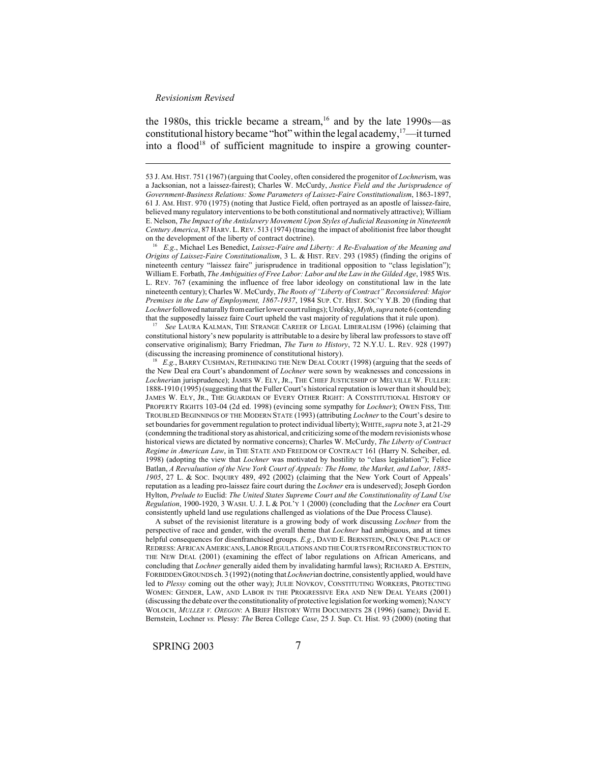the 1980s, this trickle became a stream,[16] and by the late 1990s—as constitutional history became "hot" within the legal academy,[17]—it turned into a flood[18] of sufficient magnitude to inspire a growing counter-

---

53 J. AM. HIST. 751 (1967) (arguing that Cooley, often considered the progenitor of *Lochner*ism, was a Jacksonian, not a laissez-fairest); Charles W. McCurdy, *Justice Field and the Jurisprudence of Government-Business Relations: Some Parameters of Laissez-Faire Constitutionalism*, 1863-1897, 61 J. AM. HIST. 970 (1975) (noting that Justice Field, often portrayed as an apostle of laissez-faire, believed many regulatory interventions to be both constitutional and normatively attractive); William E. Nelson, *The Impact of the Antislavery Movement Upon Styles of Judicial Reasoning in Nineteenth Century America*, 87 HARV. L. REV. 513 (1974) (tracing the impact of abolitionist free labor thought on the development of the liberty of contract doctrine).

[16] *E.g.*, Michael Les Benedict, *Laissez-Faire and Liberty: A Re-Evaluation of the Meaning and Origins of Laissez-Faire Constitutionalism*, 3 L. & HIST. REV. 293 (1985) (finding the origins of nineteenth century "laissez faire" jurisprudence in traditional opposition to "class legislation"); William E. Forbath, *The Ambiguities of Free Labor: Labor and the Law in the Gilded Age*, 1985 WIS. L. REV. 767 (examining the influence of free labor ideology on constitutional law in the late nineteenth century); Charles W. McCurdy, *The Roots of "Liberty of Contract" Reconsidered: Major Premises in the Law of Employment, 1867-1937*, 1984 SUP. CT. HIST. SOC'Y Y.B. 20 (finding that *Lochner* followed naturally from earlier lower court rulings); Urofsky, *Myth*, *supra* note 6 (contending that the supposedly laissez faire Court upheld the vast majority of regulations that it rule upon).

[17] *See* LAURA KALMAN, THE STRANGE CAREER OF LEGAL LIBERALISM (1996) (claiming that constitutional history's new popularity is attributable to a desire by liberal law professors to stave off conservative originalism); Barry Friedman, *The Turn to History*, 72 N.Y.U. L. REV. 928 (1997) (discussing the increasing prominence of constitutional history).

[18] *E.g.*, BARRY CUSHMAN, RETHINKING THE NEW DEAL COURT (1998) (arguing that the seeds of the New Deal era Court's abandonment of *Lochner* were sown by weaknesses and concessions in *Lochner*ian jurisprudence); JAMES W. ELY, JR., THE CHIEF JUSTICESHIP OF MELVILLE W. FULLER: 1888-1910 (1995) (suggesting that the Fuller Court's historical reputation is lower than it should be); JAMES W. ELY, JR., THE GUARDIAN OF EVERY OTHER RIGHT: A CONSTITUTIONAL HISTORY OF PROPERTY RIGHTS 103-04 (2d ed. 1998) (evincing some sympathy for *Lochner*); OWEN FISS, THE TROUBLED BEGINNINGS OF THE MODERN STATE (1993) (attributing *Lochner* to the Court's desire to set boundaries for government regulation to protect individual liberty); WHITE, *supra* note 3, at 21-29 (condemning the traditional story as ahistorical, and criticizing some of the modern revisionists whose historical views are dictated by normative concerns); Charles W. McCurdy, *The Liberty of Contract Regime in American Law*, in THE STATE AND FREEDOM OF CONTRACT 161 (Harry N. Scheiber, ed. 1998) (adopting the view that *Lochner* was motivated by hostility to "class legislation"); Felice Batlan, *A Reevaluation of the New York Court of Appeals: The Home, the Market, and Labor, 1885-1905*, 27 L. & SOC. INQUIRY 489, 492 (2002) (claiming that the New York Court of Appeals' reputation as a leading pro-laissez faire court during the *Lochner* era is undeserved); Joseph Gordon Hylton, *Prelude to* Euclid: *The United States Supreme Court and the Constitutionality of Land Use Regulation*, 1900-1920, 3 WASH. U. J. L & POL'Y 1 (2000) (concluding that the *Lochner* era Court consistently upheld land use regulations challenged as violations of the Due Process Clause).

A subset of the revisionist literature is a growing body of work discussing *Lochner* from the perspective of race and gender, with the overall theme that *Lochner* had ambiguous, and at times helpful consequences for disenfranchised groups. *E.g.*, DAVID E. BERNSTEIN, ONLY ONE PLACE OF REDRESS: AFRICAN AMERICANS, LABOR REGULATIONS AND THE COURTS FROM RECONSTRUCTION TO THE NEW DEAL (2001) (examining the effect of labor regulations on African Americans, and concluding that *Lochner* generally aided them by invalidating harmful laws); RICHARD A. EPSTEIN, FORBIDDEN GROUNDS ch. 3 (1992) (noting that *Lochner*ian doctrine, consistently applied, would have led to *Plessy* coming out the other way); JULIE NOVKOV, CONSTITUTING WORKERS, PROTECTING WOMEN: GENDER, LAW, AND LABOR IN THE PROGRESSIVE ERA AND NEW DEAL YEARS (2001) (discussing the debate over the constitutionality of protective legislation for working women); NANCY WOLOCH, *MULLER V. OREGON*: A BRIEF HISTORY WITH DOCUMENTS 28 (1996) (same); David E. Bernstein, Lochner *vs.* Plessy: *The* Berea College *Case*, 25 J. Sup. Ct. Hist. 93 (2000) (noting that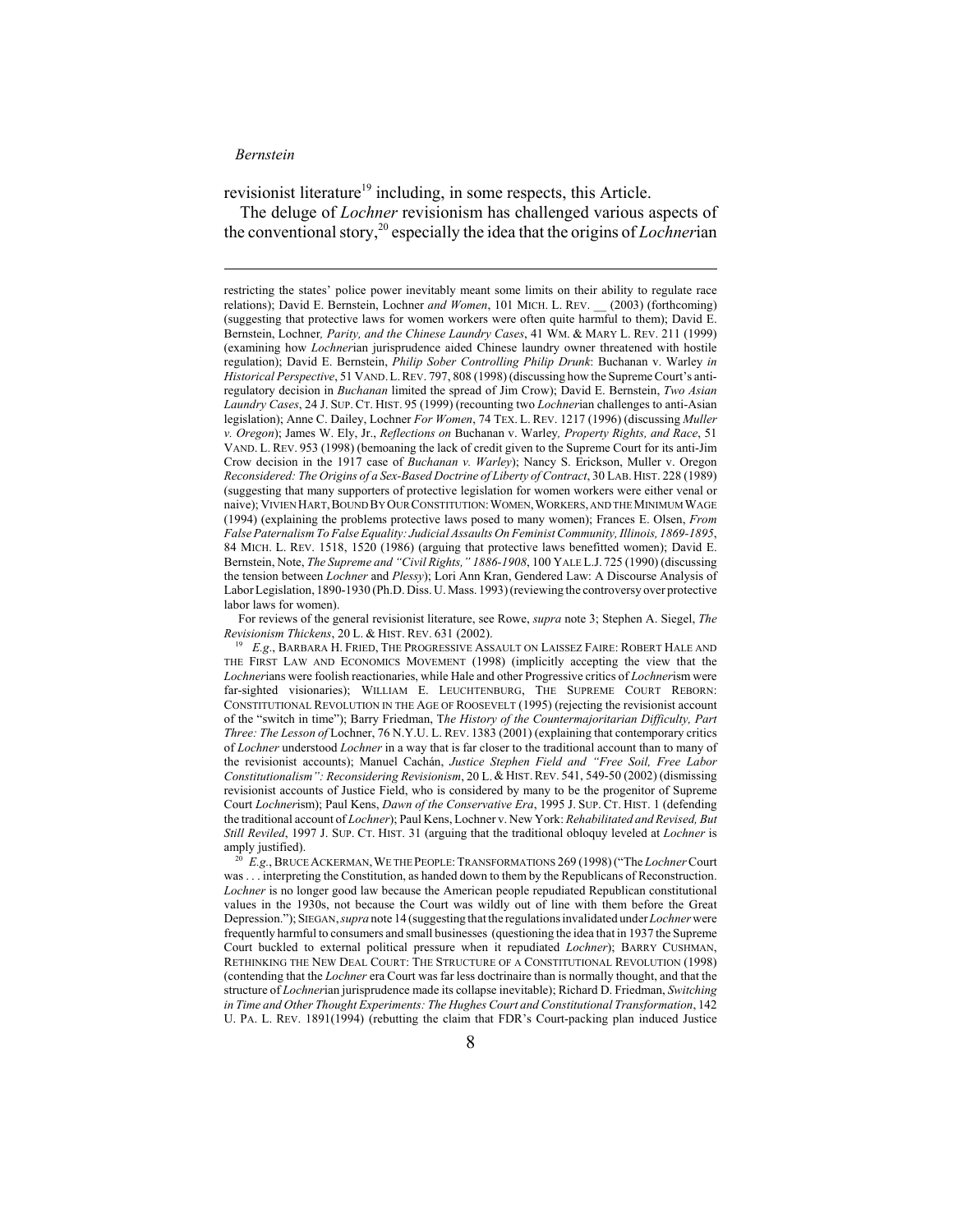revisionist literature[19] including, in some respects, this Article.

The deluge of *Lochner* revisionism has challenged various aspects of the conventional story,[20] especially the idea that the origins of *Lochner*ian

---

restricting the states' police power inevitably meant some limits on their ability to regulate race relations); David E. Bernstein, Lochner *and Women*, 101 MICH. L. REV. __ (2003) (forthcoming) (suggesting that protective laws for women workers were often quite harmful to them); David E. Bernstein, Lochner*, Parity, and the Chinese Laundry Cases*, 41 WM. & MARY L. REV. 211 (1999) (examining how *Lochner*ian jurisprudence aided Chinese laundry owner threatened with hostile regulation); David E. Bernstein, *Philip Sober Controlling Philip Drunk*: Buchanan v. Warley *in Historical Perspective*, 51 VAND. L. REV. 797, 808 (1998) (discussing how the Supreme Court's anti-regulatory decision in *Buchanan* limited the spread of Jim Crow); David E. Bernstein, *Two Asian Laundry Cases*, 24 J. SUP. CT. HIST. 95 (1999) (recounting two *Lochner*ian challenges to anti-Asian legislation); Anne C. Dailey, Lochner *For Women*, 74 TEX. L. REV. 1217 (1996) (discussing *Muller v. Oregon*); James W. Ely, Jr., *Reflections on* Buchanan v. Warley*, Property Rights, and Race*, 51 VAND. L. REV. 953 (1998) (bemoaning the lack of credit given to the Supreme Court for its anti-Jim Crow decision in the 1917 case of *Buchanan v. Warley*); Nancy S. Erickson, Muller v. Oregon *Reconsidered: The Origins of a Sex-Based Doctrine of Liberty of Contract*, 30 LAB. HIST. 228 (1989) (suggesting that many supporters of protective legislation for women workers were either venal or naive); VIVIEN HART, BOUND BY OUR CONSTITUTION: WOMEN, WORKERS, AND THE MINIMUM WAGE (1994) (explaining the problems protective laws posed to many women); Frances E. Olsen, *From False Paternalism To False Equality: Judicial Assaults On Feminist Community, Illinois, 1869-1895*, 84 MICH. L. REV. 1518, 1520 (1986) (arguing that protective laws benefitted women); David E. Bernstein, Note, *The Supreme and "Civil Rights," 1886-1908*, 100 YALE L.J. 725 (1990) (discussing the tension between *Lochner* and *Plessy*); Lori Ann Kran, Gendered Law: A Discourse Analysis of Labor Legislation, 1890-1930 (Ph.D. Diss. U. Mass. 1993) (reviewing the controversy over protective labor laws for women).

For reviews of the general revisionist literature, see Rowe, *supra* note 3; Stephen A. Siegel, *The Revisionism Thickens*, 20 L. & HIST. REV. 631 (2002).

[19] *E.g.*, BARBARA H. FRIED, THE PROGRESSIVE ASSAULT ON LAISSEZ FAIRE: ROBERT HALE AND THE FIRST LAW AND ECONOMICS MOVEMENT (1998) (implicitly accepting the view that the *Lochner*ians were foolish reactionaries, while Hale and other Progressive critics of *Lochner*ism were far-sighted visionaries); WILLIAM E. LEUCHTENBURG, THE SUPREME COURT REBORN: CONSTITUTIONAL REVOLUTION IN THE AGE OF ROOSEVELT (1995) (rejecting the revisionist account of the "switch in time"); Barry Friedman, T*he History of the Countermajoritarian Difficulty, Part Three: The Lesson of* Lochner, 76 N.Y.U. L. REV. 1383 (2001) (explaining that contemporary critics of *Lochner* understood *Lochner* in a way that is far closer to the traditional account than to many of the revisionist accounts); Manuel Cachán, *Justice Stephen Field and "Free Soil, Free Labor Constitutionalism": Reconsidering Revisionism*, 20 L. & HIST. REV. 541, 549-50 (2002) (dismissing revisionist accounts of Justice Field, who is considered by many to be the progenitor of Supreme Court *Lochner*ism); Paul Kens, *Dawn of the Conservative Era*, 1995 J. SUP. CT. HIST. 1 (defending the traditional account of *Lochner*); Paul Kens, Lochner v. New York: *Rehabilitated and Revised, But Still Reviled*, 1997 J. SUP. CT. HIST. 31 (arguing that the traditional obloquy leveled at *Lochner* is amply justified).

[20] *E.g.*, BRUCE ACKERMAN, WE THE PEOPLE: TRANSFORMATIONS 269 (1998) ("The *Lochner* Court was . . . interpreting the Constitution, as handed down to them by the Republicans of Reconstruction. *Lochner* is no longer good law because the American people repudiated Republican constitutional values in the 1930s, not because the Court was wildly out of line with them before the Great Depression."); SIEGAN, *supra* note 14 (suggesting that the regulations invalidated under *Lochner* were frequently harmful to consumers and small businesses (questioning the idea that in 1937 the Supreme Court buckled to external political pressure when it repudiated *Lochner*); BARRY CUSHMAN, RETHINKING THE NEW DEAL COURT: THE STRUCTURE OF A CONSTITUTIONAL REVOLUTION (1998) (contending that the *Lochner* era Court was far less doctrinaire than is normally thought, and that the structure of *Lochner*ian jurisprudence made its collapse inevitable); Richard D. Friedman, *Switching in Time and Other Thought Experiments: The Hughes Court and Constitutional Transformation*, 142 U. PA. L. REV. 1891(1994) (rebutting the claim that FDR's Court-packing plan induced Justice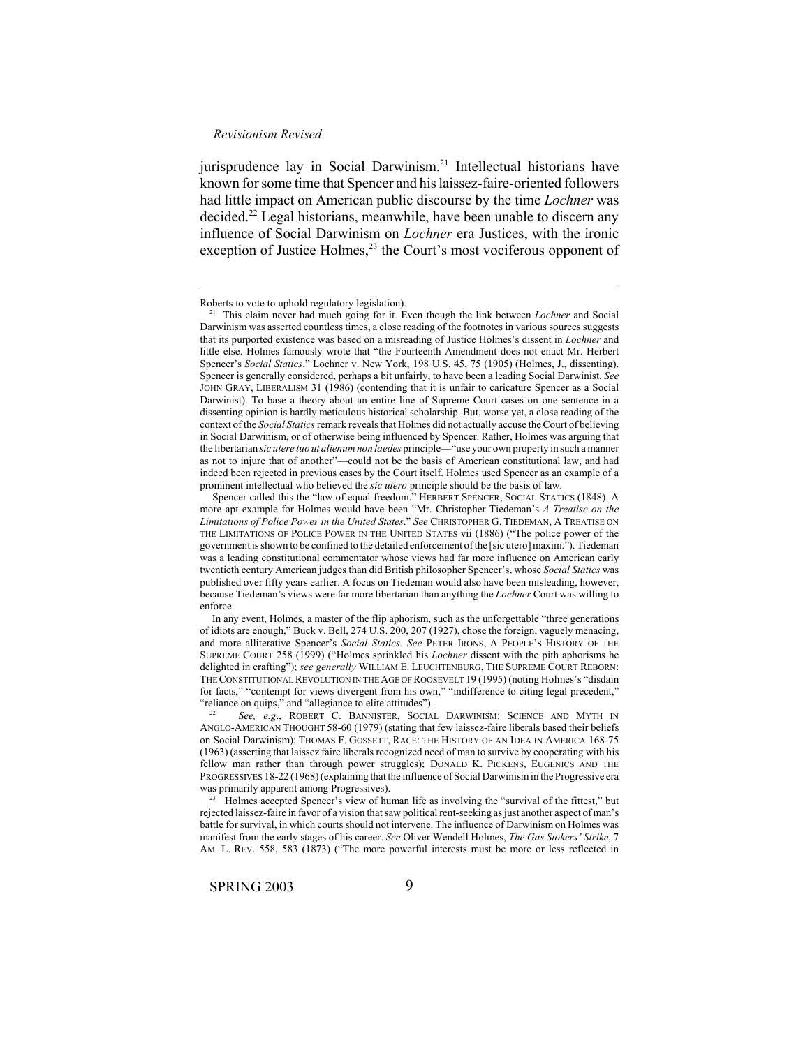jurisprudence lay in Social Darwinism.[21] Intellectual historians have known for some time that Spencer and his laissez-faire-oriented followers had little impact on American public discourse by the time *Lochner* was decided.[22] Legal historians, meanwhile, have been unable to discern any influence of Social Darwinism on *Lochner* era Justices, with the ironic exception of Justice Holmes,[23] the Court's most vociferous opponent of

---

Roberts to vote to uphold regulatory legislation).

[21] This claim never had much going for it. Even though the link between *Lochner* and Social Darwinism was asserted countless times, a close reading of the footnotes in various sources suggests that its purported existence was based on a misreading of Justice Holmes's dissent in *Lochner* and little else. Holmes famously wrote that "the Fourteenth Amendment does not enact Mr. Herbert Spencer's *Social Statics*." Lochner v. New York, 198 U.S. 45, 75 (1905) (Holmes, J., dissenting). Spencer is generally considered, perhaps a bit unfairly, to have been a leading Social Darwinist. *See* JOHN GRAY, LIBERALISM 31 (1986) (contending that it is unfair to caricature Spencer as a Social Darwinist). To base a theory about an entire line of Supreme Court cases on one sentence in a dissenting opinion is hardly meticulous historical scholarship. But, worse yet, a close reading of the context of the *Social Statics* remark reveals that Holmes did not actually accuse the Court of believing in Social Darwinism, or of otherwise being influenced by Spencer. Rather, Holmes was arguing that the libertarian *sic utere tuo ut alienum non laedes* principle—"use your own property in such a manner as not to injure that of another"—could not be the basis of American constitutional law, and had indeed been rejected in previous cases by the Court itself. Holmes used Spencer as an example of a prominent intellectual who believed the *sic utero* principle should be the basis of law.

Spencer called this the "law of equal freedom." HERBERT SPENCER, SOCIAL STATICS (1848). A more apt example for Holmes would have been "Mr. Christopher Tiedeman's *A Treatise on the Limitations of Police Power in the United States*." *See* CHRISTOPHER G. TIEDEMAN, A TREATISE ON THE LIMITATIONS OF POLICE POWER IN THE UNITED STATES vii (1886) ("The police power of the government is shown to be confined to the detailed enforcement of the [sic utero] maxim."). Tiedeman was a leading constitutional commentator whose views had far more influence on American early twentieth century American judges than did British philosopher Spencer's, whose *Social Statics* was published over fifty years earlier. A focus on Tiedeman would also have been misleading, however, because Tiedeman's views were far more libertarian than anything the *Lochner* Court was willing to enforce.

In any event, Holmes, a master of the flip aphorism, such as the unforgettable "three generations of idiots are enough," Buck v. Bell, 274 U.S. 200, 207 (1927), chose the foreign, vaguely menacing, and more alliterative <u>S</u>pencer's <u>*S*</u>*ocial* <u>*S*</u>*tatics*. *See* PETER IRONS, A PEOPLE'S HISTORY OF THE SUPREME COURT 258 (1999) ("Holmes sprinkled his *Lochner* dissent with the pith aphorisms he delighted in crafting"); *see generally* WILLIAM E. LEUCHTENBURG, THE SUPREME COURT REBORN: THE CONSTITUTIONAL REVOLUTION IN THE AGE OF ROOSEVELT 19 (1995) (noting Holmes's "disdain for facts," "contempt for views divergent from his own," "indifference to citing legal precedent," "reliance on quips," and "allegiance to elite attitudes").

[22] *See, e.g*., ROBERT C. BANNISTER, SOCIAL DARWINISM: SCIENCE AND MYTH IN ANGLO-AMERICAN THOUGHT 58-60 (1979) (stating that few laissez-faire liberals based their beliefs on Social Darwinism); THOMAS F. GOSSETT, RACE: THE HISTORY OF AN IDEA IN AMERICA 168-75 (1963) (asserting that laissez faire liberals recognized need of man to survive by cooperating with his fellow man rather than through power struggles); DONALD K. PICKENS, EUGENICS AND THE PROGRESSIVES 18-22 (1968) (explaining that the influence of Social Darwinism in the Progressive era was primarily apparent among Progressives).

[23] Holmes accepted Spencer's view of human life as involving the "survival of the fittest," but rejected laissez-faire in favor of a vision that saw political rent-seeking as just another aspect of man's battle for survival, in which courts should not intervene. The influence of Darwinism on Holmes was manifest from the early stages of his career. *See* Oliver Wendell Holmes, *The Gas Stokers' Strike*, 7 AM. L. REV. 558, 583 (1873) ("The more powerful interests must be more or less reflected in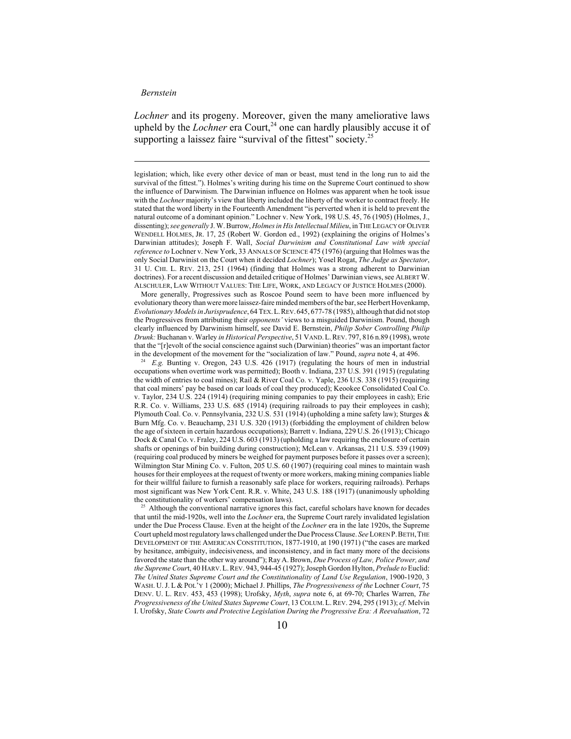*Lochner* and its progeny. Moreover, given the many ameliorative laws upheld by the *Lochner* era Court,[24] one can hardly plausibly accuse it of supporting a laissez faire "survival of the fittest" society.[25]

---

legislation; which, like every other device of man or beast, must tend in the long run to aid the survival of the fittest."). Holmes's writing during his time on the Supreme Court continued to show the influence of Darwinism. The Darwinian influence on Holmes was apparent when he took issue with the *Lochner* majority's view that liberty included the liberty of the worker to contract freely. He stated that the word liberty in the Fourteenth Amendment "is perverted when it is held to prevent the natural outcome of a dominant opinion." Lochner v. New York, 198 U.S. 45, 76 (1905) (Holmes, J., dissenting); *see generally* J. W. Burrow, *Holmes in His Intellectual Milieu*, in THE LEGACY OF OLIVER WENDELL HOLMES, JR. 17, 25 (Robert W. Gordon ed., 1992) (explaining the origins of Holmes's Darwinian attitudes); Joseph F. Wall, *Social Darwinism and Constitutional Law with special reference to* Lochner v. New York, 33 ANNALS OF SCIENCE 475 (1976) (arguing that Holmes was the only Social Darwinist on the Court when it decided *Lochner*); Yosel Rogat, *The Judge as Spectator*, 31 U. CHI. L. REV. 213, 251 (1964) (finding that Holmes was a strong adherent to Darwinian doctrines). For a recent discussion and detailed critique of Holmes' Darwinian views, see ALBERT W. ALSCHULER, LAW WITHOUT VALUES: THE LIFE, WORK, AND LEGACY OF JUSTICE HOLMES (2000).

More generally, Progressives such as Roscoe Pound seem to have been more influenced by evolutionary theory than were more laissez-faire minded members of the bar, see Herbert Hovenkamp, *Evolutionary Models in Jurisprudence*, 64 TEX. L. REV. 645, 677-78 (1985), although that did not stop the Progressives from attributing their *opponents'* views to a misguided Darwinism. Pound, though clearly influenced by Darwinism himself, see David E. Bernstein, *Philip Sober Controlling Philip Drunk:* Buchanan v. Warley *in Historical Perspective*, 51 VAND. L. REV. 797, 816 n.89 (1998), wrote that the "[r]evolt of the social conscience against such (Darwinian) theories" was an important factor in the development of the movement for the "socialization of law." Pound, *supra* note 4, at 496.

[24] *E.g.* Bunting v. Oregon, 243 U.S. 426 (1917) (regulating the hours of men in industrial occupations when overtime work was permitted); Booth v. Indiana, 237 U.S. 391 (1915) (regulating the width of entries to coal mines); Rail & River Coal Co. v. Yaple, 236 U.S. 338 (1915) (requiring that coal miners' pay be based on car loads of coal they produced); Keookee Consolidated Coal Co. v. Taylor, 234 U.S. 224 (1914) (requiring mining companies to pay their employees in cash); Erie R.R. Co. v. Williams, 233 U.S. 685 (1914) (requiring railroads to pay their employees in cash); Plymouth Coal. Co. v. Pennsylvania, 232 U.S. 531 (1914) (upholding a mine safety law); Sturges & Burn Mfg. Co. v. Beauchamp, 231 U.S. 320 (1913) (forbidding the employment of children below the age of sixteen in certain hazardous occupations); Barrett v. Indiana, 229 U.S. 26 (1913); Chicago Dock & Canal Co. v. Fraley, 224 U.S. 603 (1913) (upholding a law requiring the enclosure of certain shafts or openings of bin building during construction); McLean v. Arkansas, 211 U.S. 539 (1909) (requiring coal produced by miners be weighed for payment purposes before it passes over a screen); Wilmington Star Mining Co. v. Fulton, 205 U.S. 60 (1907) (requiring coal mines to maintain wash houses for their employees at the request of twenty or more workers, making mining companies liable for their willful failure to furnish a reasonably safe place for workers, requiring railroads). Perhaps most significant was New York Cent. R.R. v. White, 243 U.S. 188 (1917) (unanimously upholding the constitutionality of workers' compensation laws).

[25] Although the conventional narrative ignores this fact, careful scholars have known for decades that until the mid-1920s, well into the *Lochner* era, the Supreme Court rarely invalidated legislation under the Due Process Clause. Even at the height of the *Lochner* era in the late 1920s, the Supreme Court upheld most regulatory laws challenged under the Due Process Clause. *See* LOREN P. BETH, THE DEVELOPMENT OF THE AMERICAN CONSTITUTION, 1877-1910, at 190 (1971) ("the cases are marked by hesitance, ambiguity, indecisiveness, and inconsistency, and in fact many more of the decisions favored the state than the other way around"); Ray A. Brown, *Due Process of Law, Police Power, and the Supreme Court*, 40 HARV. L. REV. 943, 944-45 (1927); Joseph Gordon Hylton, *Prelude to* Euclid: *The United States Supreme Court and the Constitutionality of Land Use Regulation*, 1900-1920, 3 WASH. U. J. L & POL'Y 1 (2000); Michael J. Phillips, *The Progressiveness of the* Lochner *Court*, 75 DENV. U. L. REV. 453, 453 (1998); Urofsky, *Myth*, *supra* note 6, at 69-70; Charles Warren, *The Progressiveness of the United States Supreme Court*, 13 COLUM. L. REV. 294, 295 (1913); *cf.* Melvin I. Urofsky, *State Courts and Protective Legislation During the Progressive Era: A Reevaluation*, 72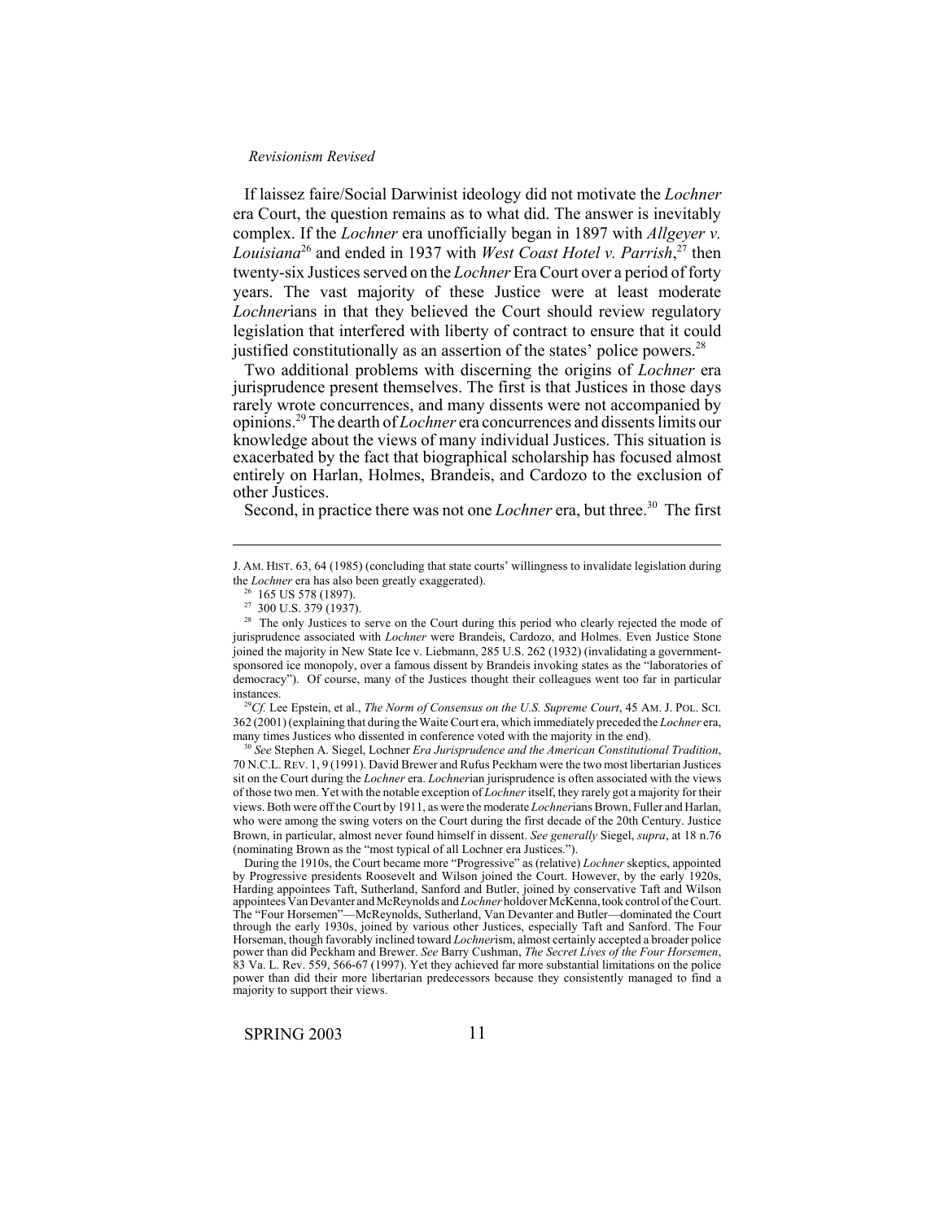If laissez faire/Social Darwinist ideology did not motivate the *Lochner* era Court, the question remains as to what did. The answer is inevitably complex. If the *Lochner* era unofficially began in 1897 with *Allgeyer v. Louisiana*[26] and ended in 1937 with *West Coast Hotel v. Parrish*,[27] then twenty-six Justices served on the *Lochner* Era Court over a period of forty years. The vast majority of these Justice were at least moderate *Lochner*ians in that they believed the Court should review regulatory legislation that interfered with liberty of contract to ensure that it could justified constitutionally as an assertion of the states' police powers.[28]

Two additional problems with discerning the origins of *Lochner* era jurisprudence present themselves. The first is that Justices in those days rarely wrote concurrences, and many dissents were not accompanied by opinions.[29] The dearth of *Lochner* era concurrences and dissents limits our knowledge about the views of many individual Justices. This situation is exacerbated by the fact that biographical scholarship has focused almost entirely on Harlan, Holmes, Brandeis, and Cardozo to the exclusion of other Justices.

Second, in practice there was not one *Lochner* era, but three.[30] The first

---

J. AM. HIST. 63, 64 (1985) (concluding that state courts' willingness to invalidate legislation during the *Lochner* era has also been greatly exaggerated).

[26] 165 US 578 (1897).

[27] 300 U.S. 379 (1937).

[28] The only Justices to serve on the Court during this period who clearly rejected the mode of jurisprudence associated with *Lochner* were Brandeis, Cardozo, and Holmes. Even Justice Stone joined the majority in New State Ice v. Liebmann, 285 U.S. 262 (1932) (invalidating a government-sponsored ice monopoly, over a famous dissent by Brandeis invoking states as the "laboratories of democracy"). Of course, many of the Justices thought their colleagues went too far in particular instances.

[29] *Cf.* Lee Epstein, et al., *The Norm of Consensus on the U.S. Supreme Court*, 45 AM. J. POL. SCI. 362 (2001) (explaining that during the Waite Court era, which immediately preceded the *Lochner* era, many times Justices who dissented in conference voted with the majority in the end).

[30] *See* Stephen A. Siegel, Lochner *Era Jurisprudence and the American Constitutional Tradition*, 70 N.C.L. REV. 1, 9 (1991). David Brewer and Rufus Peckham were the two most libertarian Justices sit on the Court during the *Lochner* era. *Lochner*ian jurisprudence is often associated with the views of those two men. Yet with the notable exception of *Lochner* itself, they rarely got a majority for their views. Both were off the Court by 1911, as were the moderate *Lochner*ians Brown, Fuller and Harlan, who were among the swing voters on the Court during the first decade of the 20th Century. Justice Brown, in particular, almost never found himself in dissent. *See generally* Siegel, *supra*, at 18 n.76 (nominating Brown as the "most typical of all Lochner era Justices.").

During the 1910s, the Court became more "Progressive" as (relative) *Lochner* skeptics, appointed by Progressive presidents Roosevelt and Wilson joined the Court. However, by the early 1920s, Harding appointees Taft, Sutherland, Sanford and Butler, joined by conservative Taft and Wilson appointees Van Devanter and McReynolds and *Lochner* holdover McKenna, took control of the Court. The "Four Horsemen"—McReynolds, Sutherland, Van Devanter and Butler—dominated the Court through the early 1930s, joined by various other Justices, especially Taft and Sanford. The Four Horseman, though favorably inclined toward *Lochner*ism, almost certainly accepted a broader police power than did Peckham and Brewer. *See* Barry Cushman, *The Secret Lives of the Four Horsemen*, 83 Va. L. Rev. 559, 566-67 (1997). Yet they achieved far more substantial limitations on the police power than did their more libertarian predecessors because they consistently managed to find a majority to support their views.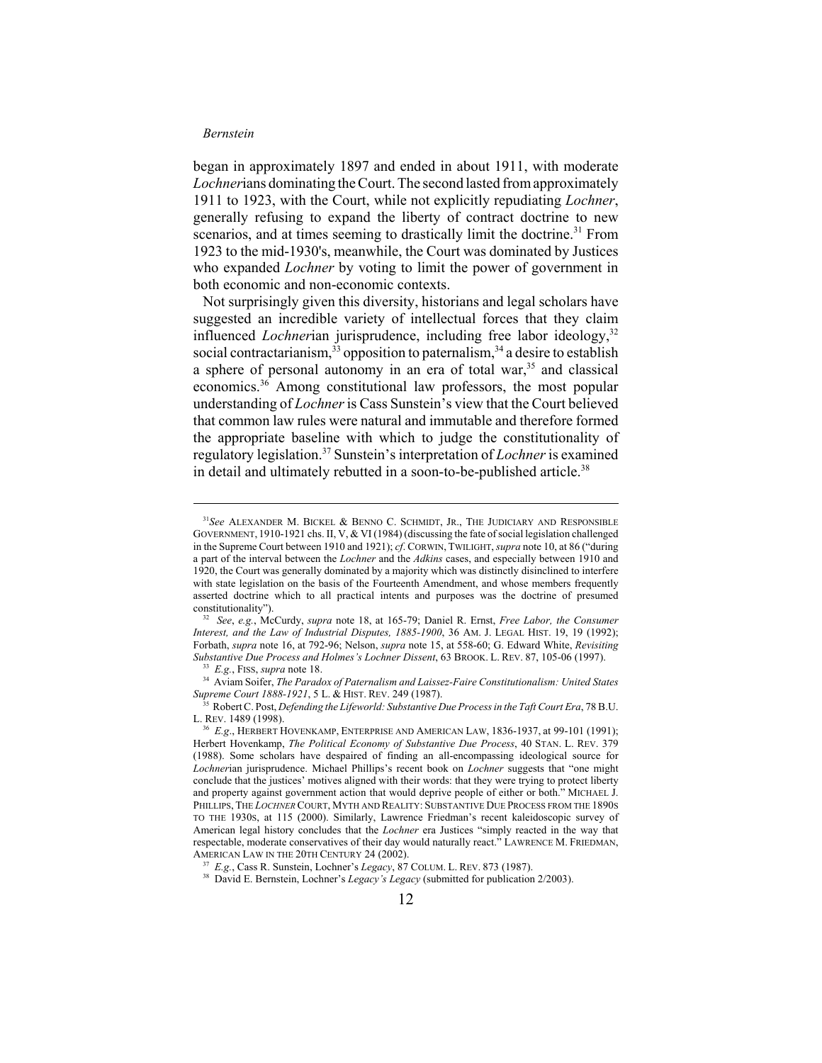began in approximately 1897 and ended in about 1911, with moderate *Lochner*ians dominating the Court. The second lasted from approximately 1911 to 1923, with the Court, while not explicitly repudiating *Lochner*, generally refusing to expand the liberty of contract doctrine to new scenarios, and at times seeming to drastically limit the doctrine.[31] From 1923 to the mid-1930's, meanwhile, the Court was dominated by Justices who expanded *Lochner* by voting to limit the power of government in both economic and non-economic contexts.

Not surprisingly given this diversity, historians and legal scholars have suggested an incredible variety of intellectual forces that they claim influenced *Lochner*ian jurisprudence, including free labor ideology,[32] social contractarianism,[33] opposition to paternalism,[34] a desire to establish a sphere of personal autonomy in an era of total war,[35] and classical economics.[36] Among constitutional law professors, the most popular understanding of *Lochner* is Cass Sunstein's view that the Court believed that common law rules were natural and immutable and therefore formed the appropriate baseline with which to judge the constitutionality of regulatory legislation.[37] Sunstein's interpretation of *Lochner* is examined in detail and ultimately rebutted in a soon-to-be-published article.[38]

---

[31] *See* ALEXANDER M. BICKEL & BENNO C. SCHMIDT, JR., THE JUDICIARY AND RESPONSIBLE GOVERNMENT, 1910-1921 chs. II, V, & VI (1984) (discussing the fate of social legislation challenged in the Supreme Court between 1910 and 1921); *cf*. CORWIN, TWILIGHT, *supra* note 10, at 86 ("during a part of the interval between the *Lochner* and the *Adkins* cases, and especially between 1910 and 1920, the Court was generally dominated by a majority which was distinctly disinclined to interfere with state legislation on the basis of the Fourteenth Amendment, and whose members frequently asserted doctrine which to all practical intents and purposes was the doctrine of presumed constitutionality").

[32] *See*, *e.g.*, McCurdy, *supra* note 18, at 165-79; Daniel R. Ernst, *Free Labor, the Consumer Interest, and the Law of Industrial Disputes, 1885-1900*, 36 AM. J. LEGAL HIST. 19, 19 (1992); Forbath, *supra* note 16, at 792-96; Nelson, *supra* note 15, at 558-60; G. Edward White, *Revisiting Substantive Due Process and Holmes's Lochner Dissent*, 63 BROOK. L. REV. 87, 105-06 (1997).

[33] *E.g.*, FISS, *supra* note 18.

[34] Aviam Soifer, *The Paradox of Paternalism and Laissez-Faire Constitutionalism: United States Supreme Court 1888-1921*, 5 L. & HIST. REV. 249 (1987).

[35] Robert C. Post, *Defending the Lifeworld: Substantive Due Process in the Taft Court Era*, 78 B.U. L. REV. 1489 (1998).

[36] *E.g*., HERBERT HOVENKAMP, ENTERPRISE AND AMERICAN LAW, 1836-1937, at 99-101 (1991); Herbert Hovenkamp, *The Political Economy of Substantive Due Process*, 40 STAN. L. REV. 379 (1988). Some scholars have despaired of finding an all-encompassing ideological source for *Lochner*ian jurisprudence. Michael Phillips's recent book on *Lochner* suggests that "one might conclude that the justices' motives aligned with their words: that they were trying to protect liberty and property against government action that would deprive people of either or both." MICHAEL J. PHILLIPS, THE *LOCHNER* COURT, MYTH AND REALITY: SUBSTANTIVE DUE PROCESS FROM THE 1890S TO THE 1930S, at 115 (2000). Similarly, Lawrence Friedman's recent kaleidoscopic survey of American legal history concludes that the *Lochner* era Justices "simply reacted in the way that respectable, moderate conservatives of their day would naturally react." LAWRENCE M. FRIEDMAN, AMERICAN LAW IN THE 20TH CENTURY 24 (2002).

[37] *E.g.*, Cass R. Sunstein, Lochner's *Legacy*, 87 COLUM. L. REV. 873 (1987).

[38] David E. Bernstein, Lochner's *Legacy's Legacy* (submitted for publication 2/2003).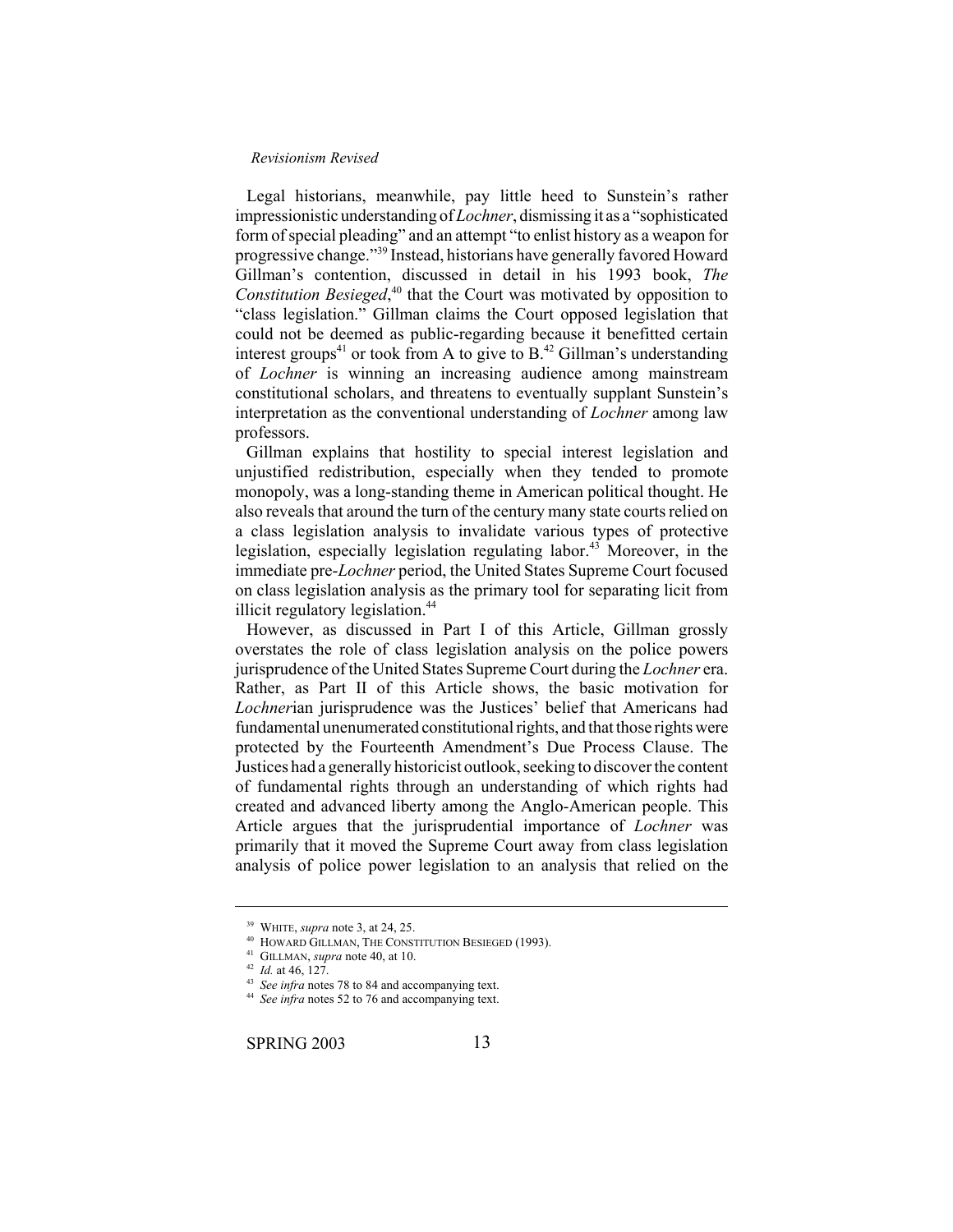Legal historians, meanwhile, pay little heed to Sunstein's rather impressionistic understanding of *Lochner*, dismissing it as a "sophisticated form of special pleading" and an attempt "to enlist history as a weapon for progressive change."[39] Instead, historians have generally favored Howard Gillman's contention, discussed in detail in his 1993 book, *The Constitution Besieged*,[40] that the Court was motivated by opposition to "class legislation." Gillman claims the Court opposed legislation that could not be deemed as public-regarding because it benefitted certain interest groups[41] or took from A to give to B.[42] Gillman's understanding of *Lochner* is winning an increasing audience among mainstream constitutional scholars, and threatens to eventually supplant Sunstein's interpretation as the conventional understanding of *Lochner* among law professors.

Gillman explains that hostility to special interest legislation and unjustified redistribution, especially when they tended to promote monopoly, was a long-standing theme in American political thought. He also reveals that around the turn of the century many state courts relied on a class legislation analysis to invalidate various types of protective legislation, especially legislation regulating labor.[43] Moreover, in the immediate pre-*Lochner* period, the United States Supreme Court focused on class legislation analysis as the primary tool for separating licit from illicit regulatory legislation.[44]

However, as discussed in Part I of this Article, Gillman grossly overstates the role of class legislation analysis on the police powers jurisprudence of the United States Supreme Court during the *Lochner* era. Rather, as Part II of this Article shows, the basic motivation for *Lochner*ian jurisprudence was the Justices' belief that Americans had fundamental unenumerated constitutional rights, and that those rights were protected by the Fourteenth Amendment's Due Process Clause. The Justices had a generally historicist outlook, seeking to discover the content of fundamental rights through an understanding of which rights had created and advanced liberty among the Anglo-American people. This Article argues that the jurisprudential importance of *Lochner* was primarily that it moved the Supreme Court away from class legislation analysis of police power legislation to an analysis that relied on the

---

[39] WHITE, *supra* note 3, at 24, 25.

[40] HOWARD GILLMAN, THE CONSTITUTION BESIEGED (1993).

[41] GILLMAN, *supra* note 40, at 10.

[42] *Id.* at 46, 127.

[43] *See infra* notes 78 to 84 and accompanying text.

[44] *See infra* notes 52 to 76 and accompanying text.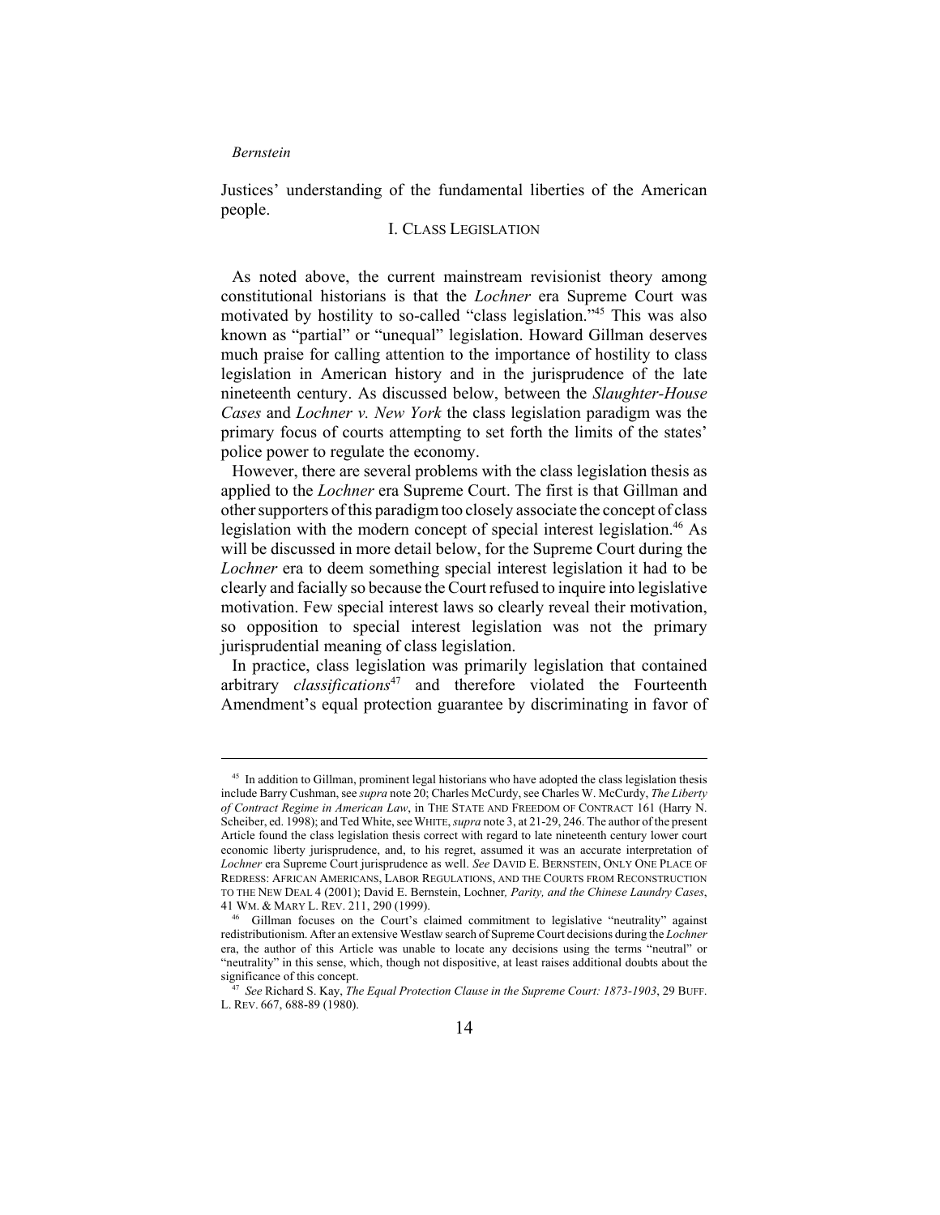Justices' understanding of the fundamental liberties of the American people.

## I. Class Legislation

As noted above, the current mainstream revisionist theory among constitutional historians is that the *Lochner* era Supreme Court was motivated by hostility to so-called "class legislation."[45] This was also known as "partial" or "unequal" legislation. Howard Gillman deserves much praise for calling attention to the importance of hostility to class legislation in American history and in the jurisprudence of the late nineteenth century. As discussed below, between the *Slaughter-House Cases* and *Lochner v. New York* the class legislation paradigm was the primary focus of courts attempting to set forth the limits of the states' police power to regulate the economy.

However, there are several problems with the class legislation thesis as applied to the *Lochner* era Supreme Court. The first is that Gillman and other supporters of this paradigm too closely associate the concept of class legislation with the modern concept of special interest legislation.[46] As will be discussed in more detail below, for the Supreme Court during the *Lochner* era to deem something special interest legislation it had to be clearly and facially so because the Court refused to inquire into legislative motivation. Few special interest laws so clearly reveal their motivation, so opposition to special interest legislation was not the primary jurisprudential meaning of class legislation.

In practice, class legislation was primarily legislation that contained arbitrary *classifications*[47] and therefore violated the Fourteenth Amendment's equal protection guarantee by discriminating in favor of

---

[45] In addition to Gillman, prominent legal historians who have adopted the class legislation thesis include Barry Cushman, see *supra* note 20; Charles McCurdy, see Charles W. McCurdy, *The Liberty of Contract Regime in American Law*, in THE STATE AND FREEDOM OF CONTRACT 161 (Harry N. Scheiber, ed. 1998); and Ted White, see WHITE, *supra* note 3, at 21-29, 246. The author of the present Article found the class legislation thesis correct with regard to late nineteenth century lower court economic liberty jurisprudence, and, to his regret, assumed it was an accurate interpretation of *Lochner* era Supreme Court jurisprudence as well. *See* DAVID E. BERNSTEIN, ONLY ONE PLACE OF REDRESS: AFRICAN AMERICANS, LABOR REGULATIONS, AND THE COURTS FROM RECONSTRUCTION TO THE NEW DEAL 4 (2001); David E. Bernstein, Lochner*, Parity, and the Chinese Laundry Cases*, 41 WM. & MARY L. REV. 211, 290 (1999).

[46] Gillman focuses on the Court's claimed commitment to legislative "neutrality" against redistributionism. After an extensive Westlaw search of Supreme Court decisions during the *Lochner* era, the author of this Article was unable to locate any decisions using the terms "neutral" or "neutrality" in this sense, which, though not dispositive, at least raises additional doubts about the significance of this concept.

[47] *See* Richard S. Kay, *The Equal Protection Clause in the Supreme Court: 1873-1903*, 29 BUFF. L. REV. 667, 688-89 (1980).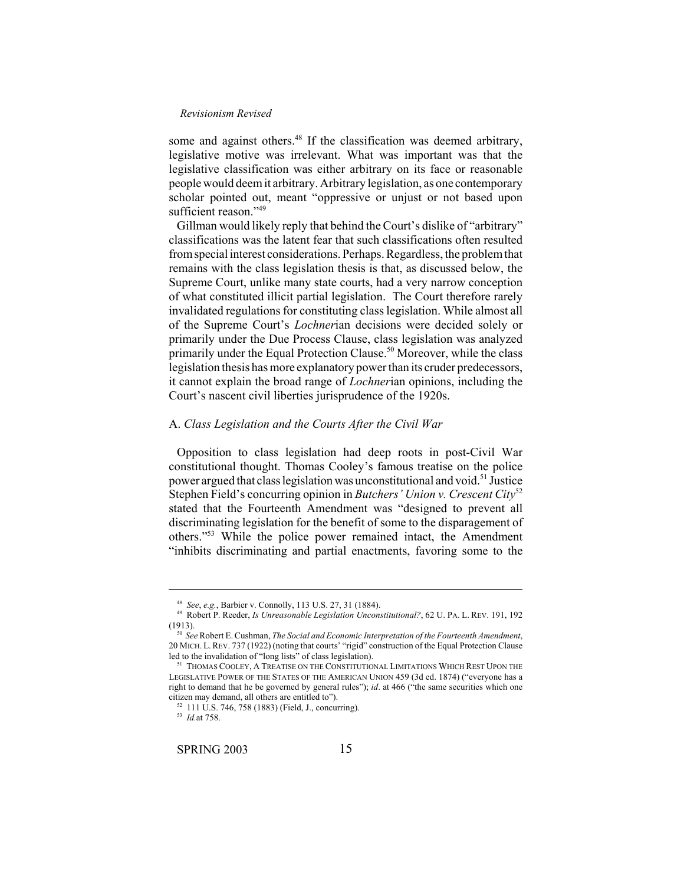some and against others.[48] If the classification was deemed arbitrary, legislative motive was irrelevant. What was important was that the legislative classification was either arbitrary on its face or reasonable people would deem it arbitrary. Arbitrary legislation, as one contemporary scholar pointed out, meant "oppressive or unjust or not based upon sufficient reason."[49]

Gillman would likely reply that behind the Court's dislike of "arbitrary" classifications was the latent fear that such classifications often resulted from special interest considerations. Perhaps. Regardless, the problem that remains with the class legislation thesis is that, as discussed below, the Supreme Court, unlike many state courts, had a very narrow conception of what constituted illicit partial legislation. The Court therefore rarely invalidated regulations for constituting class legislation. While almost all of the Supreme Court's *Lochner*ian decisions were decided solely or primarily under the Due Process Clause, class legislation was analyzed primarily under the Equal Protection Clause.[50] Moreover, while the class legislation thesis has more explanatory power than its cruder predecessors, it cannot explain the broad range of *Lochner*ian opinions, including the Court's nascent civil liberties jurisprudence of the 1920s.

### A. *Class Legislation and the Courts After the Civil War*

Opposition to class legislation had deep roots in post-Civil War constitutional thought. Thomas Cooley's famous treatise on the police power argued that class legislation was unconstitutional and void.[51] Justice Stephen Field's concurring opinion in *Butchers' Union v. Crescent City*[52] stated that the Fourteenth Amendment was "designed to prevent all discriminating legislation for the benefit of some to the disparagement of others."[53] While the police power remained intact, the Amendment "inhibits discriminating and partial enactments, favoring some to the

---

[48] *See*, *e.g.*, Barbier v. Connolly, 113 U.S. 27, 31 (1884).

[49] Robert P. Reeder, *Is Unreasonable Legislation Unconstitutional?*, 62 U. PA. L. REV. 191, 192 (1913).

[50] *See* Robert E. Cushman, *The Social and Economic Interpretation of the Fourteenth Amendment*, 20 MICH. L. REV. 737 (1922) (noting that courts' "rigid" construction of the Equal Protection Clause led to the invalidation of "long lists" of class legislation).

[51] THOMAS COOLEY, A TREATISE ON THE CONSTITUTIONAL LIMITATIONS WHICH REST UPON THE LEGISLATIVE POWER OF THE STATES OF THE AMERICAN UNION 459 (3d ed. 1874) ("everyone has a right to demand that he be governed by general rules"); *id*. at 466 ("the same securities which one citizen may demand, all others are entitled to").

[52] 111 U.S. 746, 758 (1883) (Field, J., concurring).

[53] *Id.* at 758.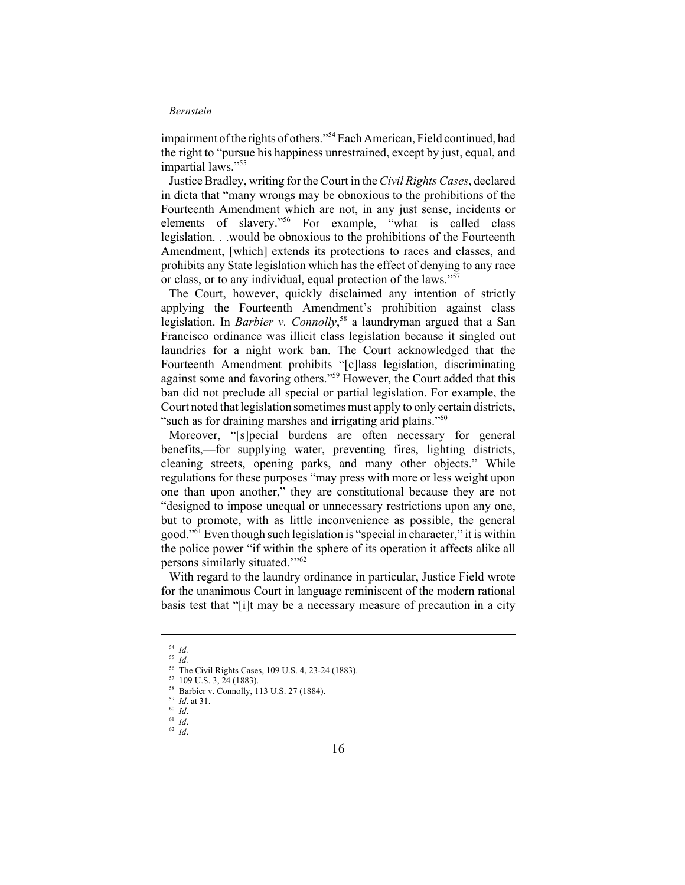impairment of the rights of others."[54] Each American, Field continued, had the right to "pursue his happiness unrestrained, except by just, equal, and impartial laws."[55]

Justice Bradley, writing for the Court in the *Civil Rights Cases*, declared in dicta that "many wrongs may be obnoxious to the prohibitions of the Fourteenth Amendment which are not, in any just sense, incidents or elements of slavery."[56] For example, "what is called class legislation. . .would be obnoxious to the prohibitions of the Fourteenth Amendment, [which] extends its protections to races and classes, and prohibits any State legislation which has the effect of denying to any race or class, or to any individual, equal protection of the laws."[57]

The Court, however, quickly disclaimed any intention of strictly applying the Fourteenth Amendment's prohibition against class legislation. In *Barbier v. Connolly*,[58] a laundryman argued that a San Francisco ordinance was illicit class legislation because it singled out laundries for a night work ban. The Court acknowledged that the Fourteenth Amendment prohibits "[c]lass legislation, discriminating against some and favoring others."[59] However, the Court added that this ban did not preclude all special or partial legislation. For example, the Court noted that legislation sometimes must apply to only certain districts, "such as for draining marshes and irrigating arid plains."[60]

Moreover, "[s]pecial burdens are often necessary for general benefits,—for supplying water, preventing fires, lighting districts, cleaning streets, opening parks, and many other objects." While regulations for these purposes "may press with more or less weight upon one than upon another," they are constitutional because they are not "designed to impose unequal or unnecessary restrictions upon any one, but to promote, with as little inconvenience as possible, the general good."[61] Even though such legislation is "special in character," it is within the police power "if within the sphere of its operation it affects alike all persons similarly situated.'"[62]

With regard to the laundry ordinance in particular, Justice Field wrote for the unanimous Court in language reminiscent of the modern rational basis test that "[i]t may be a necessary measure of precaution in a city

---

[54] *Id.*

[55] *Id.*

[56] The Civil Rights Cases, 109 U.S. 4, 23-24 (1883).

[57] 109 U.S. 3, 24 (1883).

[58] Barbier v. Connolly, 113 U.S. 27 (1884).

[59] *Id*. at 31.

[60] *Id*.

[61] *Id*.

[62] *Id*.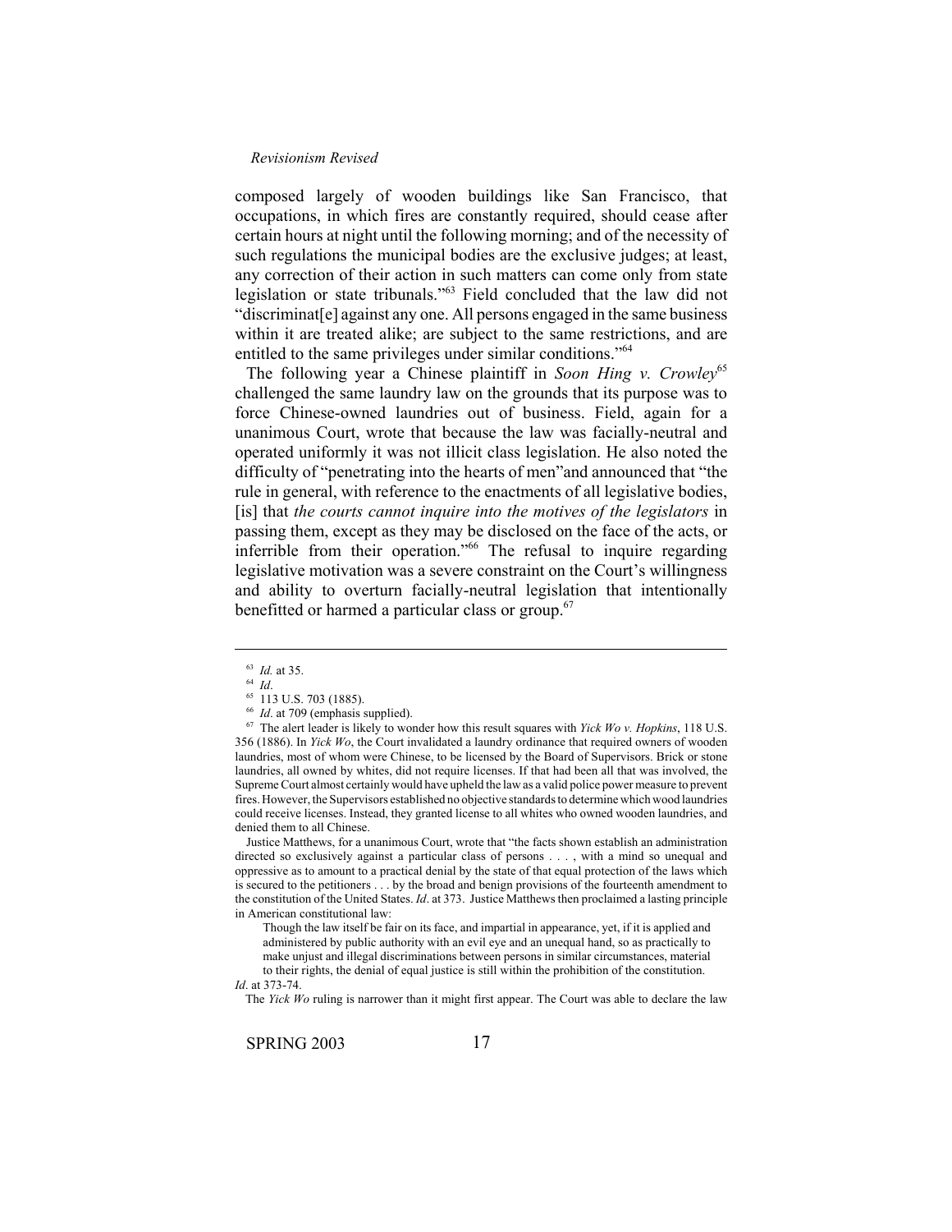composed largely of wooden buildings like San Francisco, that occupations, in which fires are constantly required, should cease after certain hours at night until the following morning; and of the necessity of such regulations the municipal bodies are the exclusive judges; at least, any correction of their action in such matters can come only from state legislation or state tribunals."[63] Field concluded that the law did not "discriminat[e] against any one. All persons engaged in the same business within it are treated alike; are subject to the same restrictions, and are entitled to the same privileges under similar conditions."[64]

The following year a Chinese plaintiff in *Soon Hing v. Crowley*[65] challenged the same laundry law on the grounds that its purpose was to force Chinese-owned laundries out of business. Field, again for a unanimous Court, wrote that because the law was facially-neutral and operated uniformly it was not illicit class legislation. He also noted the difficulty of "penetrating into the hearts of men"and announced that "the rule in general, with reference to the enactments of all legislative bodies, [is] that *the courts cannot inquire into the motives of the legislators* in passing them, except as they may be disclosed on the face of the acts, or inferrible from their operation."[66] The refusal to inquire regarding legislative motivation was a severe constraint on the Court's willingness and ability to overturn facially-neutral legislation that intentionally benefitted or harmed a particular class or group.[67]

---

[63] *Id.* at 35.

[64] *Id*.

[65] 113 U.S. 703 (1885).

[66] *Id*. at 709 (emphasis supplied).

[67] The alert leader is likely to wonder how this result squares with *Yick Wo v. Hopkins*, 118 U.S. 356 (1886). In *Yick Wo*, the Court invalidated a laundry ordinance that required owners of wooden laundries, most of whom were Chinese, to be licensed by the Board of Supervisors. Brick or stone laundries, all owned by whites, did not require licenses. If that had been all that was involved, the Supreme Court almost certainly would have upheld the law as a valid police power measure to prevent fires. However, the Supervisors established no objective standards to determine which wood laundries could receive licenses. Instead, they granted license to all whites who owned wooden laundries, and denied them to all Chinese.

Justice Matthews, for a unanimous Court, wrote that "the facts shown establish an administration directed so exclusively against a particular class of persons . . . , with a mind so unequal and oppressive as to amount to a practical denial by the state of that equal protection of the laws which is secured to the petitioners . . . by the broad and benign provisions of the fourteenth amendment to the constitution of the United States. *Id*. at 373. Justice Matthews then proclaimed a lasting principle in American constitutional law:

> Though the law itself be fair on its face, and impartial in appearance, yet, if it is applied and administered by public authority with an evil eye and an unequal hand, so as practically to make unjust and illegal discriminations between persons in similar circumstances, material to their rights, the denial of equal justice is still within the prohibition of the constitution.

*Id*. at 373-74.

The *Yick Wo* ruling is narrower than it might first appear. The Court was able to declare the law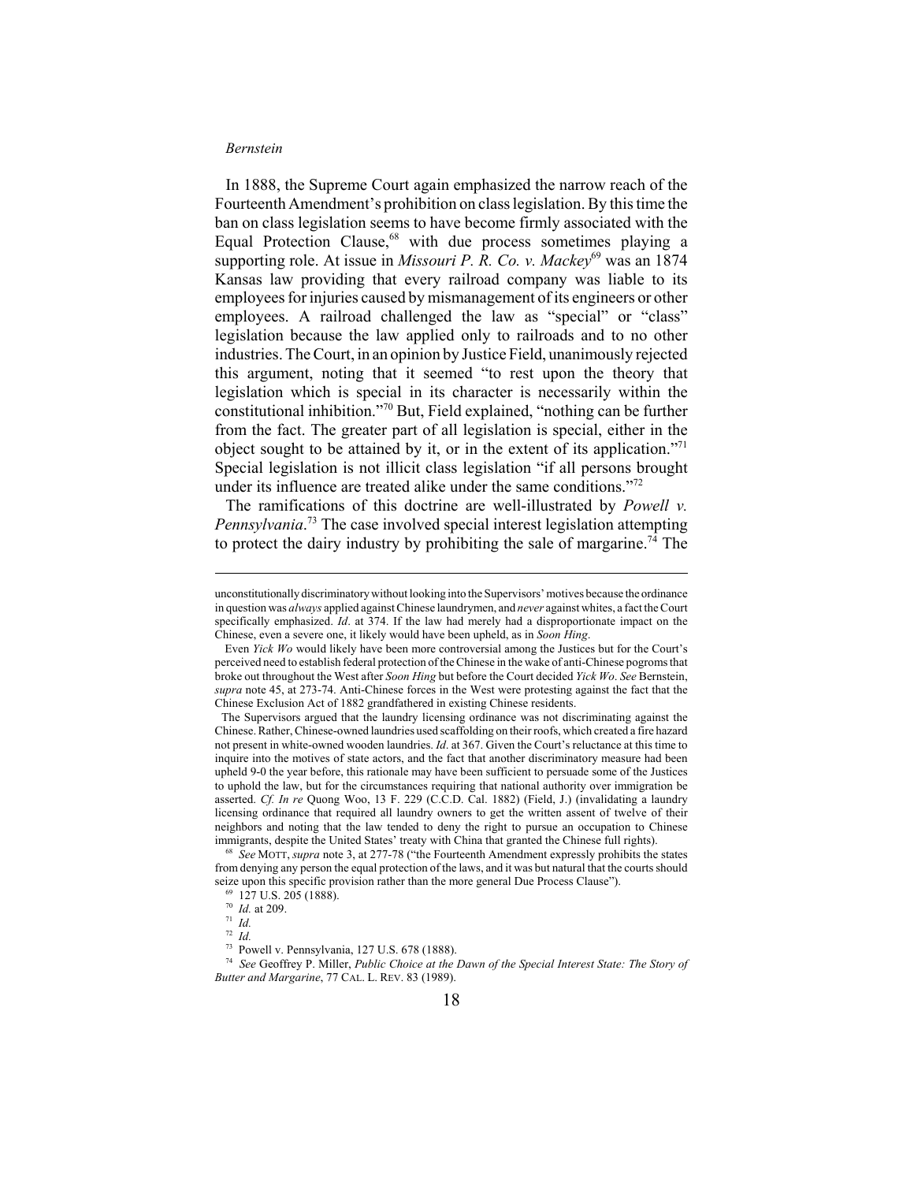In 1888, the Supreme Court again emphasized the narrow reach of the Fourteenth Amendment's prohibition on class legislation. By this time the ban on class legislation seems to have become firmly associated with the Equal Protection Clause,[68] with due process sometimes playing a supporting role. At issue in *Missouri P. R. Co. v. Mackey*[69] was an 1874 Kansas law providing that every railroad company was liable to its employees for injuries caused by mismanagement of its engineers or other employees. A railroad challenged the law as "special" or "class" legislation because the law applied only to railroads and to no other industries. The Court, in an opinion by Justice Field, unanimously rejected this argument, noting that it seemed "to rest upon the theory that legislation which is special in its character is necessarily within the constitutional inhibition."[70] But, Field explained, "nothing can be further from the fact. The greater part of all legislation is special, either in the object sought to be attained by it, or in the extent of its application."[71] Special legislation is not illicit class legislation "if all persons brought under its influence are treated alike under the same conditions."[72]

The ramifications of this doctrine are well-illustrated by *Powell v. Pennsylvania*.[73] The case involved special interest legislation attempting to protect the dairy industry by prohibiting the sale of margarine.[74] The

---

unconstitutionally discriminatory without looking into the Supervisors' motives because the ordinance in question was *always* applied against Chinese laundrymen, and *never* against whites, a fact the Court specifically emphasized. *Id*. at 374. If the law had merely had a disproportionate impact on the Chinese, even a severe one, it likely would have been upheld, as in *Soon Hing*.

Even *Yick Wo* would likely have been more controversial among the Justices but for the Court's perceived need to establish federal protection of the Chinese in the wake of anti-Chinese pogroms that broke out throughout the West after *Soon Hing* but before the Court decided *Yick Wo*. *See* Bernstein, *supra* note 45, at 273-74. Anti-Chinese forces in the West were protesting against the fact that the Chinese Exclusion Act of 1882 grandfathered in existing Chinese residents.

The Supervisors argued that the laundry licensing ordinance was not discriminating against the Chinese. Rather, Chinese-owned laundries used scaffolding on their roofs, which created a fire hazard not present in white-owned wooden laundries. *Id*. at 367. Given the Court's reluctance at this time to inquire into the motives of state actors, and the fact that another discriminatory measure had been upheld 9-0 the year before, this rationale may have been sufficient to persuade some of the Justices to uphold the law, but for the circumstances requiring that national authority over immigration be asserted. *Cf. In re* Quong Woo, 13 F. 229 (C.C.D. Cal. 1882) (Field, J.) (invalidating a laundry licensing ordinance that required all laundry owners to get the written assent of twelve of their neighbors and noting that the law tended to deny the right to pursue an occupation to Chinese immigrants, despite the United States' treaty with China that granted the Chinese full rights).

[68] *See* MOTT, *supra* note 3, at 277-78 ("the Fourteenth Amendment expressly prohibits the states from denying any person the equal protection of the laws, and it was but natural that the courts should seize upon this specific provision rather than the more general Due Process Clause").

[69] 127 U.S. 205 (1888).

[70] *Id.* at 209.

[71] *Id.*

[72] *Id.*

[73] Powell v. Pennsylvania, 127 U.S. 678 (1888).

[74] *See* Geoffrey P. Miller, *Public Choice at the Dawn of the Special Interest State: The Story of Butter and Margarine*, 77 CAL. L. REV. 83 (1989).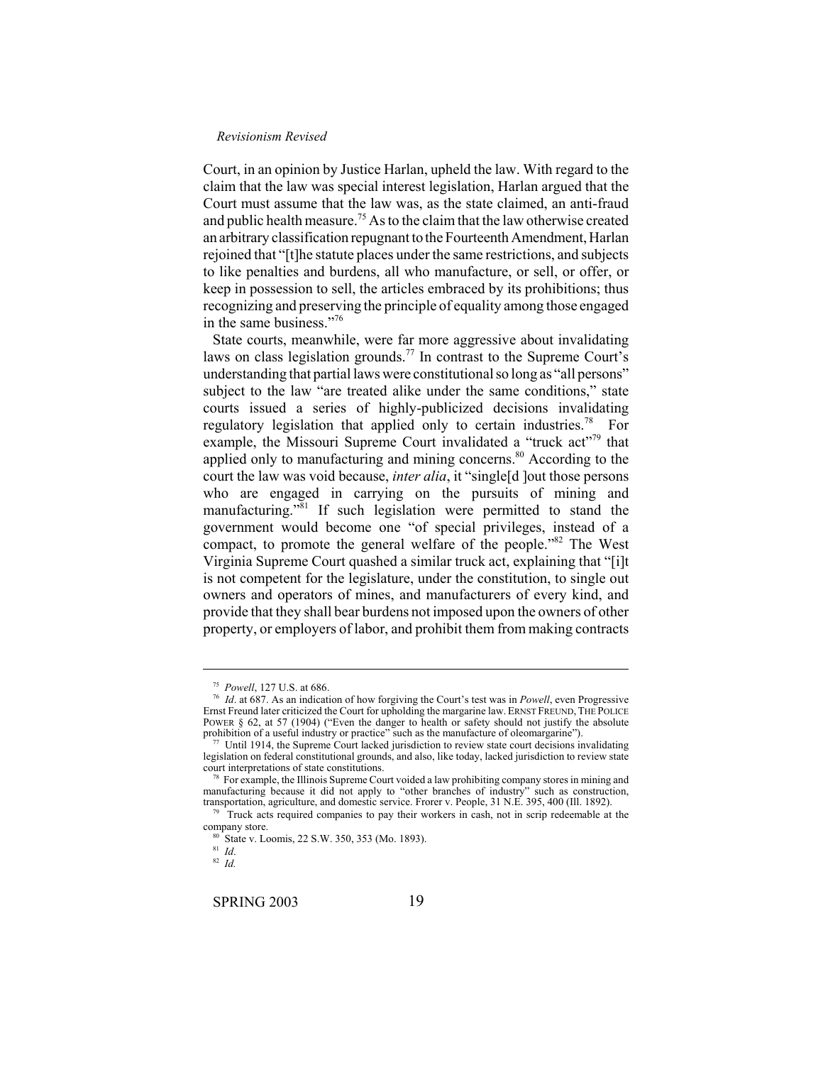Court, in an opinion by Justice Harlan, upheld the law. With regard to the claim that the law was special interest legislation, Harlan argued that the Court must assume that the law was, as the state claimed, an anti-fraud and public health measure.[75] As to the claim that the law otherwise created an arbitrary classification repugnant to the Fourteenth Amendment, Harlan rejoined that "[t]he statute places under the same restrictions, and subjects to like penalties and burdens, all who manufacture, or sell, or offer, or keep in possession to sell, the articles embraced by its prohibitions; thus recognizing and preserving the principle of equality among those engaged in the same business."[76]

State courts, meanwhile, were far more aggressive about invalidating laws on class legislation grounds.[77] In contrast to the Supreme Court's understanding that partial laws were constitutional so long as "all persons" subject to the law "are treated alike under the same conditions," state courts issued a series of highly-publicized decisions invalidating regulatory legislation that applied only to certain industries.[78] For example, the Missouri Supreme Court invalidated a "truck act"[79] that applied only to manufacturing and mining concerns.[80] According to the court the law was void because, *inter alia*, it "single[d ]out those persons who are engaged in carrying on the pursuits of mining and manufacturing."[81] If such legislation were permitted to stand the government would become one "of special privileges, instead of a compact, to promote the general welfare of the people."[82] The West Virginia Supreme Court quashed a similar truck act, explaining that "[i]t is not competent for the legislature, under the constitution, to single out owners and operators of mines, and manufacturers of every kind, and provide that they shall bear burdens not imposed upon the owners of other property, or employers of labor, and prohibit them from making contracts

---

[75] *Powell*, 127 U.S. at 686.

[76] *Id*. at 687. As an indication of how forgiving the Court's test was in *Powell*, even Progressive Ernst Freund later criticized the Court for upholding the margarine law. ERNST FREUND, THE POLICE POWER § 62, at 57 (1904) ("Even the danger to health or safety should not justify the absolute prohibition of a useful industry or practice" such as the manufacture of oleomargarine").

[77] Until 1914, the Supreme Court lacked jurisdiction to review state court decisions invalidating legislation on federal constitutional grounds, and also, like today, lacked jurisdiction to review state court interpretations of state constitutions.

[78] For example, the Illinois Supreme Court voided a law prohibiting company stores in mining and manufacturing because it did not apply to "other branches of industry" such as construction, transportation, agriculture, and domestic service. Frorer v. People, 31 N.E. 395, 400 (Ill. 1892).

[79] Truck acts required companies to pay their workers in cash, not in scrip redeemable at the company store.

[80] State v. Loomis, 22 S.W. 350, 353 (Mo. 1893).

[81] *Id*.

[82] *Id.*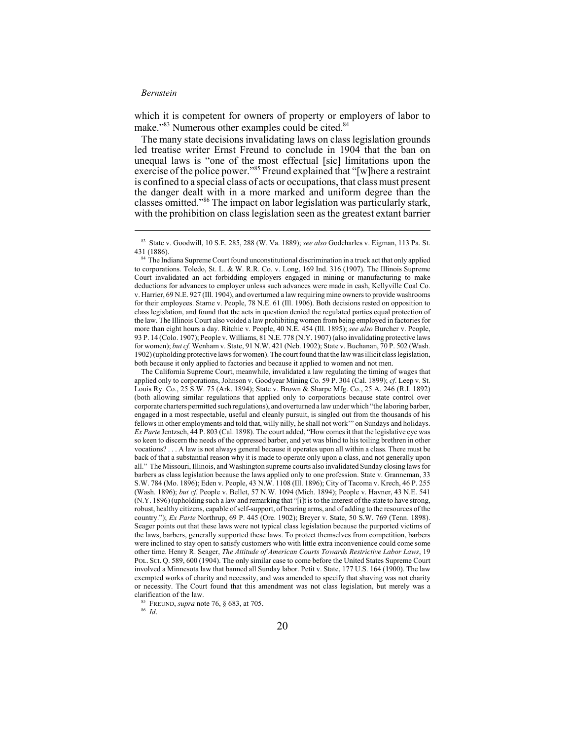which it is competent for owners of property or employers of labor to make."[83] Numerous other examples could be cited.[84]

The many state decisions invalidating laws on class legislation grounds led treatise writer Ernst Freund to conclude in 1904 that the ban on unequal laws is "one of the most effectual [sic] limitations upon the exercise of the police power."[85] Freund explained that "[w]here a restraint is confined to a special class of acts or occupations, that class must present the danger dealt with in a more marked and uniform degree than the classes omitted."[86] The impact on labor legislation was particularly stark, with the prohibition on class legislation seen as the greatest extant barrier

---

[83] State v. Goodwill, 10 S.E. 285, 288 (W. Va. 1889); *see also* Godcharles v. Eigman, 113 Pa. St. 431 (1886).

[84] The Indiana Supreme Court found unconstitutional discrimination in a truck act that only applied to corporations. Toledo, St. L. & W. R.R. Co. v. Long, 169 Ind. 316 (1907). The Illinois Supreme Court invalidated an act forbidding employers engaged in mining or manufacturing to make deductions for advances to employer unless such advances were made in cash, Kellyville Coal Co. v. Harrier, 69 N.E. 927 (Ill. 1904), and overturned a law requiring mine owners to provide washrooms for their employees. Starne v. People, 78 N.E. 61 (Ill. 1906). Both decisions rested on opposition to class legislation, and found that the acts in question denied the regulated parties equal protection of the law. The Illinois Court also voided a law prohibiting women from being employed in factories for more than eight hours a day. Ritchie v. People, 40 N.E. 454 (Ill. 1895); *see also* Burcher v. People, 93 P. 14 (Colo. 1907); People v. Williams, 81 N.E. 778 (N.Y. 1907) (also invalidating protective laws for women); *but cf.* Wenham v. State, 91 N.W. 421 (Neb. 1902); State v. Buchanan, 70 P. 502 (Wash. 1902) (upholding protective laws for women). The court found that the law was illicit class legislation, both because it only applied to factories and because it applied to women and not men.

The California Supreme Court, meanwhile, invalidated a law regulating the timing of wages that applied only to corporations, Johnson v. Goodyear Mining Co. 59 P. 304 (Cal. 1899); *cf*. Leep v. St. Louis Ry. Co., 25 S.W. 75 (Ark. 1894); State v. Brown & Sharpe Mfg. Co., 25 A. 246 (R.I. 1892) (both allowing similar regulations that applied only to corporations because state control over corporate charters permitted such regulations), and overturned a law under which "the laboring barber, engaged in a most respectable, useful and cleanly pursuit, is singled out from the thousands of his fellows in other employments and told that, willy nilly, he shall not work'" on Sundays and holidays. *Ex Parte* Jentzsch, 44 P. 803 (Cal. 1898). The court added, "How comes it that the legislative eye was so keen to discern the needs of the oppressed barber, and yet was blind to his toiling brethren in other vocations? . . . A law is not always general because it operates upon all within a class. There must be back of that a substantial reason why it is made to operate only upon a class, and not generally upon all." The Missouri, Illinois, and Washington supreme courts also invalidated Sunday closing laws for barbers as class legislation because the laws applied only to one profession. State v. Granneman, 33 S.W. 784 (Mo. 1896); Eden v. People, 43 N.W. 1108 (Ill. 1896); City of Tacoma v. Krech, 46 P. 255 (Wash. 1896); *but cf.* People v. Bellet, 57 N.W. 1094 (Mich. 1894); People v. Havner, 43 N.E. 541 (N.Y. 1896) (upholding such a law and remarking that "[i]t is to the interest of the state to have strong, robust, healthy citizens, capable of self-support, of bearing arms, and of adding to the resources of the country."); *Ex Parte* Northrup, 69 P. 445 (Ore. 1902); Breyer v. State, 50 S.W. 769 (Tenn. 1898). Seager points out that these laws were not typical class legislation because the purported victims of the laws, barbers, generally supported these laws. To protect themselves from competition, barbers were inclined to stay open to satisfy customers who with little extra inconvenience could come some other time. Henry R. Seager, *The Attitude of American Courts Towards Restrictive Labor Laws*, 19 POL. SCI. Q. 589, 600 (1904). The only similar case to come before the United States Supreme Court involved a Minnesota law that banned all Sunday labor. Petit v. State, 177 U.S. 164 (1900). The law exempted works of charity and necessity, and was amended to specify that shaving was not charity or necessity. The Court found that this amendment was not class legislation, but merely was a clarification of the law.

[85] FREUND, *supra* note 76, § 683, at 705.

[86] *Id*.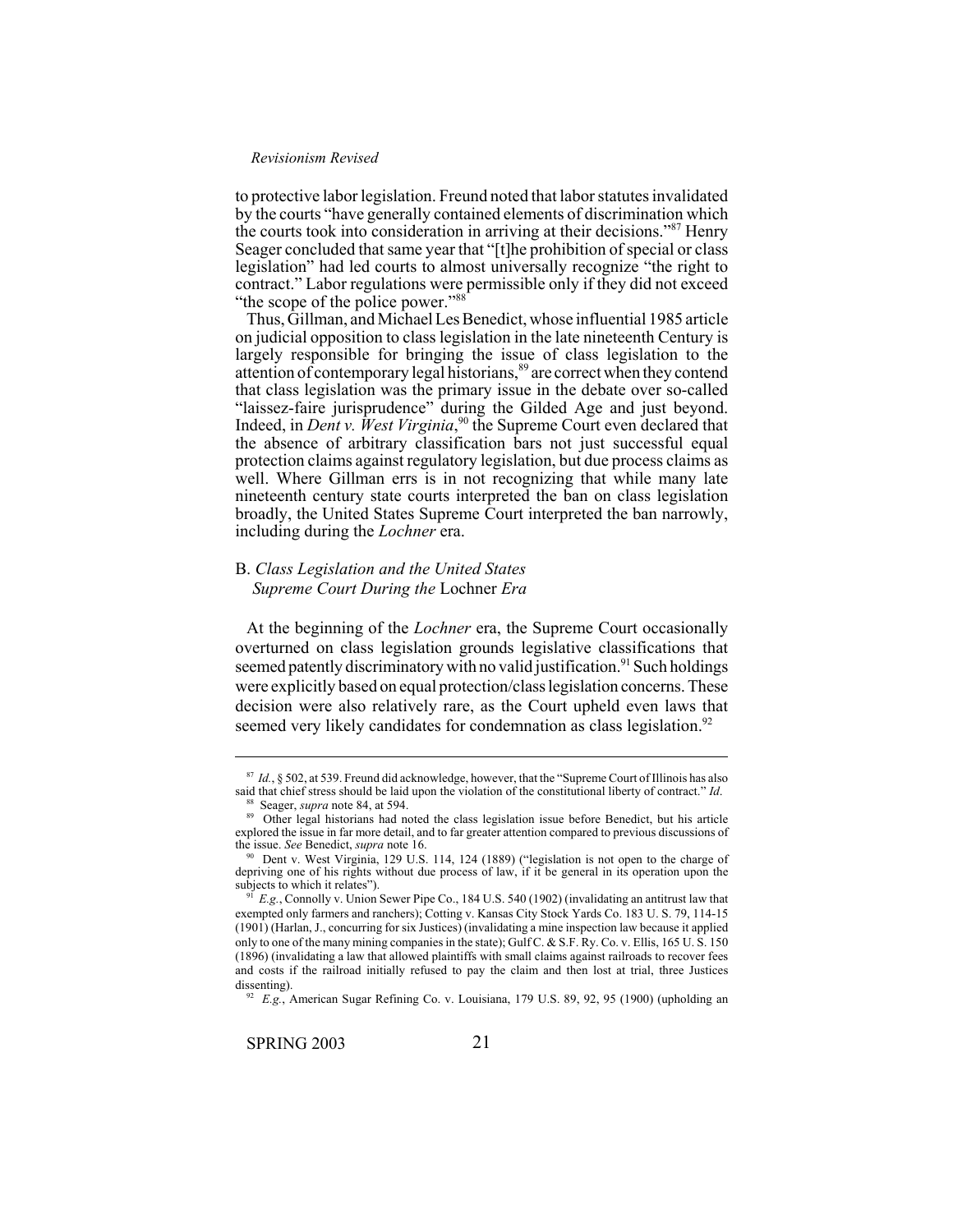to protective labor legislation. Freund noted that labor statutes invalidated by the courts "have generally contained elements of discrimination which the courts took into consideration in arriving at their decisions."[87] Henry Seager concluded that same year that "[t]he prohibition of special or class legislation" had led courts to almost universally recognize "the right to contract." Labor regulations were permissible only if they did not exceed "the scope of the police power."[88]

Thus, Gillman, and Michael Les Benedict, whose influential 1985 article on judicial opposition to class legislation in the late nineteenth Century is largely responsible for bringing the issue of class legislation to the attention of contemporary legal historians,[89] are correct when they contend that class legislation was the primary issue in the debate over so-called "laissez-faire jurisprudence" during the Gilded Age and just beyond. Indeed, in *Dent v. West Virginia*,[90] the Supreme Court even declared that the absence of arbitrary classification bars not just successful equal protection claims against regulatory legislation, but due process claims as well. Where Gillman errs is in not recognizing that while many late nineteenth century state courts interpreted the ban on class legislation broadly, the United States Supreme Court interpreted the ban narrowly, including during the *Lochner* era.

## B. *Class Legislation and the United States Supreme Court During the* Lochner *Era*

At the beginning of the *Lochner* era, the Supreme Court occasionally overturned on class legislation grounds legislative classifications that seemed patently discriminatory with no valid justification.[91] Such holdings were explicitly based on equal protection/class legislation concerns. These decision were also relatively rare, as the Court upheld even laws that seemed very likely candidates for condemnation as class legislation.[92]

---

[87] *Id.*, § 502, at 539. Freund did acknowledge, however, that the "Supreme Court of Illinois has also said that chief stress should be laid upon the violation of the constitutional liberty of contract." *Id*.

[88] Seager, *supra* note 84, at 594.

[89] Other legal historians had noted the class legislation issue before Benedict, but his article explored the issue in far more detail, and to far greater attention compared to previous discussions of the issue. *See* Benedict, *supra* note 16.

[90] Dent v. West Virginia, 129 U.S. 114, 124 (1889) ("legislation is not open to the charge of depriving one of his rights without due process of law, if it be general in its operation upon the subjects to which it relates").

[91] *E.g.*, Connolly v. Union Sewer Pipe Co., 184 U.S. 540 (1902) (invalidating an antitrust law that exempted only farmers and ranchers); Cotting v. Kansas City Stock Yards Co. 183 U. S. 79, 114-15 (1901) (Harlan, J., concurring for six Justices) (invalidating a mine inspection law because it applied only to one of the many mining companies in the state); Gulf C. & S.F. Ry. Co. v. Ellis, 165 U. S. 150 (1896) (invalidating a law that allowed plaintiffs with small claims against railroads to recover fees and costs if the railroad initially refused to pay the claim and then lost at trial, three Justices dissenting).

[92] *E.g.*, American Sugar Refining Co. v. Louisiana, 179 U.S. 89, 92, 95 (1900) (upholding an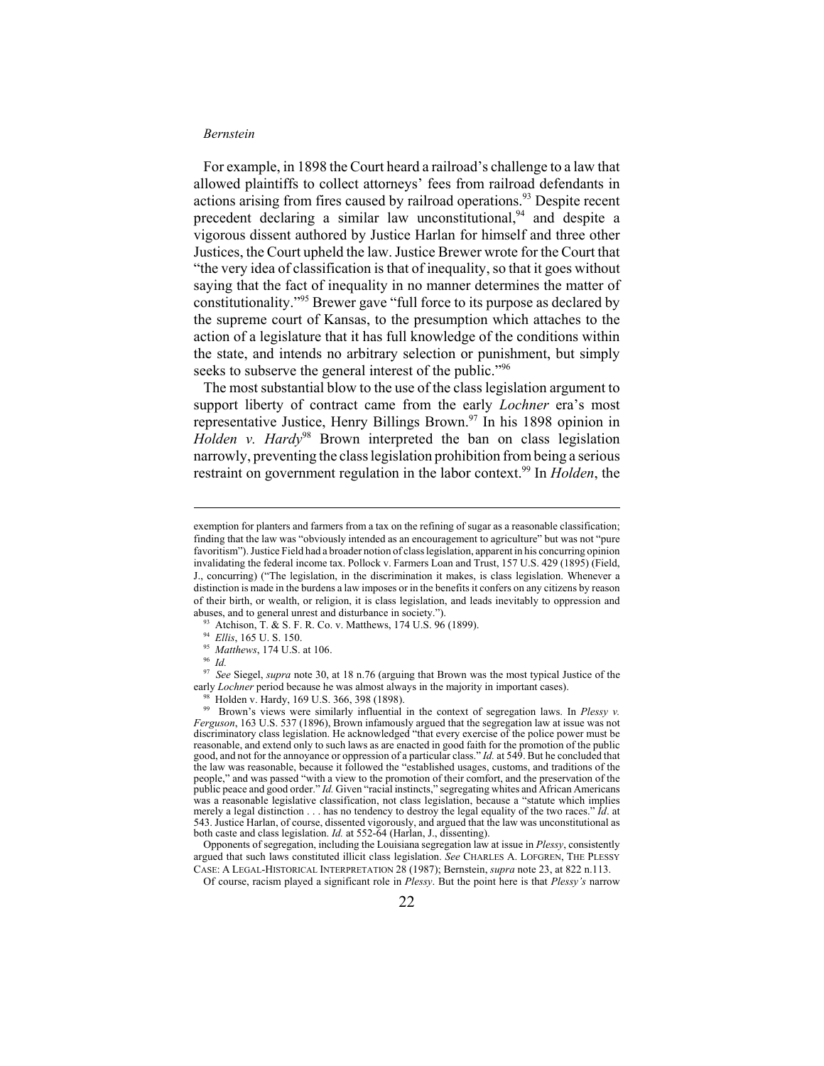For example, in 1898 the Court heard a railroad's challenge to a law that allowed plaintiffs to collect attorneys' fees from railroad defendants in actions arising from fires caused by railroad operations.[93] Despite recent precedent declaring a similar law unconstitutional,[94] and despite a vigorous dissent authored by Justice Harlan for himself and three other Justices, the Court upheld the law. Justice Brewer wrote for the Court that "the very idea of classification is that of inequality, so that it goes without saying that the fact of inequality in no manner determines the matter of constitutionality."[95] Brewer gave "full force to its purpose as declared by the supreme court of Kansas, to the presumption which attaches to the action of a legislature that it has full knowledge of the conditions within the state, and intends no arbitrary selection or punishment, but simply seeks to subserve the general interest of the public."[96]

The most substantial blow to the use of the class legislation argument to support liberty of contract came from the early *Lochner* era's most representative Justice, Henry Billings Brown.[97] In his 1898 opinion in *Holden v. Hardy*[98] Brown interpreted the ban on class legislation narrowly, preventing the class legislation prohibition from being a serious restraint on government regulation in the labor context.[99] In *Holden*, the

---

exemption for planters and farmers from a tax on the refining of sugar as a reasonable classification; finding that the law was "obviously intended as an encouragement to agriculture" but was not "pure favoritism"). Justice Field had a broader notion of class legislation, apparent in his concurring opinion invalidating the federal income tax. Pollock v. Farmers Loan and Trust, 157 U.S. 429 (1895) (Field, J., concurring) ("The legislation, in the discrimination it makes, is class legislation. Whenever a distinction is made in the burdens a law imposes or in the benefits it confers on any citizens by reason of their birth, or wealth, or religion, it is class legislation, and leads inevitably to oppression and abuses, and to general unrest and disturbance in society.").

[93] Atchison, T. & S. F. R. Co. v. Matthews, 174 U.S. 96 (1899).

[94] *Ellis*, 165 U. S. 150.

[95] *Matthews*, 174 U.S. at 106.

[96] *Id.*

[97] *See* Siegel, *supra* note 30, at 18 n.76 (arguing that Brown was the most typical Justice of the early *Lochner* period because he was almost always in the majority in important cases).

[98] Holden v. Hardy, 169 U.S. 366, 398 (1898).

[99] Brown's views were similarly influential in the context of segregation laws. In *Plessy v. Ferguson*, 163 U.S. 537 (1896), Brown infamously argued that the segregation law at issue was not discriminatory class legislation. He acknowledged "that every exercise of the police power must be reasonable, and extend only to such laws as are enacted in good faith for the promotion of the public good, and not for the annoyance or oppression of a particular class." *Id.* at 549. But he concluded that the law was reasonable, because it followed the "established usages, customs, and traditions of the people," and was passed "with a view to the promotion of their comfort, and the preservation of the public peace and good order." *Id.* Given "racial instincts," segregating whites and African Americans was a reasonable legislative classification, not class legislation, because a "statute which implies merely a legal distinction . . . has no tendency to destroy the legal equality of the two races." *Id*. at 543. Justice Harlan, of course, dissented vigorously, and argued that the law was unconstitutional as both caste and class legislation. *Id.* at 552-64 (Harlan, J., dissenting).

Opponents of segregation, including the Louisiana segregation law at issue in *Plessy*, consistently argued that such laws constituted illicit class legislation. *See* CHARLES A. LOFGREN, THE PLESSY CASE: A LEGAL-HISTORICAL INTERPRETATION 28 (1987); Bernstein, *supra* note 23, at 822 n.113.

Of course, racism played a significant role in *Plessy*. But the point here is that *Plessy's* narrow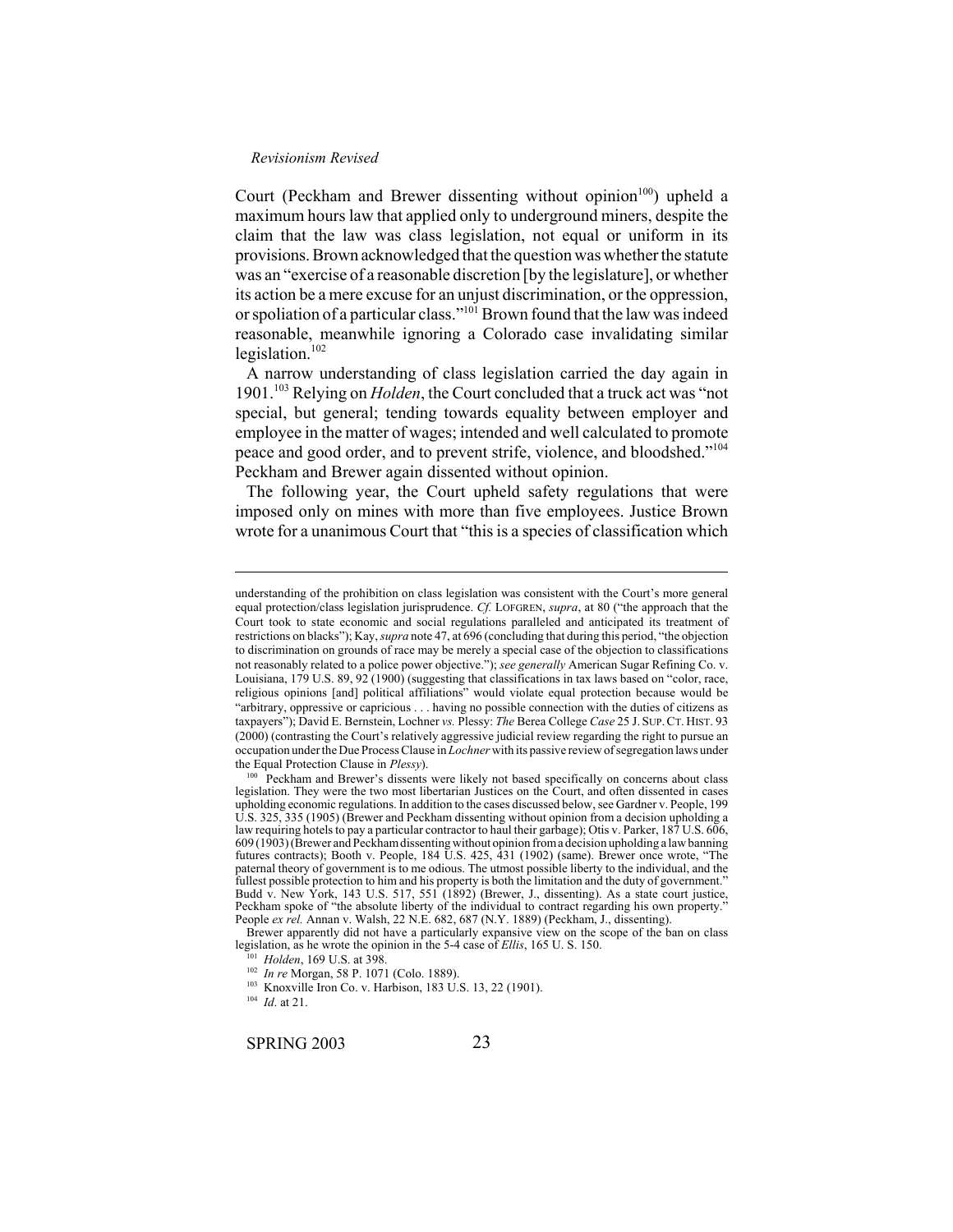Court (Peckham and Brewer dissenting without opinion[100]) upheld a maximum hours law that applied only to underground miners, despite the claim that the law was class legislation, not equal or uniform in its provisions. Brown acknowledged that the question was whether the statute was an "exercise of a reasonable discretion [by the legislature], or whether its action be a mere excuse for an unjust discrimination, or the oppression, or spoliation of a particular class."[101] Brown found that the law was indeed reasonable, meanwhile ignoring a Colorado case invalidating similar legislation.[102]

A narrow understanding of class legislation carried the day again in 1901.[103] Relying on *Holden*, the Court concluded that a truck act was "not special, but general; tending towards equality between employer and employee in the matter of wages; intended and well calculated to promote peace and good order, and to prevent strife, violence, and bloodshed."[104] Peckham and Brewer again dissented without opinion.

The following year, the Court upheld safety regulations that were imposed only on mines with more than five employees. Justice Brown wrote for a unanimous Court that "this is a species of classification which

---

understanding of the prohibition on class legislation was consistent with the Court's more general equal protection/class legislation jurisprudence. *Cf.* LOFGREN, *supra*, at 80 ("the approach that the Court took to state economic and social regulations paralleled and anticipated its treatment of restrictions on blacks"); Kay, *supra* note 47, at 696 (concluding that during this period, "the objection to discrimination on grounds of race may be merely a special case of the objection to classifications not reasonably related to a police power objective."); *see generally* American Sugar Refining Co. v. Louisiana, 179 U.S. 89, 92 (1900) (suggesting that classifications in tax laws based on "color, race, religious opinions [and] political affiliations" would violate equal protection because would be "arbitrary, oppressive or capricious . . . having no possible connection with the duties of citizens as taxpayers"); David E. Bernstein, Lochner *vs.* Plessy: *The* Berea College *Case* 25 J. SUP. CT. HIST. 93 (2000) (contrasting the Court's relatively aggressive judicial review regarding the right to pursue an occupation under the Due Process Clause in *Lochner* with its passive review of segregation laws under the Equal Protection Clause in *Plessy*).

[100] Peckham and Brewer's dissents were likely not based specifically on concerns about class legislation. They were the two most libertarian Justices on the Court, and often dissented in cases upholding economic regulations. In addition to the cases discussed below, see Gardner v. People, 199 U.S. 325, 335 (1905) (Brewer and Peckham dissenting without opinion from a decision upholding a law requiring hotels to pay a particular contractor to haul their garbage); Otis v. Parker, 187 U.S. 606, 609 (1903) (Brewer and Peckham dissenting without opinion from a decision upholding a law banning futures contracts); Booth v. People, 184 U.S. 425, 431 (1902) (same). Brewer once wrote, "The paternal theory of government is to me odious. The utmost possible liberty to the individual, and the fullest possible protection to him and his property is both the limitation and the duty of government." Budd v. New York, 143 U.S. 517, 551 (1892) (Brewer, J., dissenting). As a state court justice, Peckham spoke of "the absolute liberty of the individual to contract regarding his own property." People *ex rel.* Annan v. Walsh, 22 N.E. 682, 687 (N.Y. 1889) (Peckham, J., dissenting).

Brewer apparently did not have a particularly expansive view on the scope of the ban on class legislation, as he wrote the opinion in the 5-4 case of *Ellis*, 165 U. S. 150.

[101] *Holden*, 169 U.S. at 398.

[102] *In re* Morgan, 58 P. 1071 (Colo. 1889).

[103] Knoxville Iron Co. v. Harbison, 183 U.S. 13, 22 (1901).

[104] *Id.* at 21.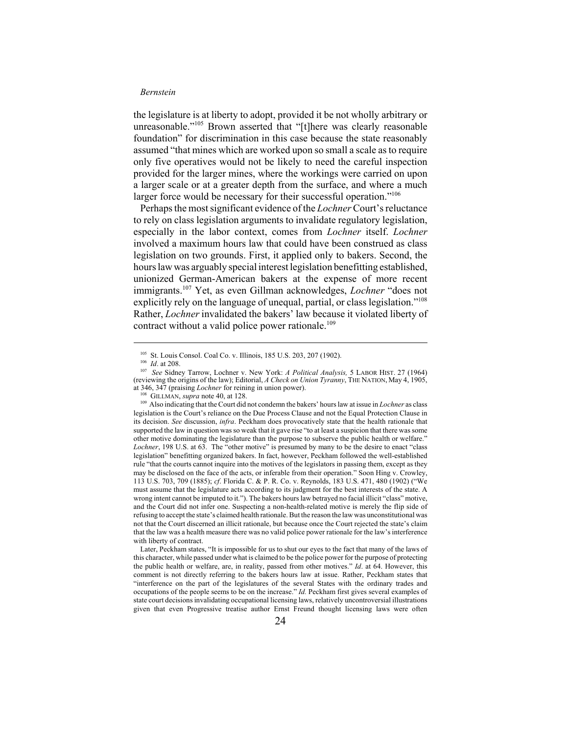the legislature is at liberty to adopt, provided it be not wholly arbitrary or unreasonable."[105] Brown asserted that "[t]here was clearly reasonable foundation" for discrimination in this case because the state reasonably assumed "that mines which are worked upon so small a scale as to require only five operatives would not be likely to need the careful inspection provided for the larger mines, where the workings were carried on upon a larger scale or at a greater depth from the surface, and where a much larger force would be necessary for their successful operation."[106]

Perhaps the most significant evidence of the *Lochner* Court's reluctance to rely on class legislation arguments to invalidate regulatory legislation, especially in the labor context, comes from *Lochner* itself. *Lochner* involved a maximum hours law that could have been construed as class legislation on two grounds. First, it applied only to bakers. Second, the hours law was arguably special interest legislation benefitting established, unionized German-American bakers at the expense of more recent immigrants.[107] Yet, as even Gillman acknowledges, *Lochner* "does not explicitly rely on the language of unequal, partial, or class legislation."[108] Rather, *Lochner* invalidated the bakers' law because it violated liberty of contract without a valid police power rationale.[109]

---

[105] St. Louis Consol. Coal Co. v. Illinois, 185 U.S. 203, 207 (1902).

[106] *Id*. at 208.

[107] *See* Sidney Tarrow, Lochner v. New York: *A Political Analysis,* 5 LABOR HIST. 27 (1964) (reviewing the origins of the law); Editorial, *A Check on Union Tyranny*, THE NATION, May 4, 1905, at 346, 347 (praising *Lochner* for reining in union power).

[108] GILLMAN, *supra* note 40, at 128.

[109] Also indicating that the Court did not condemn the bakers' hours law at issue in *Lochner* as class legislation is the Court's reliance on the Due Process Clause and not the Equal Protection Clause in its decision. *See* discussion, *infra*. Peckham does provocatively state that the health rationale that supported the law in question was so weak that it gave rise "to at least a suspicion that there was some other motive dominating the legislature than the purpose to subserve the public health or welfare." *Lochner*, 198 U.S. at 63. The "other motive" is presumed by many to be the desire to enact "class legislation" benefitting organized bakers. In fact, however, Peckham followed the well-established rule "that the courts cannot inquire into the motives of the legislators in passing them, except as they may be disclosed on the face of the acts, or inferable from their operation." Soon Hing v. Crowley, 113 U.S. 703, 709 (1885); *cf*. Florida C. & P. R. Co. v. Reynolds, 183 U.S. 471, 480 (1902) ("We must assume that the legislature acts according to its judgment for the best interests of the state. A wrong intent cannot be imputed to it."). The bakers hours law betrayed no facial illicit "class" motive, and the Court did not infer one. Suspecting a non-health-related motive is merely the flip side of refusing to accept the state's claimed health rationale. But the reason the law was unconstitutional was not that the Court discerned an illicit rationale, but because once the Court rejected the state's claim that the law was a health measure there was no valid police power rationale for the law's interference with liberty of contract.

Later, Peckham states, "It is impossible for us to shut our eyes to the fact that many of the laws of this character, while passed under what is claimed to be the police power for the purpose of protecting the public health or welfare, are, in reality, passed from other motives." *Id*. at 64. However, this comment is not directly referring to the bakers hours law at issue. Rather, Peckham states that "interference on the part of the legislatures of the several States with the ordinary trades and occupations of the people seems to be on the increase." *Id.* Peckham first gives several examples of state court decisions invalidating occupational licensing laws, relatively uncontroversial illustrations given that even Progressive treatise author Ernst Freund thought licensing laws were often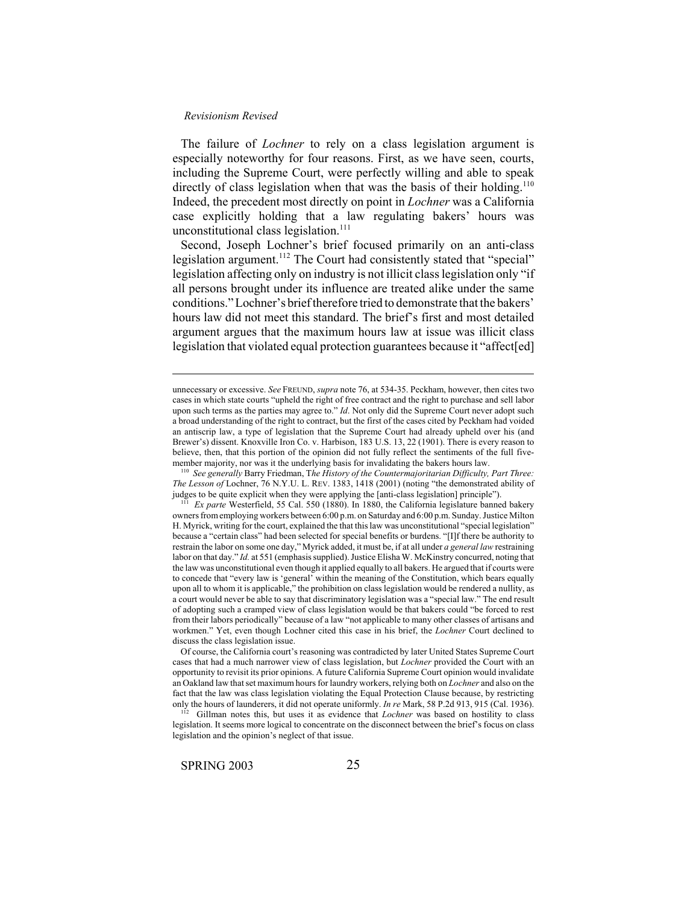The failure of *Lochner* to rely on a class legislation argument is especially noteworthy for four reasons. First, as we have seen, courts, including the Supreme Court, were perfectly willing and able to speak directly of class legislation when that was the basis of their holding.[110] Indeed, the precedent most directly on point in *Lochner* was a California case explicitly holding that a law regulating bakers' hours was unconstitutional class legislation.[111]

Second, Joseph Lochner's brief focused primarily on an anti-class legislation argument.[112] The Court had consistently stated that "special" legislation affecting only on industry is not illicit class legislation only "if all persons brought under its influence are treated alike under the same conditions." Lochner's brief therefore tried to demonstrate that the bakers' hours law did not meet this standard. The brief's first and most detailed argument argues that the maximum hours law at issue was illicit class legislation that violated equal protection guarantees because it "affect[ed]

---

unnecessary or excessive. *See* FREUND, *supra* note 76, at 534-35. Peckham, however, then cites two cases in which state courts "upheld the right of free contract and the right to purchase and sell labor upon such terms as the parties may agree to." *Id*. Not only did the Supreme Court never adopt such a broad understanding of the right to contract, but the first of the cases cited by Peckham had voided an antiscrip law, a type of legislation that the Supreme Court had already upheld over his (and Brewer's) dissent. Knoxville Iron Co. v. Harbison, 183 U.S. 13, 22 (1901). There is every reason to believe, then, that this portion of the opinion did not fully reflect the sentiments of the full five-member majority, nor was it the underlying basis for invalidating the bakers hours law.

[110] *See generally* Barry Friedman, T*he History of the Countermajoritarian Difficulty, Part Three: The Lesson of* Lochner, 76 N.Y.U. L. REV. 1383, 1418 (2001) (noting "the demonstrated ability of judges to be quite explicit when they were applying the [anti-class legislation] principle").

[111] *Ex parte* Westerfield, 55 Cal. 550 (1880). In 1880, the California legislature banned bakery owners from employing workers between 6:00 p.m. on Saturday and 6:00 p.m. Sunday. Justice Milton H. Myrick, writing for the court, explained the that this law was unconstitutional "special legislation" because a "certain class" had been selected for special benefits or burdens. "[I]f there be authority to restrain the labor on some one day," Myrick added, it must be, if at all under *a general law* restraining labor on that day." *Id.* at 551 (emphasis supplied). Justice Elisha W. McKinstry concurred, noting that the law was unconstitutional even though it applied equally to all bakers. He argued that if courts were to concede that "every law is 'general' within the meaning of the Constitution, which bears equally upon all to whom it is applicable," the prohibition on class legislation would be rendered a nullity, as a court would never be able to say that discriminatory legislation was a "special law." The end result of adopting such a cramped view of class legislation would be that bakers could "be forced to rest from their labors periodically" because of a law "not applicable to many other classes of artisans and workmen." Yet, even though Lochner cited this case in his brief, the *Lochner* Court declined to discuss the class legislation issue.

Of course, the California court's reasoning was contradicted by later United States Supreme Court cases that had a much narrower view of class legislation, but *Lochner* provided the Court with an opportunity to revisit its prior opinions. A future California Supreme Court opinion would invalidate an Oakland law that set maximum hours for laundry workers, relying both on *Lochner* and also on the fact that the law was class legislation violating the Equal Protection Clause because, by restricting only the hours of launderers, it did not operate uniformly. *In re* Mark, 58 P.2d 913, 915 (Cal. 1936).

[112] Gillman notes this, but uses it as evidence that *Lochner* was based on hostility to class legislation. It seems more logical to concentrate on the disconnect between the brief's focus on class legislation and the opinion's neglect of that issue.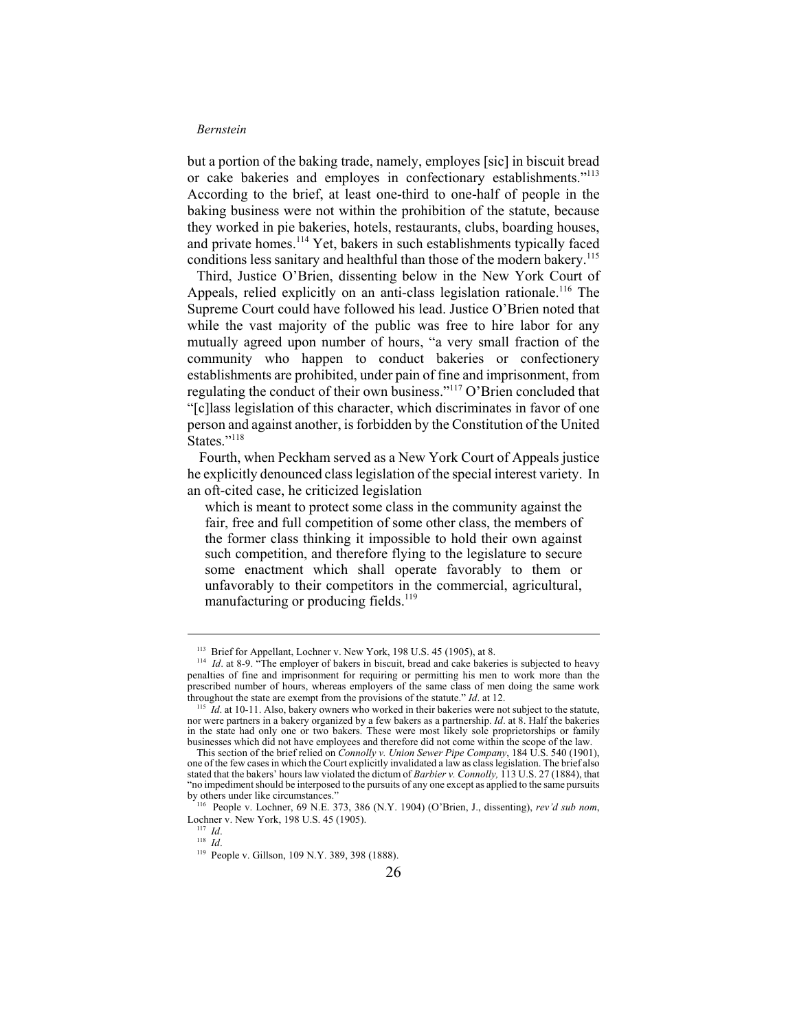but a portion of the baking trade, namely, employes [sic] in biscuit bread or cake bakeries and employes in confectionary establishments."[113] According to the brief, at least one-third to one-half of people in the baking business were not within the prohibition of the statute, because they worked in pie bakeries, hotels, restaurants, clubs, boarding houses, and private homes.[114] Yet, bakers in such establishments typically faced conditions less sanitary and healthful than those of the modern bakery.[115]

Third, Justice O'Brien, dissenting below in the New York Court of Appeals, relied explicitly on an anti-class legislation rationale.[116] The Supreme Court could have followed his lead. Justice O'Brien noted that while the vast majority of the public was free to hire labor for any mutually agreed upon number of hours, "a very small fraction of the community who happen to conduct bakeries or confectionery establishments are prohibited, under pain of fine and imprisonment, from regulating the conduct of their own business."[117] O'Brien concluded that "[c]lass legislation of this character, which discriminates in favor of one person and against another, is forbidden by the Constitution of the United States."[118]

Fourth, when Peckham served as a New York Court of Appeals justice he explicitly denounced class legislation of the special interest variety. In an oft-cited case, he criticized legislation

> which is meant to protect some class in the community against the fair, free and full competition of some other class, the members of the former class thinking it impossible to hold their own against such competition, and therefore flying to the legislature to secure some enactment which shall operate favorably to them or unfavorably to their competitors in the commercial, agricultural, manufacturing or producing fields.[119]

---

[113] Brief for Appellant, Lochner v. New York, 198 U.S. 45 (1905), at 8.

[114] *Id*. at 8-9. "The employer of bakers in biscuit, bread and cake bakeries is subjected to heavy penalties of fine and imprisonment for requiring or permitting his men to work more than the prescribed number of hours, whereas employers of the same class of men doing the same work throughout the state are exempt from the provisions of the statute." *Id*. at 12.

[115] *Id*. at 10-11. Also, bakery owners who worked in their bakeries were not subject to the statute, nor were partners in a bakery organized by a few bakers as a partnership. *Id*. at 8. Half the bakeries in the state had only one or two bakers. These were most likely sole proprietorships or family businesses which did not have employees and therefore did not come within the scope of the law.

This section of the brief relied on *Connolly v. Union Sewer Pipe Company*, 184 U.S. 540 (1901), one of the few cases in which the Court explicitly invalidated a law as class legislation. The brief also stated that the bakers' hours law violated the dictum of *Barbier v. Connolly,* 113 U.S. 27 (1884), that "no impediment should be interposed to the pursuits of any one except as applied to the same pursuits by others under like circumstances."

[116] People v. Lochner, 69 N.E. 373, 386 (N.Y. 1904) (O'Brien, J., dissenting), *rev'd sub nom*, Lochner v. New York, 198 U.S. 45 (1905).

[117] *Id*.

[118] *Id*.

[119] People v. Gillson, 109 N.Y. 389, 398 (1888).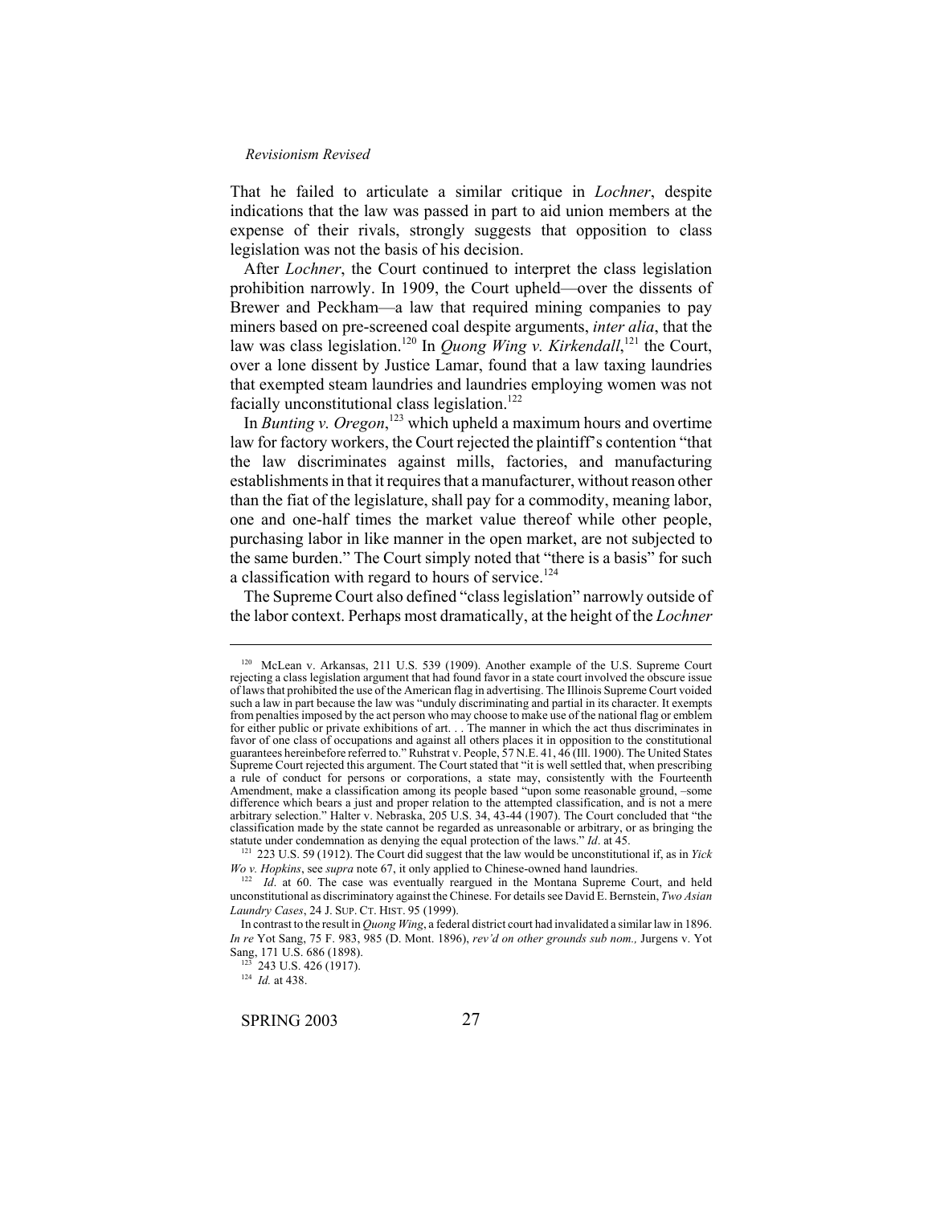That he failed to articulate a similar critique in *Lochner*, despite indications that the law was passed in part to aid union members at the expense of their rivals, strongly suggests that opposition to class legislation was not the basis of his decision.

After *Lochner*, the Court continued to interpret the class legislation prohibition narrowly. In 1909, the Court upheld—over the dissents of Brewer and Peckham—a law that required mining companies to pay miners based on pre-screened coal despite arguments, *inter alia*, that the law was class legislation.[120] In *Quong Wing v. Kirkendall*,[121] the Court, over a lone dissent by Justice Lamar, found that a law taxing laundries that exempted steam laundries and laundries employing women was not facially unconstitutional class legislation.[122]

In *Bunting v. Oregon*,[123] which upheld a maximum hours and overtime law for factory workers, the Court rejected the plaintiff's contention "that the law discriminates against mills, factories, and manufacturing establishments in that it requires that a manufacturer, without reason other than the fiat of the legislature, shall pay for a commodity, meaning labor, one and one-half times the market value thereof while other people, purchasing labor in like manner in the open market, are not subjected to the same burden." The Court simply noted that "there is a basis" for such a classification with regard to hours of service.[124]

The Supreme Court also defined "class legislation" narrowly outside of the labor context. Perhaps most dramatically, at the height of the *Lochner*

---

[120] McLean v. Arkansas, 211 U.S. 539 (1909). Another example of the U.S. Supreme Court rejecting a class legislation argument that had found favor in a state court involved the obscure issue of laws that prohibited the use of the American flag in advertising. The Illinois Supreme Court voided such a law in part because the law was "unduly discriminating and partial in its character. It exempts from penalties imposed by the act person who may choose to make use of the national flag or emblem for either public or private exhibitions of art. . . The manner in which the act thus discriminates in favor of one class of occupations and against all others places it in opposition to the constitutional guarantees hereinbefore referred to." Ruhstrat v. People, 57 N.E. 41, 46 (Ill. 1900). The United States Supreme Court rejected this argument. The Court stated that "it is well settled that, when prescribing a rule of conduct for persons or corporations, a state may, consistently with the Fourteenth Amendment, make a classification among its people based "upon some reasonable ground, –some difference which bears a just and proper relation to the attempted classification, and is not a mere arbitrary selection." Halter v. Nebraska, 205 U.S. 34, 43-44 (1907). The Court concluded that "the classification made by the state cannot be regarded as unreasonable or arbitrary, or as bringing the statute under condemnation as denying the equal protection of the laws." *Id*. at 45.

[121] 223 U.S. 59 (1912). The Court did suggest that the law would be unconstitutional if, as in *Yick Wo v. Hopkins*, see *supra* note 67, it only applied to Chinese-owned hand laundries.

[122] *Id*. at 60. The case was eventually reargued in the Montana Supreme Court, and held unconstitutional as discriminatory against the Chinese. For details see David E. Bernstein, *Two Asian Laundry Cases*, 24 J. SUP. CT. HIST. 95 (1999).

In contrast to the result in *Quong Wing*, a federal district court had invalidated a similar law in 1896. *In re* Yot Sang, 75 F. 983, 985 (D. Mont. 1896), *rev'd on other grounds sub nom.,* Jurgens v. Yot Sang, 171 U.S. 686 (1898).

[123] 243 U.S. 426 (1917).

[124] *Id.* at 438.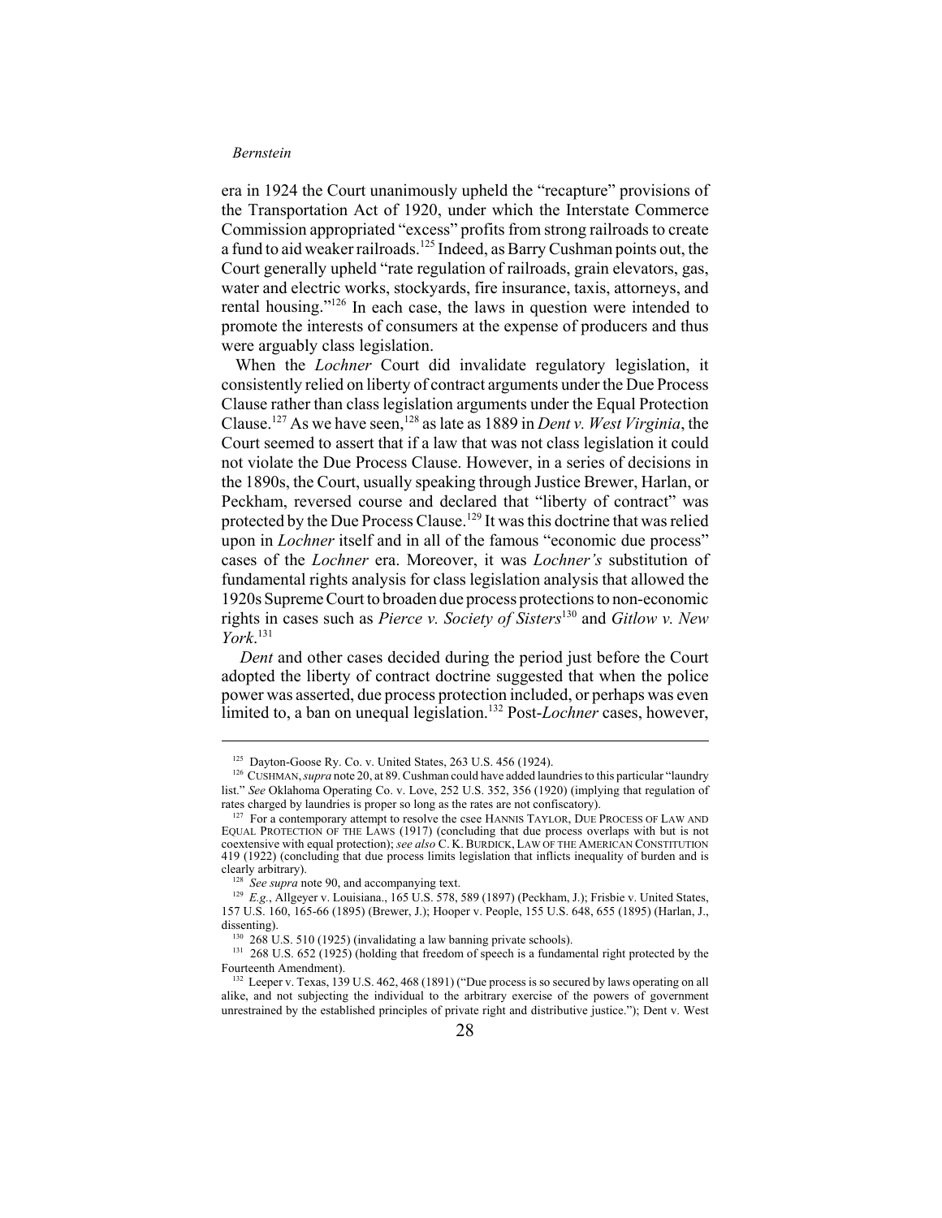era in 1924 the Court unanimously upheld the "recapture" provisions of the Transportation Act of 1920, under which the Interstate Commerce Commission appropriated "excess" profits from strong railroads to create a fund to aid weaker railroads.[125] Indeed, as Barry Cushman points out, the Court generally upheld "rate regulation of railroads, grain elevators, gas, water and electric works, stockyards, fire insurance, taxis, attorneys, and rental housing."[126] In each case, the laws in question were intended to promote the interests of consumers at the expense of producers and thus were arguably class legislation.

When the *Lochner* Court did invalidate regulatory legislation, it consistently relied on liberty of contract arguments under the Due Process Clause rather than class legislation arguments under the Equal Protection Clause.[127] As we have seen,[128] as late as 1889 in *Dent v. West Virginia*, the Court seemed to assert that if a law that was not class legislation it could not violate the Due Process Clause. However, in a series of decisions in the 1890s, the Court, usually speaking through Justice Brewer, Harlan, or Peckham, reversed course and declared that "liberty of contract" was protected by the Due Process Clause.[129] It was this doctrine that was relied upon in *Lochner* itself and in all of the famous "economic due process" cases of the *Lochner* era. Moreover, it was *Lochner's* substitution of fundamental rights analysis for class legislation analysis that allowed the 1920s Supreme Court to broaden due process protections to non-economic rights in cases such as *Pierce v. Society of Sisters*[130] and *Gitlow v. New York*.[131]

*Dent* and other cases decided during the period just before the Court adopted the liberty of contract doctrine suggested that when the police power was asserted, due process protection included, or perhaps was even limited to, a ban on unequal legislation.[132] Post-*Lochner* cases, however,

---

[125] Dayton-Goose Ry. Co. v. United States, 263 U.S. 456 (1924).

[126] CUSHMAN, *supra* note 20, at 89. Cushman could have added laundries to this particular "laundry list." *See* Oklahoma Operating Co. v. Love, 252 U.S. 352, 356 (1920) (implying that regulation of rates charged by laundries is proper so long as the rates are not confiscatory).

[127] For a contemporary attempt to resolve the csee HANNIS TAYLOR, DUE PROCESS OF LAW AND EQUAL PROTECTION OF THE LAWS (1917) (concluding that due process overlaps with but is not coextensive with equal protection); *see also* C. K. BURDICK, LAW OF THE AMERICAN CONSTITUTION 419 (1922) (concluding that due process limits legislation that inflicts inequality of burden and is clearly arbitrary).

[128] *See supra* note 90, and accompanying text.

[129] *E.g.*, Allgeyer v. Louisiana., 165 U.S. 578, 589 (1897) (Peckham, J.); Frisbie v. United States, 157 U.S. 160, 165-66 (1895) (Brewer, J.); Hooper v. People, 155 U.S. 648, 655 (1895) (Harlan, J., dissenting).

[130] 268 U.S. 510 (1925) (invalidating a law banning private schools).

[131] 268 U.S. 652 (1925) (holding that freedom of speech is a fundamental right protected by the Fourteenth Amendment).

[132] Leeper v. Texas, 139 U.S. 462, 468 (1891) ("Due process is so secured by laws operating on all alike, and not subjecting the individual to the arbitrary exercise of the powers of government unrestrained by the established principles of private right and distributive justice."); Dent v. West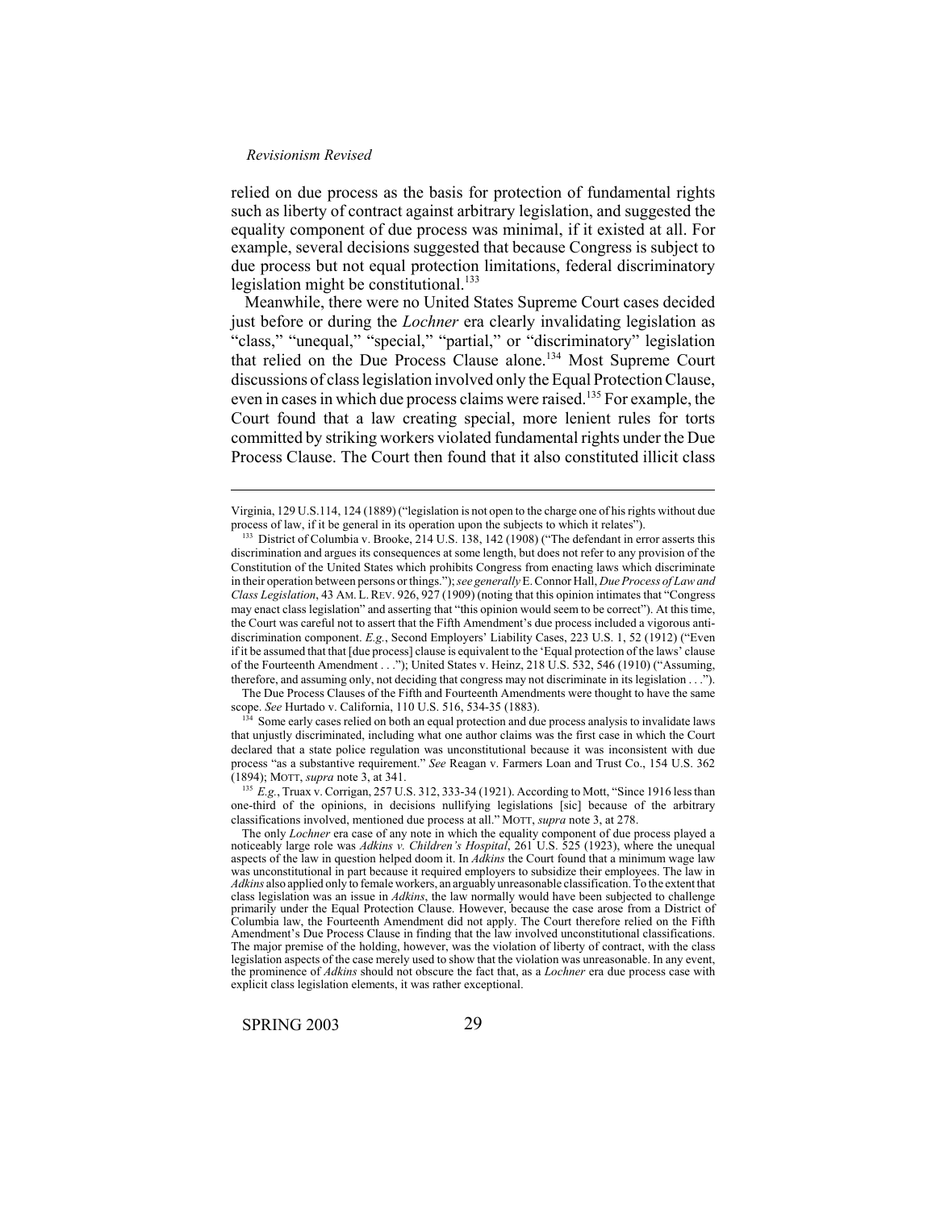relied on due process as the basis for protection of fundamental rights such as liberty of contract against arbitrary legislation, and suggested the equality component of due process was minimal, if it existed at all. For example, several decisions suggested that because Congress is subject to due process but not equal protection limitations, federal discriminatory legislation might be constitutional.[133]

Meanwhile, there were no United States Supreme Court cases decided just before or during the *Lochner* era clearly invalidating legislation as "class," "unequal," "special," "partial," or "discriminatory" legislation that relied on the Due Process Clause alone.[134] Most Supreme Court discussions of class legislation involved only the Equal Protection Clause, even in cases in which due process claims were raised.[135] For example, the Court found that a law creating special, more lenient rules for torts committed by striking workers violated fundamental rights under the Due Process Clause. The Court then found that it also constituted illicit class

---

Virginia, 129 U.S.114, 124 (1889) ("legislation is not open to the charge one of his rights without due process of law, if it be general in its operation upon the subjects to which it relates").

[133] District of Columbia v. Brooke, 214 U.S. 138, 142 (1908) ("The defendant in error asserts this discrimination and argues its consequences at some length, but does not refer to any provision of the Constitution of the United States which prohibits Congress from enacting laws which discriminate in their operation between persons or things."); *see generally* E. Connor Hall, *Due Process of Law and Class Legislation*, 43 AM. L. REV. 926, 927 (1909) (noting that this opinion intimates that "Congress may enact class legislation" and asserting that "this opinion would seem to be correct"). At this time, the Court was careful not to assert that the Fifth Amendment's due process included a vigorous anti-discrimination component. *E.g.*, Second Employers' Liability Cases, 223 U.S. 1, 52 (1912) ("Even if it be assumed that that [due process] clause is equivalent to the 'Equal protection of the laws' clause of the Fourteenth Amendment . . ."); United States v. Heinz, 218 U.S. 532, 546 (1910) ("Assuming, therefore, and assuming only, not deciding that congress may not discriminate in its legislation . . .").

The Due Process Clauses of the Fifth and Fourteenth Amendments were thought to have the same scope. *See* Hurtado v. California, 110 U.S. 516, 534-35 (1883).

[134] Some early cases relied on both an equal protection and due process analysis to invalidate laws that unjustly discriminated, including what one author claims was the first case in which the Court declared that a state police regulation was unconstitutional because it was inconsistent with due process "as a substantive requirement." *See* Reagan v. Farmers Loan and Trust Co., 154 U.S. 362 (1894); MOTT, *supra* note 3, at 341.

[135] *E.g.*, Truax v. Corrigan, 257 U.S. 312, 333-34 (1921). According to Mott, "Since 1916 less than one-third of the opinions, in decisions nullifying legislations [sic] because of the arbitrary classifications involved, mentioned due process at all." MOTT, *supra* note 3, at 278.

The only *Lochner* era case of any note in which the equality component of due process played a noticeably large role was *Adkins v. Children's Hospital*, 261 U.S. 525 (1923), where the unequal aspects of the law in question helped doom it. In *Adkins* the Court found that a minimum wage law was unconstitutional in part because it required employers to subsidize their employees. The law in *Adkins* also applied only to female workers, an arguably unreasonable classification. To the extent that class legislation was an issue in *Adkins*, the law normally would have been subjected to challenge primarily under the Equal Protection Clause. However, because the case arose from a District of Columbia law, the Fourteenth Amendment did not apply. The Court therefore relied on the Fifth Amendment's Due Process Clause in finding that the law involved unconstitutional classifications. The major premise of the holding, however, was the violation of liberty of contract, with the class legislation aspects of the case merely used to show that the violation was unreasonable. In any event, the prominence of *Adkins* should not obscure the fact that, as a *Lochner* era due process case with explicit class legislation elements, it was rather exceptional.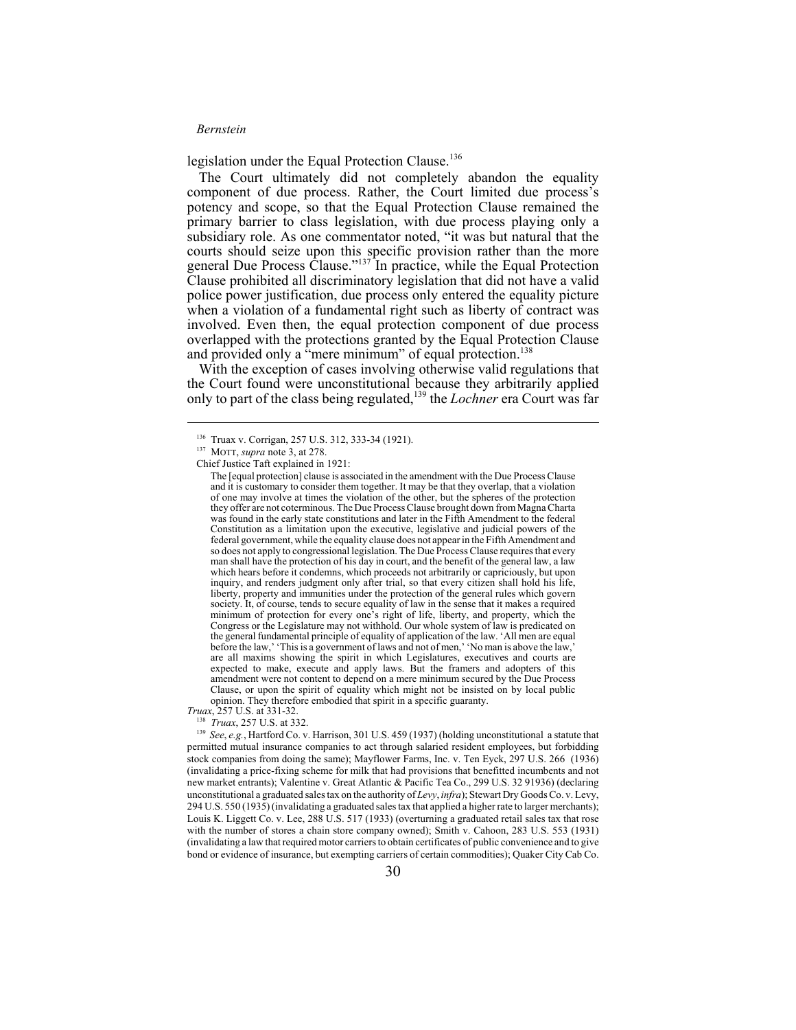legislation under the Equal Protection Clause.[136]

The Court ultimately did not completely abandon the equality component of due process. Rather, the Court limited due process's potency and scope, so that the Equal Protection Clause remained the primary barrier to class legislation, with due process playing only a subsidiary role. As one commentator noted, "it was but natural that the courts should seize upon this specific provision rather than the more general Due Process Clause."[137] In practice, while the Equal Protection Clause prohibited all discriminatory legislation that did not have a valid police power justification, due process only entered the equality picture when a violation of a fundamental right such as liberty of contract was involved. Even then, the equal protection component of due process overlapped with the protections granted by the Equal Protection Clause and provided only a "mere minimum" of equal protection.[138]

With the exception of cases involving otherwise valid regulations that the Court found were unconstitutional because they arbitrarily applied only to part of the class being regulated,[139] the *Lochner* era Court was far

---

[136] Truax v. Corrigan, 257 U.S. 312, 333-34 (1921).

[137] MOTT, *supra* note 3, at 278.

Chief Justice Taft explained in 1921:

> The [equal protection] clause is associated in the amendment with the Due Process Clause and it is customary to consider them together. It may be that they overlap, that a violation of one may involve at times the violation of the other, but the spheres of the protection they offer are not coterminous. The Due Process Clause brought down from Magna Charta was found in the early state constitutions and later in the Fifth Amendment to the federal Constitution as a limitation upon the executive, legislative and judicial powers of the federal government, while the equality clause does not appear in the Fifth Amendment and so does not apply to congressional legislation. The Due Process Clause requires that every man shall have the protection of his day in court, and the benefit of the general law, a law which hears before it condemns, which proceeds not arbitrarily or capriciously, but upon inquiry, and renders judgment only after trial, so that every citizen shall hold his life, liberty, property and immunities under the protection of the general rules which govern society. It, of course, tends to secure equality of law in the sense that it makes a required minimum of protection for every one's right of life, liberty, and property, which the Congress or the Legislature may not withhold. Our whole system of law is predicated on the general fundamental principle of equality of application of the law. 'All men are equal before the law,' 'This is a government of laws and not of men,' 'No man is above the law,' are all maxims showing the spirit in which Legislatures, executives and courts are expected to make, execute and apply laws. But the framers and adopters of this amendment were not content to depend on a mere minimum secured by the Due Process Clause, or upon the spirit of equality which might not be insisted on by local public opinion. They therefore embodied that spirit in a specific guaranty.

*Truax*, 257 U.S. at 331-32.

[138] *Truax*, 257 U.S. at 332.

[139] *See*, *e.g.*, Hartford Co. v. Harrison, 301 U.S. 459 (1937) (holding unconstitutional a statute that permitted mutual insurance companies to act through salaried resident employees, but forbidding stock companies from doing the same); Mayflower Farms, Inc. v. Ten Eyck, 297 U.S. 266 (1936) (invalidating a price-fixing scheme for milk that had provisions that benefitted incumbents and not new market entrants); Valentine v. Great Atlantic & Pacific Tea Co., 299 U.S. 32 91936) (declaring unconstitutional a graduated sales tax on the authority of *Levy*, *infra*); Stewart Dry Goods Co. v. Levy, 294 U.S. 550 (1935) (invalidating a graduated sales tax that applied a higher rate to larger merchants); Louis K. Liggett Co. v. Lee, 288 U.S. 517 (1933) (overturning a graduated retail sales tax that rose with the number of stores a chain store company owned); Smith v. Cahoon, 283 U.S. 553 (1931) (invalidating a law that required motor carriers to obtain certificates of public convenience and to give bond or evidence of insurance, but exempting carriers of certain commodities); Quaker City Cab Co.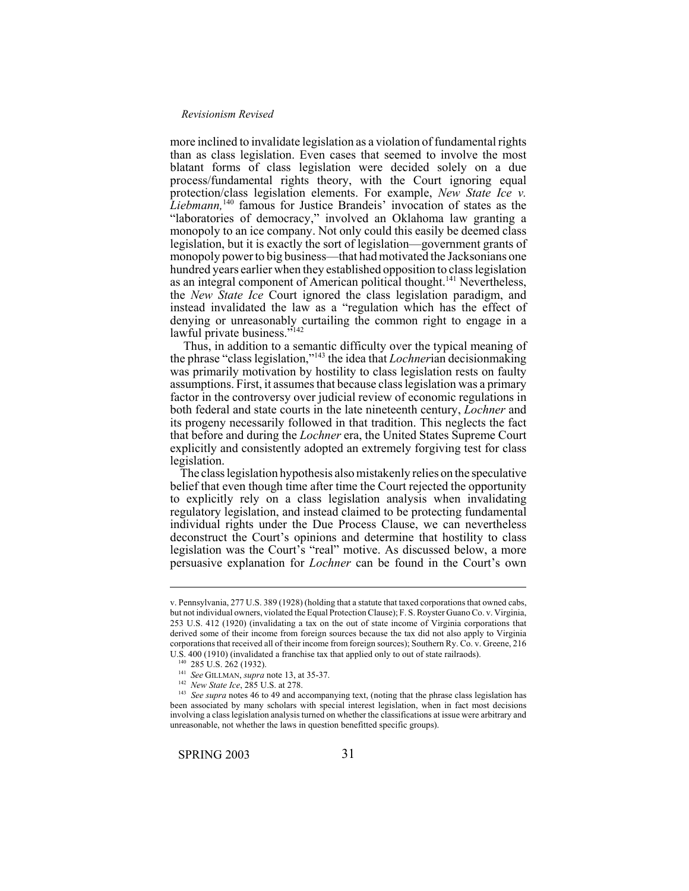more inclined to invalidate legislation as a violation of fundamental rights than as class legislation. Even cases that seemed to involve the most blatant forms of class legislation were decided solely on a due process/fundamental rights theory, with the Court ignoring equal protection/class legislation elements. For example, *New State Ice v. Liebmann,*[140] famous for Justice Brandeis' invocation of states as the "laboratories of democracy," involved an Oklahoma law granting a monopoly to an ice company. Not only could this easily be deemed class legislation, but it is exactly the sort of legislation—government grants of monopoly power to big business—that had motivated the Jacksonians one hundred years earlier when they established opposition to class legislation as an integral component of American political thought.[141] Nevertheless, the *New State Ice* Court ignored the class legislation paradigm, and instead invalidated the law as a "regulation which has the effect of denying or unreasonably curtailing the common right to engage in a lawful private business."[142]

Thus, in addition to a semantic difficulty over the typical meaning of the phrase "class legislation,"[143] the idea that *Lochner*ian decisionmaking was primarily motivation by hostility to class legislation rests on faulty assumptions. First, it assumes that because class legislation was a primary factor in the controversy over judicial review of economic regulations in both federal and state courts in the late nineteenth century, *Lochner* and its progeny necessarily followed in that tradition. This neglects the fact that before and during the *Lochner* era, the United States Supreme Court explicitly and consistently adopted an extremely forgiving test for class legislation.

The class legislation hypothesis also mistakenly relies on the speculative belief that even though time after time the Court rejected the opportunity to explicitly rely on a class legislation analysis when invalidating regulatory legislation, and instead claimed to be protecting fundamental individual rights under the Due Process Clause, we can nevertheless deconstruct the Court's opinions and determine that hostility to class legislation was the Court's "real" motive. As discussed below, a more persuasive explanation for *Lochner* can be found in the Court's own

---

v. Pennsylvania, 277 U.S. 389 (1928) (holding that a statute that taxed corporations that owned cabs, but not individual owners, violated the Equal Protection Clause); F. S. Royster Guano Co. v. Virginia, 253 U.S. 412 (1920) (invalidating a tax on the out of state income of Virginia corporations that derived some of their income from foreign sources because the tax did not also apply to Virginia corporations that received all of their income from foreign sources); Southern Ry. Co. v. Greene, 216 U.S. 400 (1910) (invalidated a franchise tax that applied only to out of state railraods).

[140] 285 U.S. 262 (1932).

[141] *See* GILLMAN, *supra* note 13, at 35-37.

[142] *New State Ice*, 285 U.S. at 278.

[143] *See supra* notes 46 to 49 and accompanying text, (noting that the phrase class legislation has been associated by many scholars with special interest legislation, when in fact most decisions involving a class legislation analysis turned on whether the classifications at issue were arbitrary and unreasonable, not whether the laws in question benefitted specific groups).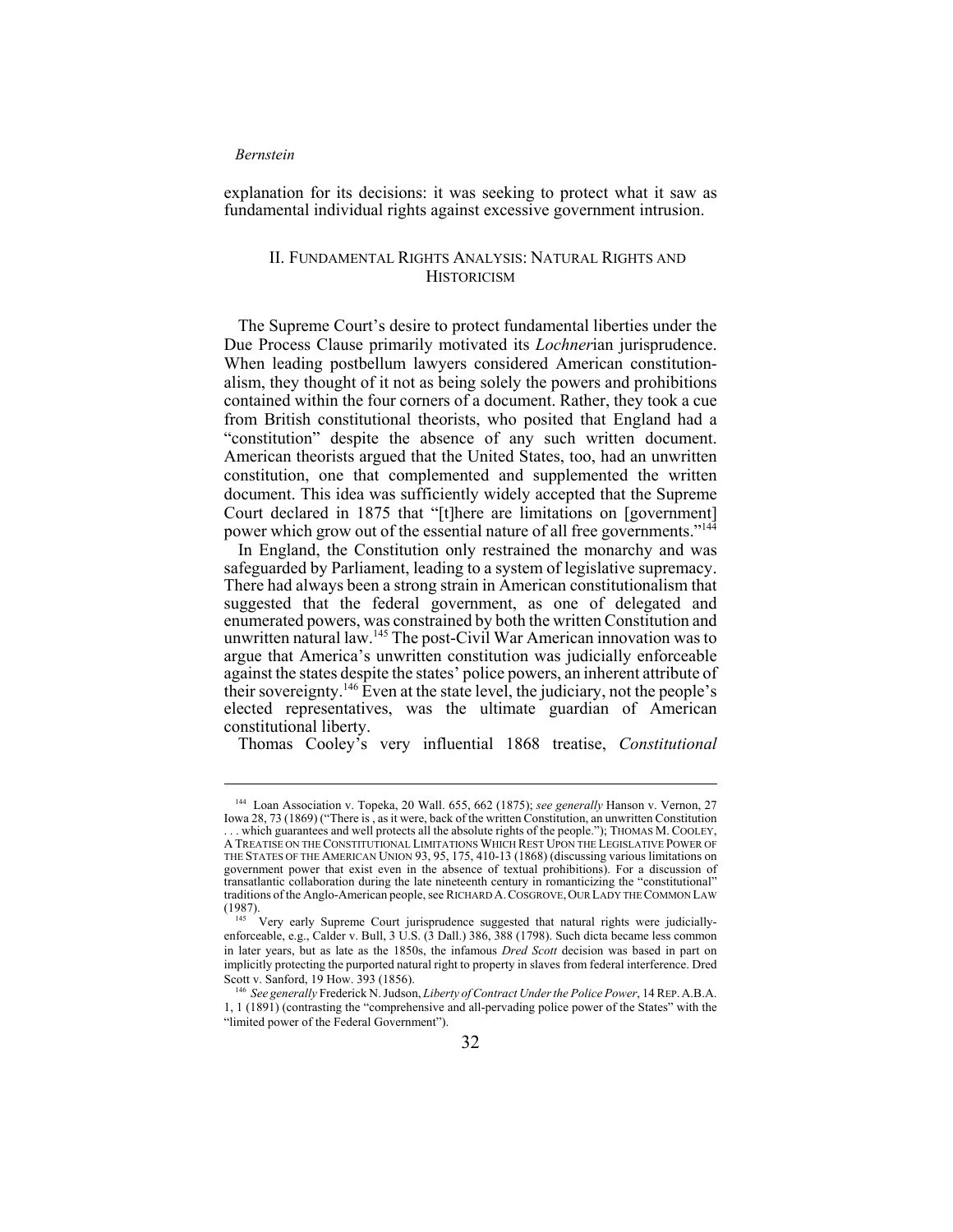explanation for its decisions: it was seeking to protect what it saw as fundamental individual rights against excessive government intrusion.

## II. Fundamental Rights Analysis: Natural Rights and Historicism

The Supreme Court's desire to protect fundamental liberties under the Due Process Clause primarily motivated its *Lochner*ian jurisprudence. When leading postbellum lawyers considered American constitutionalism, they thought of it not as being solely the powers and prohibitions contained within the four corners of a document. Rather, they took a cue from British constitutional theorists, who posited that England had a "constitution" despite the absence of any such written document. American theorists argued that the United States, too, had an unwritten constitution, one that complemented and supplemented the written document. This idea was sufficiently widely accepted that the Supreme Court declared in 1875 that "[t]here are limitations on [government] power which grow out of the essential nature of all free governments."[144]

In England, the Constitution only restrained the monarchy and was safeguarded by Parliament, leading to a system of legislative supremacy. There had always been a strong strain in American constitutionalism that suggested that the federal government, as one of delegated and enumerated powers, was constrained by both the written Constitution and unwritten natural law.[145] The post-Civil War American innovation was to argue that America's unwritten constitution was judicially enforceable against the states despite the states' police powers, an inherent attribute of their sovereignty.[146] Even at the state level, the judiciary, not the people's elected representatives, was the ultimate guardian of American constitutional liberty.

Thomas Cooley's very influential 1868 treatise, *Constitutional*

---

[144] Loan Association v. Topeka, 20 Wall. 655, 662 (1875); *see generally* Hanson v. Vernon, 27 Iowa 28, 73 (1869) ("There is , as it were, back of the written Constitution, an unwritten Constitution . . . which guarantees and well protects all the absolute rights of the people."); THOMAS M. COOLEY, A TREATISE ON THE CONSTITUTIONAL LIMITATIONS WHICH REST UPON THE LEGISLATIVE POWER OF THE STATES OF THE AMERICAN UNION 93, 95, 175, 410-13 (1868) (discussing various limitations on government power that exist even in the absence of textual prohibitions). For a discussion of transatlantic collaboration during the late nineteenth century in romanticizing the "constitutional" traditions of the Anglo-American people, see RICHARD A. COSGROVE, OUR LADY THE COMMON LAW (1987).

[145] Very early Supreme Court jurisprudence suggested that natural rights were judicially-enforceable, e.g., Calder v. Bull, 3 U.S. (3 Dall.) 386, 388 (1798). Such dicta became less common in later years, but as late as the 1850s, the infamous *Dred Scott* decision was based in part on implicitly protecting the purported natural right to property in slaves from federal interference. Dred Scott v. Sanford, 19 How. 393 (1856).

[146] *See generally* Frederick N. Judson, *Liberty of Contract Under the Police Power*, 14 REP. A.B.A. 1, 1 (1891) (contrasting the "comprehensive and all-pervading police power of the States" with the "limited power of the Federal Government").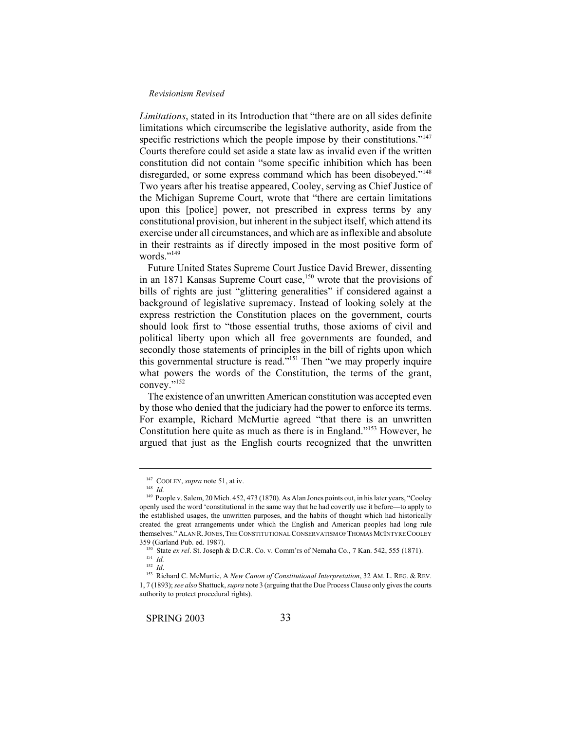*Limitations*, stated in its Introduction that "there are on all sides definite limitations which circumscribe the legislative authority, aside from the specific restrictions which the people impose by their constitutions."[147] Courts therefore could set aside a state law as invalid even if the written constitution did not contain "some specific inhibition which has been disregarded, or some express command which has been disobeyed."[148] Two years after his treatise appeared, Cooley, serving as Chief Justice of the Michigan Supreme Court, wrote that "there are certain limitations upon this [police] power, not prescribed in express terms by any constitutional provision, but inherent in the subject itself, which attend its exercise under all circumstances, and which are as inflexible and absolute in their restraints as if directly imposed in the most positive form of words."[149]

Future United States Supreme Court Justice David Brewer, dissenting in an 1871 Kansas Supreme Court case,[150] wrote that the provisions of bills of rights are just "glittering generalities" if considered against a background of legislative supremacy. Instead of looking solely at the express restriction the Constitution places on the government, courts should look first to "those essential truths, those axioms of civil and political liberty upon which all free governments are founded, and secondly those statements of principles in the bill of rights upon which this governmental structure is read."[151] Then "we may properly inquire what powers the words of the Constitution, the terms of the grant, convey."[152]

The existence of an unwritten American constitution was accepted even by those who denied that the judiciary had the power to enforce its terms. For example, Richard McMurtie agreed "that there is an unwritten Constitution here quite as much as there is in England."[153] However, he argued that just as the English courts recognized that the unwritten

---

[147] COOLEY, *supra* note 51, at iv.

[148] *Id.*

[149] People v. Salem, 20 Mich. 452, 473 (1870). As Alan Jones points out, in his later years, "Cooley openly used the word 'constitutional in the same way that he had covertly use it before—to apply to the established usages, the unwritten purposes, and the habits of thought which had historically created the great arrangements under which the English and American peoples had long rule themselves." ALAN R. JONES, THE CONSTITUTIONAL CONSERVATISM OF THOMAS MCINTYRE COOLEY 359 (Garland Pub. ed. 1987).

[150] State *ex rel*. St. Joseph & D.C.R. Co. v. Comm'rs of Nemaha Co., 7 Kan. 542, 555 (1871).

[151] *Id.*

[152] *Id*.

[153] Richard C. McMurtie, A *New Canon of Constitutional Interpretation*, 32 AM. L. REG. & REV. 1, 7 (1893); *see also* Shattuck, *supra* note 3 (arguing that the Due Process Clause only gives the courts authority to protect procedural rights).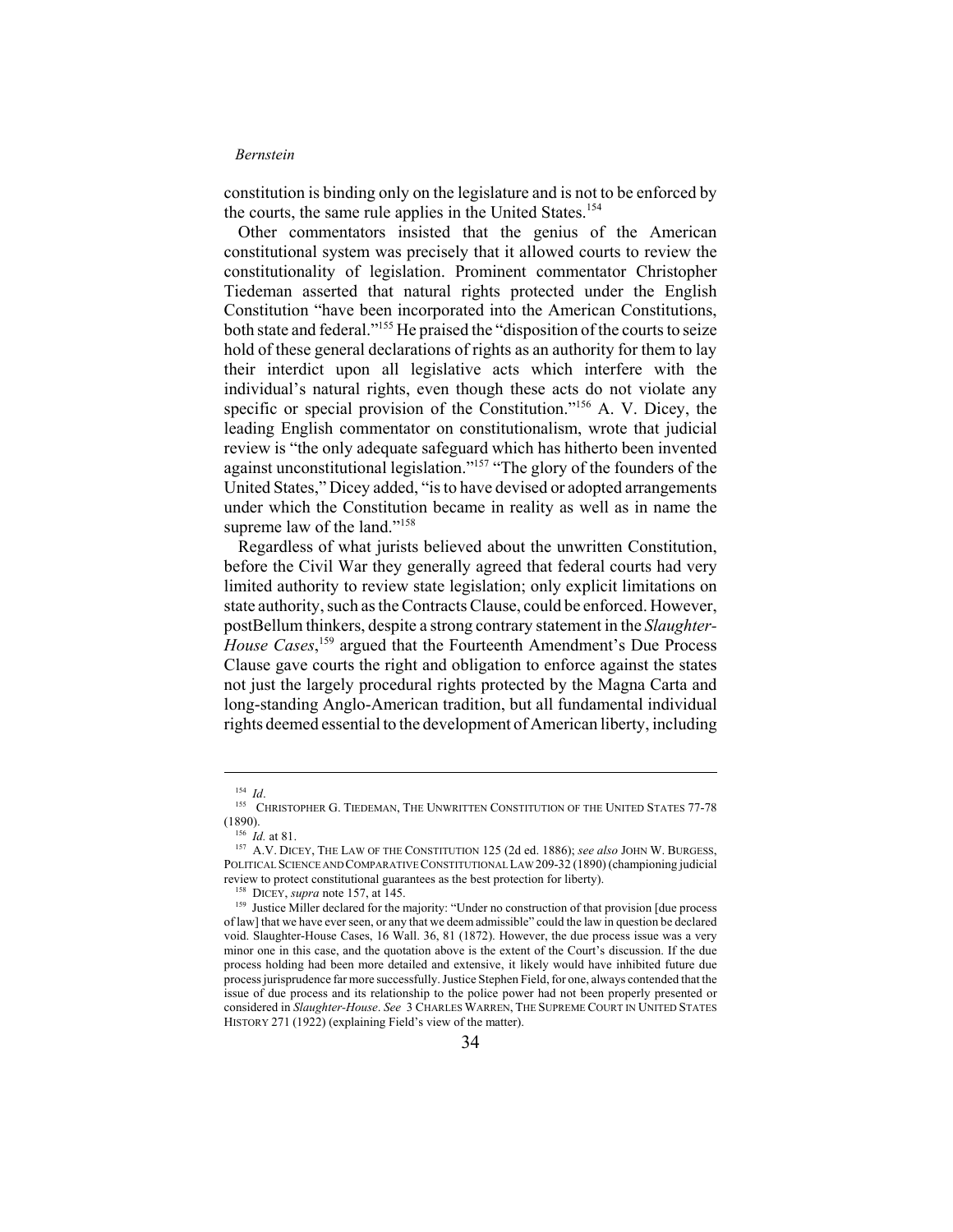constitution is binding only on the legislature and is not to be enforced by the courts, the same rule applies in the United States.[154]

Other commentators insisted that the genius of the American constitutional system was precisely that it allowed courts to review the constitutionality of legislation. Prominent commentator Christopher Tiedeman asserted that natural rights protected under the English Constitution "have been incorporated into the American Constitutions, both state and federal."[155] He praised the "disposition of the courts to seize hold of these general declarations of rights as an authority for them to lay their interdict upon all legislative acts which interfere with the individual's natural rights, even though these acts do not violate any specific or special provision of the Constitution."[156] A. V. Dicey, the leading English commentator on constitutionalism, wrote that judicial review is "the only adequate safeguard which has hitherto been invented against unconstitutional legislation."[157] "The glory of the founders of the United States," Dicey added, "is to have devised or adopted arrangements under which the Constitution became in reality as well as in name the supreme law of the land."[158]

Regardless of what jurists believed about the unwritten Constitution, before the Civil War they generally agreed that federal courts had very limited authority to review state legislation; only explicit limitations on state authority, such as the Contracts Clause, could be enforced. However, postBellum thinkers, despite a strong contrary statement in the *Slaughter-House Cases*,[159] argued that the Fourteenth Amendment's Due Process Clause gave courts the right and obligation to enforce against the states not just the largely procedural rights protected by the Magna Carta and long-standing Anglo-American tradition, but all fundamental individual rights deemed essential to the development of American liberty, including

---

[154] *Id*.

[155] CHRISTOPHER G. TIEDEMAN, THE UNWRITTEN CONSTITUTION OF THE UNITED STATES 77-78 (1890).

[156] *Id.* at 81.

[157] A.V. DICEY, THE LAW OF THE CONSTITUTION 125 (2d ed. 1886); *see also* JOHN W. BURGESS, POLITICAL SCIENCE AND COMPARATIVE CONSTITUTIONAL LAW 209-32 (1890) (championing judicial review to protect constitutional guarantees as the best protection for liberty).

[158] DICEY, *supra* note 157, at 145.

[159] Justice Miller declared for the majority: "Under no construction of that provision [due process of law] that we have ever seen, or any that we deem admissible" could the law in question be declared void. Slaughter-House Cases, 16 Wall. 36, 81 (1872). However, the due process issue was a very minor one in this case, and the quotation above is the extent of the Court's discussion. If the due process holding had been more detailed and extensive, it likely would have inhibited future due process jurisprudence far more successfully. Justice Stephen Field, for one, always contended that the issue of due process and its relationship to the police power had not been properly presented or considered in *Slaughter-House*. *See* 3 CHARLES WARREN, THE SUPREME COURT IN UNITED STATES HISTORY 271 (1922) (explaining Field's view of the matter).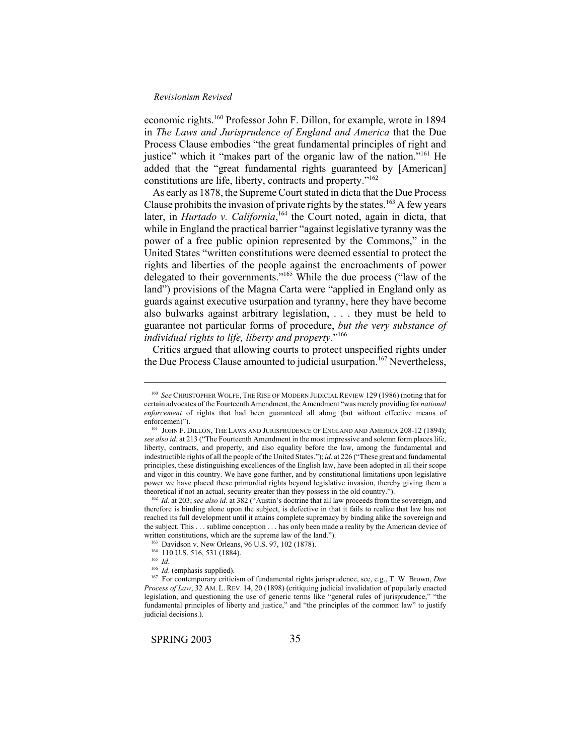economic rights.[160] Professor John F. Dillon, for example, wrote in 1894 in *The Laws and Jurisprudence of England and America* that the Due Process Clause embodies "the great fundamental principles of right and justice" which it "makes part of the organic law of the nation."[161] He added that the "great fundamental rights guaranteed by [American] constitutions are life, liberty, contracts and property."[162]

As early as 1878, the Supreme Court stated in dicta that the Due Process Clause prohibits the invasion of private rights by the states.[163] A few years later, in *Hurtado v. California*,[164] the Court noted, again in dicta, that while in England the practical barrier "against legislative tyranny was the power of a free public opinion represented by the Commons," in the United States "written constitutions were deemed essential to protect the rights and liberties of the people against the encroachments of power delegated to their governments."[165] While the due process ("law of the land") provisions of the Magna Carta were "applied in England only as guards against executive usurpation and tyranny, here they have become also bulwarks against arbitrary legislation, . . . they must be held to guarantee not particular forms of procedure, *but the very substance of individual rights to life, liberty and property.*"[166]

Critics argued that allowing courts to protect unspecified rights under the Due Process Clause amounted to judicial usurpation.[167] Nevertheless,

---

[160] *See* CHRISTOPHER WOLFE, THE RISE OF MODERN JUDICIAL REVIEW 129 (1986) (noting that for certain advocates of the Fourteenth Amendment, the Amendment "was merely providing for *national enforcement* of rights that had been guaranteed all along (but without effective means of enforcemen)").

[161] JOHN F. DILLON, THE LAWS AND JURISPRUDENCE OF ENGLAND AND AMERICA 208-12 (1894); *see also id*. at 213 ("The Fourteenth Amendment in the most impressive and solemn form places life, liberty, contracts, and property, and also equality before the law, among the fundamental and indestructible rights of all the people of the United States."); *id*. at 226 ("These great and fundamental principles, these distinguishing excellences of the English law, have been adopted in all their scope and vigor in this country. We have gone further, and by constitutional limitations upon legislative power we have placed these primordial rights beyond legislative invasion, thereby giving them a theoretical if not an actual, security greater than they possess in the old country.").

[162] *Id.* at 203; *see also id.* at 382 ("Austin's doctrine that all law proceeds from the sovereign, and therefore is binding alone upon the subject, is defective in that it fails to realize that law has not reached its full development until it attains complete supremacy by binding alike the sovereign and the subject. This . . . sublime conception . . . has only been made a reality by the American device of written constitutions, which are the supreme law of the land.").

[163] Davidson v. New Orleans, 96 U.S. 97, 102 (1878).

[164] 110 U.S. 516, 531 (1884).

[165] *Id*.

[166] *Id*. (emphasis supplied).

[167] For contemporary criticism of fundamental rights jurisprudence, see, e.g., T. W. Brown, *Due Process of Law*, 32 AM. L. REV. 14, 20 (1898) (critiquing judicial invalidation of popularly enacted legislation, and questioning the use of generic terms like "general rules of jurisprudence," "the fundamental principles of liberty and justice," and "the principles of the common law" to justify judicial decisions.).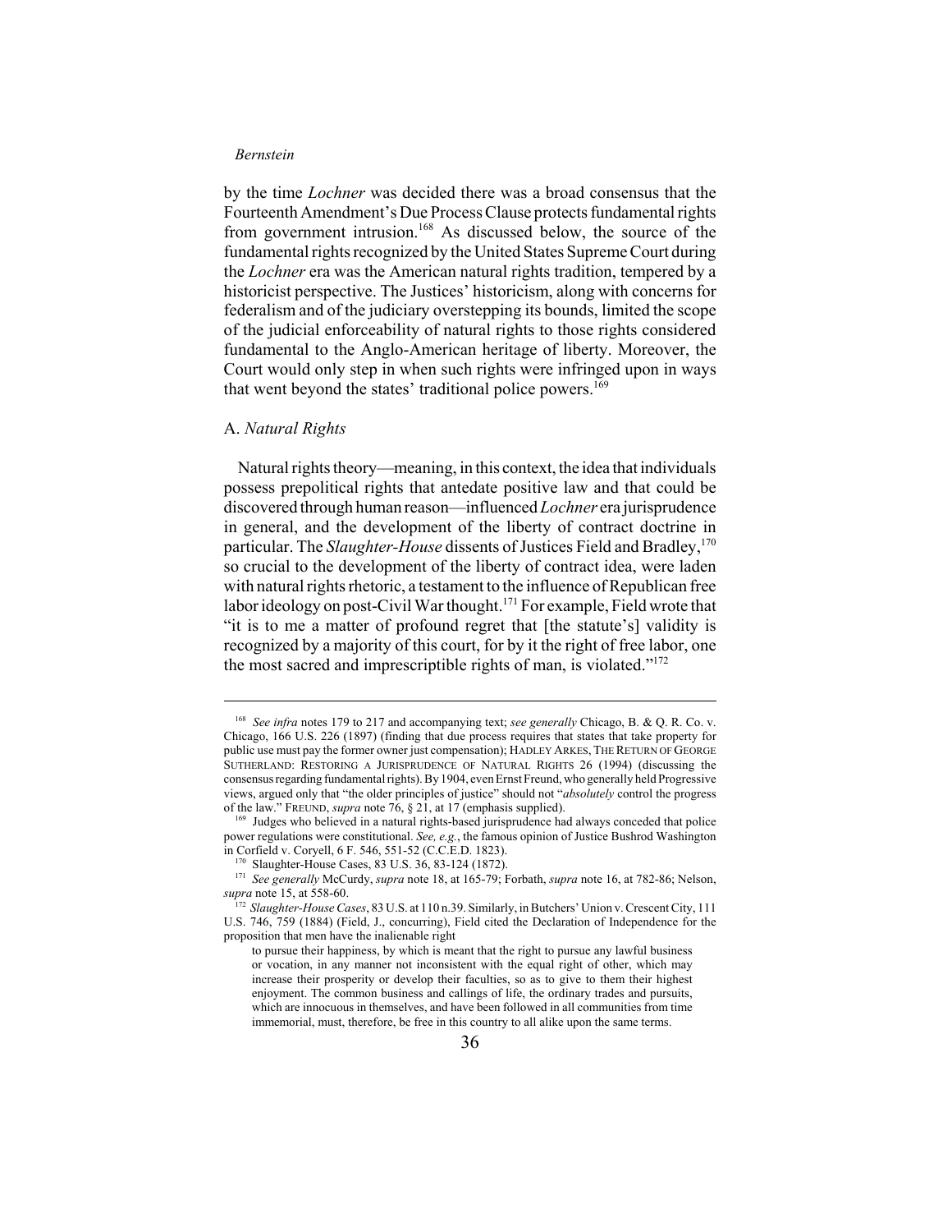by the time *Lochner* was decided there was a broad consensus that the Fourteenth Amendment's Due Process Clause protects fundamental rights from government intrusion.[168] As discussed below, the source of the fundamental rights recognized by the United States Supreme Court during the *Lochner* era was the American natural rights tradition, tempered by a historicist perspective. The Justices' historicism, along with concerns for federalism and of the judiciary overstepping its bounds, limited the scope of the judicial enforceability of natural rights to those rights considered fundamental to the Anglo-American heritage of liberty. Moreover, the Court would only step in when such rights were infringed upon in ways that went beyond the states' traditional police powers.[169]

## A. *Natural Rights*

Natural rights theory—meaning, in this context, the idea that individuals possess prepolitical rights that antedate positive law and that could be discovered through human reason—influenced *Lochner* era jurisprudence in general, and the development of the liberty of contract doctrine in particular. The *Slaughter-House* dissents of Justices Field and Bradley,[170] so crucial to the development of the liberty of contract idea, were laden with natural rights rhetoric, a testament to the influence of Republican free labor ideology on post-Civil War thought.[171] For example, Field wrote that "it is to me a matter of profound regret that [the statute's] validity is recognized by a majority of this court, for by it the right of free labor, one the most sacred and imprescriptible rights of man, is violated."[172]

---

[168] *See infra* notes 179 to 217 and accompanying text; *see generally* Chicago, B. & Q. R. Co. v. Chicago, 166 U.S. 226 (1897) (finding that due process requires that states that take property for public use must pay the former owner just compensation); HADLEY ARKES, THE RETURN OF GEORGE SUTHERLAND: RESTORING A JURISPRUDENCE OF NATURAL RIGHTS 26 (1994) (discussing the consensus regarding fundamental rights). By 1904, even Ernst Freund, who generally held Progressive views, argued only that "the older principles of justice" should not "*absolutely* control the progress of the law." FREUND, *supra* note 76, § 21, at 17 (emphasis supplied).

[169] Judges who believed in a natural rights-based jurisprudence had always conceded that police power regulations were constitutional. *See, e.g.*, the famous opinion of Justice Bushrod Washington in Corfield v. Coryell, 6 F. 546, 551-52 (C.C.E.D. 1823).

[170] Slaughter-House Cases, 83 U.S. 36, 83-124 (1872).

[171] *See generally* McCurdy, *supra* note 18, at 165-79; Forbath, *supra* note 16, at 782-86; Nelson, *supra* note 15, at 558-60.

[172] *Slaughter-House Cases*, 83 U.S. at 110 n.39. Similarly, in Butchers' Union v. Crescent City, 111 U.S. 746, 759 (1884) (Field, J., concurring), Field cited the Declaration of Independence for the proposition that men have the inalienable right

> to pursue their happiness, by which is meant that the right to pursue any lawful business or vocation, in any manner not inconsistent with the equal right of other, which may increase their prosperity or develop their faculties, so as to give to them their highest enjoyment. The common business and callings of life, the ordinary trades and pursuits, which are innocuous in themselves, and have been followed in all communities from time immemorial, must, therefore, be free in this country to all alike upon the same terms.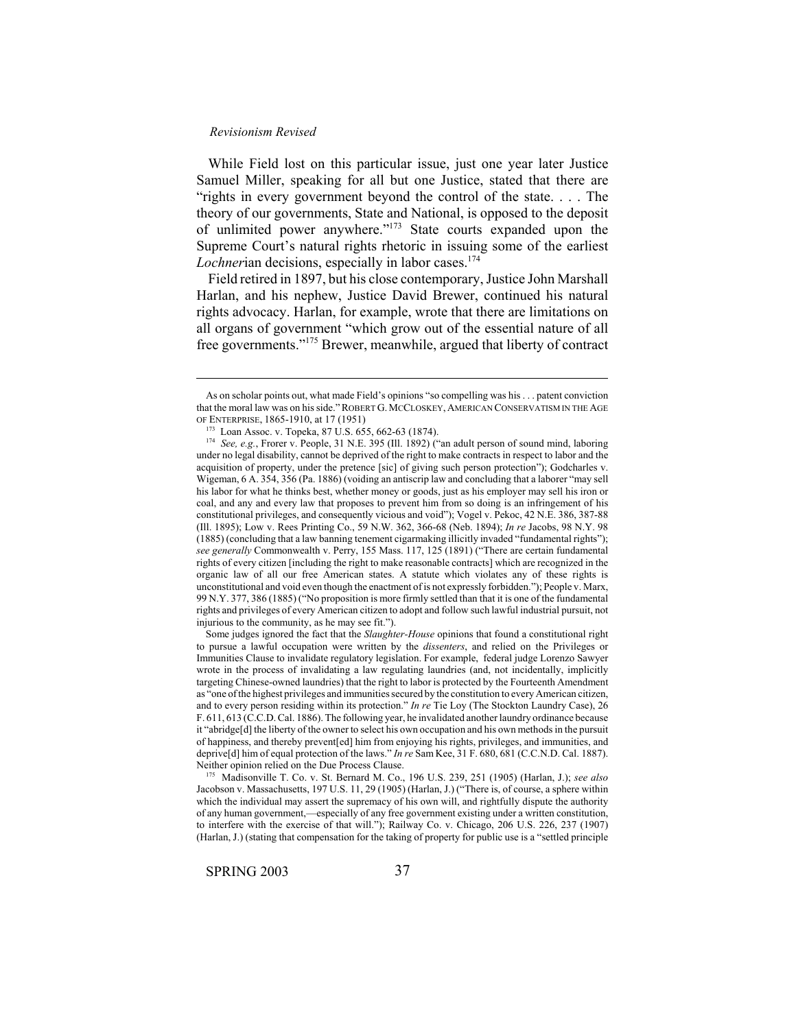While Field lost on this particular issue, just one year later Justice Samuel Miller, speaking for all but one Justice, stated that there are "rights in every government beyond the control of the state. . . . The theory of our governments, State and National, is opposed to the deposit of unlimited power anywhere."[173] State courts expanded upon the Supreme Court's natural rights rhetoric in issuing some of the earliest *Lochner*ian decisions, especially in labor cases.[174]

Field retired in 1897, but his close contemporary, Justice John Marshall Harlan, and his nephew, Justice David Brewer, continued his natural rights advocacy. Harlan, for example, wrote that there are limitations on all organs of government "which grow out of the essential nature of all free governments."[175] Brewer, meanwhile, argued that liberty of contract

---

As on scholar points out, what made Field's opinions "so compelling was his . . . patent conviction that the moral law was on his side." ROBERT G. MCCLOSKEY, AMERICAN CONSERVATISM IN THE AGE OF ENTERPRISE, 1865-1910, at 17 (1951)

[173] Loan Assoc. v. Topeka, 87 U.S. 655, 662-63 (1874).

[174] *See, e.g.*, Frorer v. People, 31 N.E. 395 (Ill. 1892) ("an adult person of sound mind, laboring under no legal disability, cannot be deprived of the right to make contracts in respect to labor and the acquisition of property, under the pretence [sic] of giving such person protection"); Godcharles v. Wigeman, 6 A. 354, 356 (Pa. 1886) (voiding an antiscrip law and concluding that a laborer "may sell his labor for what he thinks best, whether money or goods, just as his employer may sell his iron or coal, and any and every law that proposes to prevent him from so doing is an infringement of his constitutional privileges, and consequently vicious and void"); Vogel v. Pekoc, 42 N.E. 386, 387-88 (Ill. 1895); Low v. Rees Printing Co., 59 N.W. 362, 366-68 (Neb. 1894); *In re* Jacobs, 98 N.Y. 98 (1885) (concluding that a law banning tenement cigarmaking illicitly invaded "fundamental rights"); *see generally* Commonwealth v. Perry, 155 Mass. 117, 125 (1891) ("There are certain fundamental rights of every citizen [including the right to make reasonable contracts] which are recognized in the organic law of all our free American states. A statute which violates any of these rights is unconstitutional and void even though the enactment of is not expressly forbidden."); People v. Marx, 99 N.Y. 377, 386 (1885) ("No proposition is more firmly settled than that it is one of the fundamental rights and privileges of every American citizen to adopt and follow such lawful industrial pursuit, not injurious to the community, as he may see fit.").

Some judges ignored the fact that the *Slaughter-House* opinions that found a constitutional right to pursue a lawful occupation were written by the *dissenters*, and relied on the Privileges or Immunities Clause to invalidate regulatory legislation. For example, federal judge Lorenzo Sawyer wrote in the process of invalidating a law regulating laundries (and, not incidentally, implicitly targeting Chinese-owned laundries) that the right to labor is protected by the Fourteenth Amendment as "one of the highest privileges and immunities secured by the constitution to every American citizen, and to every person residing within its protection." *In re* Tie Loy (The Stockton Laundry Case), 26 F. 611, 613 (C.C.D. Cal. 1886). The following year, he invalidated another laundry ordinance because it "abridge[d] the liberty of the owner to select his own occupation and his own methods in the pursuit of happiness, and thereby prevent[ed] him from enjoying his rights, privileges, and immunities, and deprive[d] him of equal protection of the laws." *In re* Sam Kee, 31 F. 680, 681 (C.C.N.D. Cal. 1887). Neither opinion relied on the Due Process Clause.

[175] Madisonville T. Co. v. St. Bernard M. Co., 196 U.S. 239, 251 (1905) (Harlan, J.); *see also* Jacobson v. Massachusetts, 197 U.S. 11, 29 (1905) (Harlan, J.) ("There is, of course, a sphere within which the individual may assert the supremacy of his own will, and rightfully dispute the authority of any human government,—especially of any free government existing under a written constitution, to interfere with the exercise of that will."); Railway Co. v. Chicago, 206 U.S. 226, 237 (1907) (Harlan, J.) (stating that compensation for the taking of property for public use is a "settled principle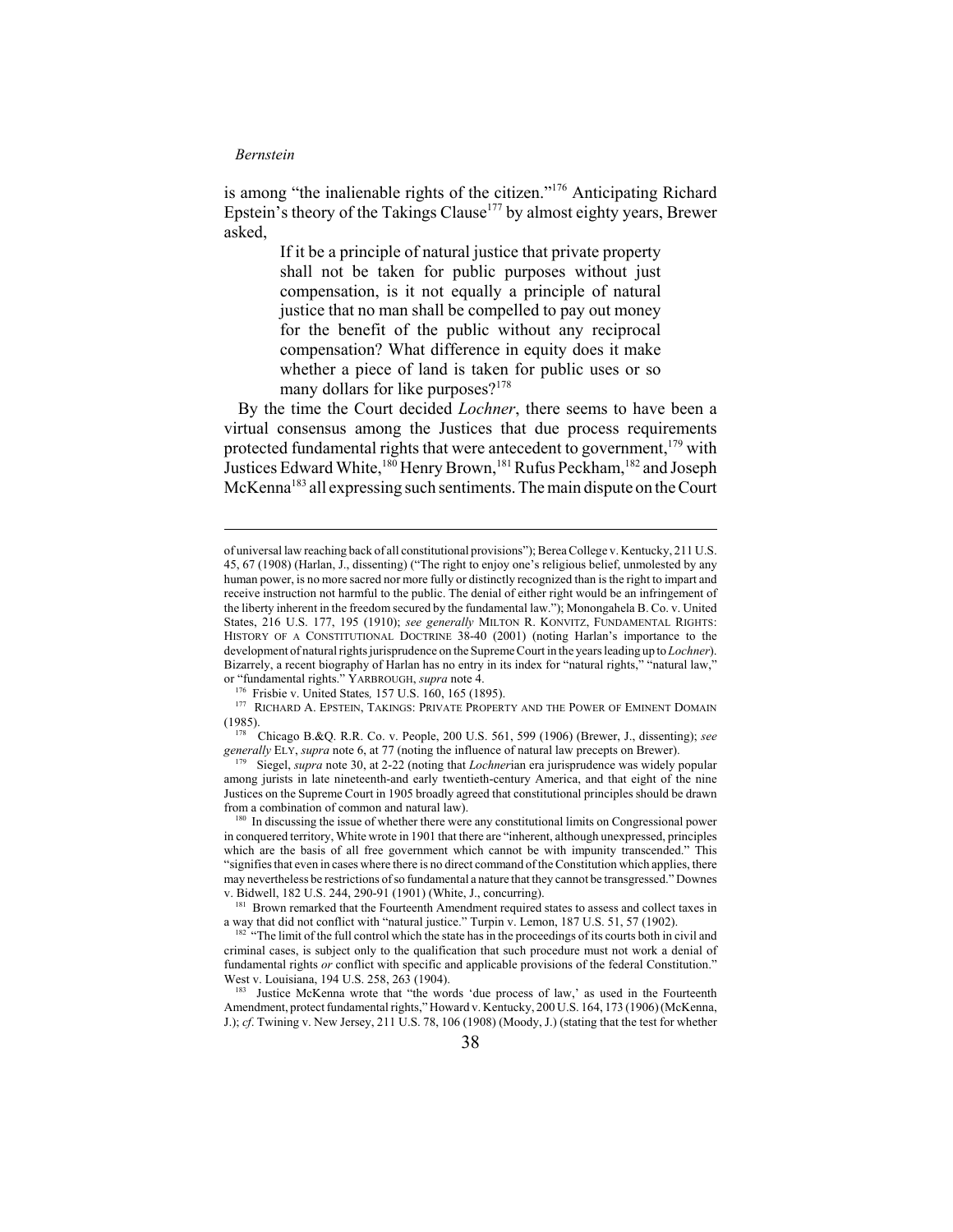is among "the inalienable rights of the citizen."[176] Anticipating Richard Epstein's theory of the Takings Clause[177] by almost eighty years, Brewer asked,

> If it be a principle of natural justice that private property shall not be taken for public purposes without just compensation, is it not equally a principle of natural justice that no man shall be compelled to pay out money for the benefit of the public without any reciprocal compensation? What difference in equity does it make whether a piece of land is taken for public uses or so many dollars for like purposes?[178]

By the time the Court decided *Lochner*, there seems to have been a virtual consensus among the Justices that due process requirements protected fundamental rights that were antecedent to government,[179] with Justices Edward White,[180] Henry Brown,[181] Rufus Peckham,[182] and Joseph McKenna[183] all expressing such sentiments. The main dispute on the Court

---

of universal law reaching back of all constitutional provisions"); Berea College v. Kentucky, 211 U.S. 45, 67 (1908) (Harlan, J., dissenting) ("The right to enjoy one's religious belief, unmolested by any human power, is no more sacred nor more fully or distinctly recognized than is the right to impart and receive instruction not harmful to the public. The denial of either right would be an infringement of the liberty inherent in the freedom secured by the fundamental law."); Monongahela B. Co. v. United States, 216 U.S. 177, 195 (1910); *see generally* MILTON R. KONVITZ, FUNDAMENTAL RIGHTS: HISTORY OF A CONSTITUTIONAL DOCTRINE 38-40 (2001) (noting Harlan's importance to the development of natural rights jurisprudence on the Supreme Court in the years leading up to *Lochner*). Bizarrely, a recent biography of Harlan has no entry in its index for "natural rights," "natural law," or "fundamental rights." YARBROUGH, *supra* note 4.

[176] Frisbie v. United States*,* 157 U.S. 160, 165 (1895).

[177] RICHARD A. EPSTEIN, TAKINGS: PRIVATE PROPERTY AND THE POWER OF EMINENT DOMAIN (1985).

[178] Chicago B.&Q. R.R. Co. v. People, 200 U.S. 561, 599 (1906) (Brewer, J., dissenting); *see generally* ELY, *supra* note 6, at 77 (noting the influence of natural law precepts on Brewer).

[179] Siegel, *supra* note 30, at 2-22 (noting that *Lochner*ian era jurisprudence was widely popular among jurists in late nineteenth-and early twentieth-century America, and that eight of the nine Justices on the Supreme Court in 1905 broadly agreed that constitutional principles should be drawn from a combination of common and natural law).

[180] In discussing the issue of whether there were any constitutional limits on Congressional power in conquered territory, White wrote in 1901 that there are "inherent, although unexpressed, principles which are the basis of all free government which cannot be with impunity transcended." This "signifies that even in cases where there is no direct command of the Constitution which applies, there may nevertheless be restrictions of so fundamental a nature that they cannot be transgressed." Downes v. Bidwell, 182 U.S. 244, 290-91 (1901) (White, J., concurring).

[181] Brown remarked that the Fourteenth Amendment required states to assess and collect taxes in a way that did not conflict with "natural justice." Turpin v. Lemon, 187 U.S. 51, 57 (1902).

[182] "The limit of the full control which the state has in the proceedings of its courts both in civil and criminal cases, is subject only to the qualification that such procedure must not work a denial of fundamental rights *or* conflict with specific and applicable provisions of the federal Constitution." West v. Louisiana, 194 U.S. 258, 263 (1904).

[183] Justice McKenna wrote that "the words 'due process of law,' as used in the Fourteenth Amendment, protect fundamental rights," Howard v. Kentucky, 200 U.S. 164, 173 (1906) (McKenna, J.); *cf*. Twining v. New Jersey, 211 U.S. 78, 106 (1908) (Moody, J.) (stating that the test for whether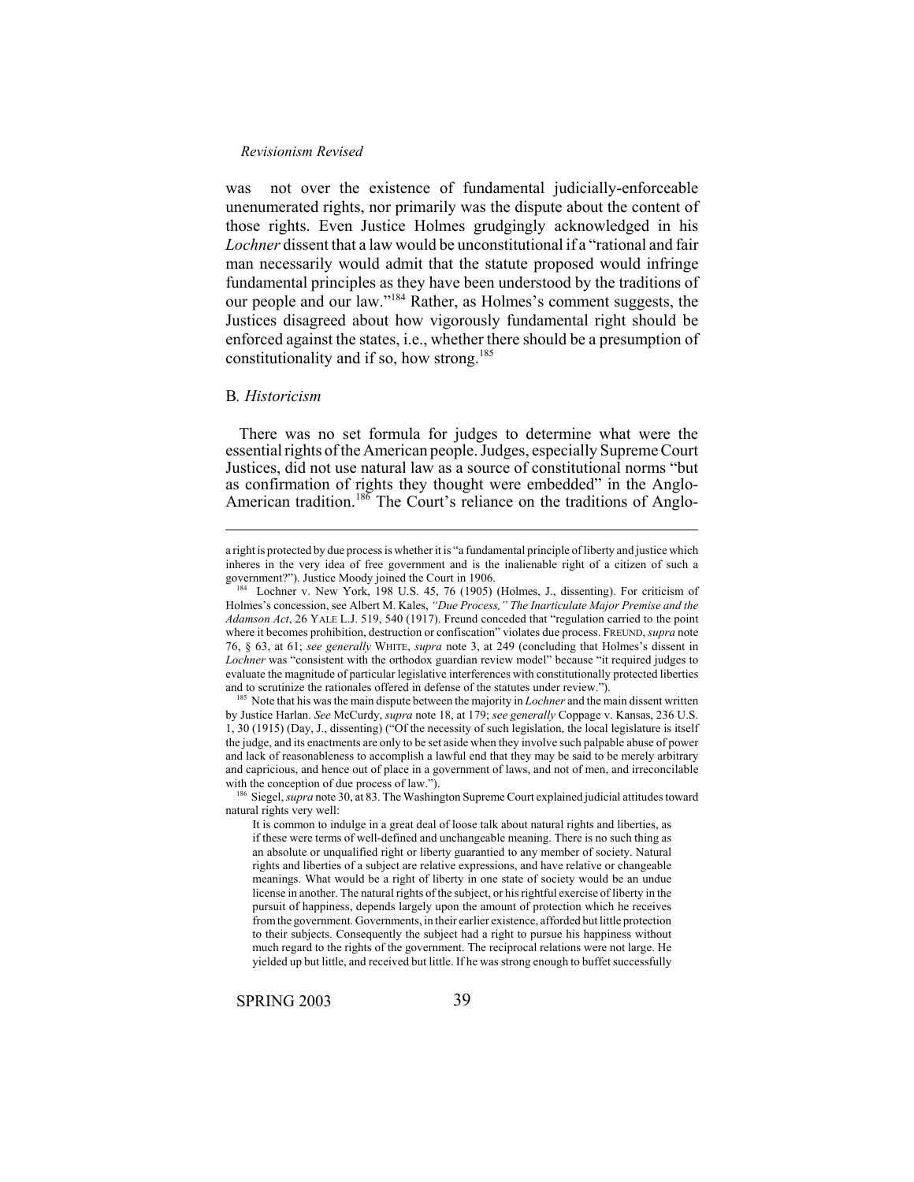was not over the existence of fundamental judicially-enforceable unenumerated rights, nor primarily was the dispute about the content of those rights. Even Justice Holmes grudgingly acknowledged in his *Lochner* dissent that a law would be unconstitutional if a "rational and fair man necessarily would admit that the statute proposed would infringe fundamental principles as they have been understood by the traditions of our people and our law."[184] Rather, as Holmes's comment suggests, the Justices disagreed about how vigorously fundamental right should be enforced against the states, i.e., whether there should be a presumption of constitutionality and if so, how strong.[185]

## B. *Historicism*

There was no set formula for judges to determine what were the essential rights of the American people. Judges, especially Supreme Court Justices, did not use natural law as a source of constitutional norms "but as confirmation of rights they thought were embedded" in the Anglo-American tradition.[186] The Court's reliance on the traditions of Anglo-

---

a right is protected by due process is whether it is "a fundamental principle of liberty and justice which inheres in the very idea of free government and is the inalienable right of a citizen of such a government?"). Justice Moody joined the Court in 1906.

[184] Lochner v. New York, 198 U.S. 45, 76 (1905) (Holmes, J., dissenting). For criticism of Holmes's concession, see Albert M. Kales, *"Due Process," The Inarticulate Major Premise and the Adamson Act*, 26 YALE L.J. 519, 540 (1917). Freund conceded that "regulation carried to the point where it becomes prohibition, destruction or confiscation" violates due process. FREUND, *supra* note 76, § 63, at 61; *see generally* WHITE, *supra* note 3, at 249 (concluding that Holmes's dissent in *Lochner* was "consistent with the orthodox guardian review model" because "it required judges to evaluate the magnitude of particular legislative interferences with constitutionally protected liberties and to scrutinize the rationales offered in defense of the statutes under review.").

[185] Note that his was the main dispute between the majority in *Lochner* and the main dissent written by Justice Harlan. *See* McCurdy, *supra* note 18, at 179; *see generally* Coppage v. Kansas, 236 U.S. 1, 30 (1915) (Day, J., dissenting) ("Of the necessity of such legislation, the local legislature is itself the judge, and its enactments are only to be set aside when they involve such palpable abuse of power and lack of reasonableness to accomplish a lawful end that they may be said to be merely arbitrary and capricious, and hence out of place in a government of laws, and not of men, and irreconcilable with the conception of due process of law.").

[186] Siegel, *supra* note 30, at 83. The Washington Supreme Court explained judicial attitudes toward natural rights very well:

> It is common to indulge in a great deal of loose talk about natural rights and liberties, as if these were terms of well-defined and unchangeable meaning. There is no such thing as an absolute or unqualified right or liberty guarantied to any member of society. Natural rights and liberties of a subject are relative expressions, and have relative or changeable meanings. What would be a right of liberty in one state of society would be an undue license in another. The natural rights of the subject, or his rightful exercise of liberty in the pursuit of happiness, depends largely upon the amount of protection which he receives from the government. Governments, in their earlier existence, afforded but little protection to their subjects. Consequently the subject had a right to pursue his happiness without much regard to the rights of the government. The reciprocal relations were not large. He yielded up but little, and received but little. If he was strong enough to buffet successfully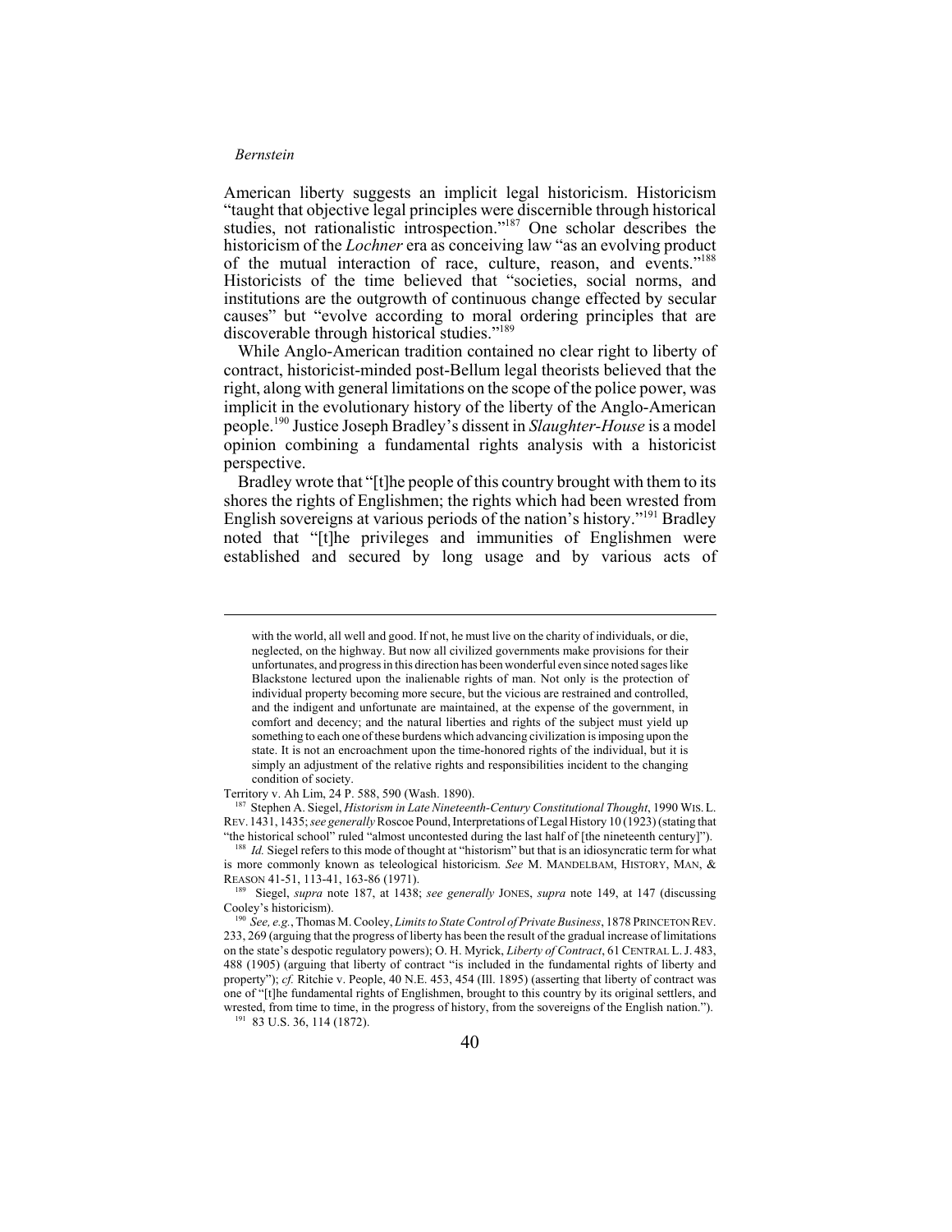American liberty suggests an implicit legal historicism. Historicism "taught that objective legal principles were discernible through historical studies, not rationalistic introspection."[187] One scholar describes the historicism of the *Lochner* era as conceiving law "as an evolving product of the mutual interaction of race, culture, reason, and events."[188] Historicists of the time believed that "societies, social norms, and institutions are the outgrowth of continuous change effected by secular causes" but "evolve according to moral ordering principles that are discoverable through historical studies."[189]

While Anglo-American tradition contained no clear right to liberty of contract, historicist-minded post-Bellum legal theorists believed that the right, along with general limitations on the scope of the police power, was implicit in the evolutionary history of the liberty of the Anglo-American people.[190] Justice Joseph Bradley's dissent in *Slaughter-House* is a model opinion combining a fundamental rights analysis with a historicist perspective.

Bradley wrote that "[t]he people of this country brought with them to its shores the rights of Englishmen; the rights which had been wrested from English sovereigns at various periods of the nation's history."[191] Bradley noted that "[t]he privileges and immunities of Englishmen were established and secured by long usage and by various acts of

---

> with the world, all well and good. If not, he must live on the charity of individuals, or die, neglected, on the highway. But now all civilized governments make provisions for their unfortunates, and progress in this direction has been wonderful even since noted sages like Blackstone lectured upon the inalienable rights of man. Not only is the protection of individual property becoming more secure, but the vicious are restrained and controlled, and the indigent and unfortunate are maintained, at the expense of the government, in comfort and decency; and the natural liberties and rights of the subject must yield up something to each one of these burdens which advancing civilization is imposing upon the state. It is not an encroachment upon the time-honored rights of the individual, but it is simply an adjustment of the relative rights and responsibilities incident to the changing condition of society.

Territory v. Ah Lim, 24 P. 588, 590 (Wash. 1890).

[187] Stephen A. Siegel, *Historism in Late Nineteenth-Century Constitutional Thought*, 1990 WIS. L. REV. 1431, 1435; *see generally* Roscoe Pound, Interpretations of Legal History 10 (1923) (stating that "the historical school" ruled "almost uncontested during the last half of [the nineteenth century]").

[188] *Id.* Siegel refers to this mode of thought at "historism" but that is an idiosyncratic term for what is more commonly known as teleological historicism. *See* M. MANDELBAM, HISTORY, MAN, & REASON 41-51, 113-41, 163-86 (1971).

[189] Siegel, *supra* note 187, at 1438; *see generally* JONES, *supra* note 149, at 147 (discussing Cooley's historicism).

[190] *See, e.g.*, Thomas M. Cooley, *Limits to State Control of Private Business*, 1878 PRINCETON REV. 233, 269 (arguing that the progress of liberty has been the result of the gradual increase of limitations on the state's despotic regulatory powers); O. H. Myrick, *Liberty of Contract*, 61 CENTRAL L. J. 483, 488 (1905) (arguing that liberty of contract "is included in the fundamental rights of liberty and property"); *cf.* Ritchie v. People, 40 N.E. 453, 454 (Ill. 1895) (asserting that liberty of contract was one of "[t]he fundamental rights of Englishmen, brought to this country by its original settlers, and wrested, from time to time, in the progress of history, from the sovereigns of the English nation.").

[191] 83 U.S. 36, 114 (1872).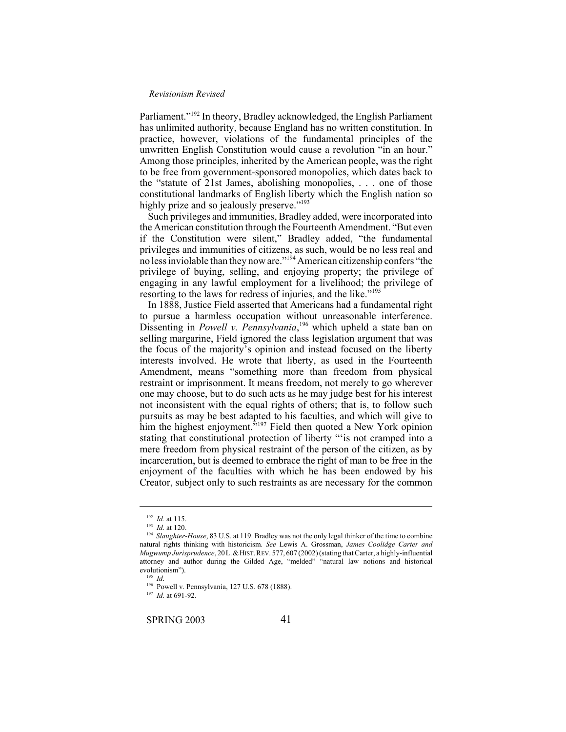Parliament."[192] In theory, Bradley acknowledged, the English Parliament has unlimited authority, because England has no written constitution. In practice, however, violations of the fundamental principles of the unwritten English Constitution would cause a revolution "in an hour." Among those principles, inherited by the American people, was the right to be free from government-sponsored monopolies, which dates back to the "statute of 21st James, abolishing monopolies, . . . one of those constitutional landmarks of English liberty which the English nation so highly prize and so jealously preserve."[193]

Such privileges and immunities, Bradley added, were incorporated into the American constitution through the Fourteenth Amendment. "But even if the Constitution were silent," Bradley added, "the fundamental privileges and immunities of citizens, as such, would be no less real and no less inviolable than they now are."[194] American citizenship confers "the privilege of buying, selling, and enjoying property; the privilege of engaging in any lawful employment for a livelihood; the privilege of resorting to the laws for redress of injuries, and the like."[195]

In 1888, Justice Field asserted that Americans had a fundamental right to pursue a harmless occupation without unreasonable interference. Dissenting in *Powell v. Pennsylvania*,[196] which upheld a state ban on selling margarine, Field ignored the class legislation argument that was the focus of the majority's opinion and instead focused on the liberty interests involved. He wrote that liberty, as used in the Fourteenth Amendment, means "something more than freedom from physical restraint or imprisonment. It means freedom, not merely to go wherever one may choose, but to do such acts as he may judge best for his interest not inconsistent with the equal rights of others; that is, to follow such pursuits as may be best adapted to his faculties, and which will give to him the highest enjoyment."[197] Field then quoted a New York opinion stating that constitutional protection of liberty "'is not cramped into a mere freedom from physical restraint of the person of the citizen, as by incarceration, but is deemed to embrace the right of man to be free in the enjoyment of the faculties with which he has been endowed by his Creator, subject only to such restraints as are necessary for the common

---

[192] *Id.* at 115.

[193] *Id*. at 120.

[194] *Slaughter-House*, 83 U.S. at 119. Bradley was not the only legal thinker of the time to combine natural rights thinking with historicism. *See* Lewis A. Grossman, *James Coolidge Carter and Mugwump Jurisprudence*, 20 L. & HIST. REV. 577, 607 (2002) (stating that Carter, a highly-influential attorney and author during the Gilded Age, "melded" "natural law notions and historical evolutionism").

[195] *Id*.

[196] Powell v. Pennsylvania, 127 U.S. 678 (1888).

[197] *Id.* at 691-92.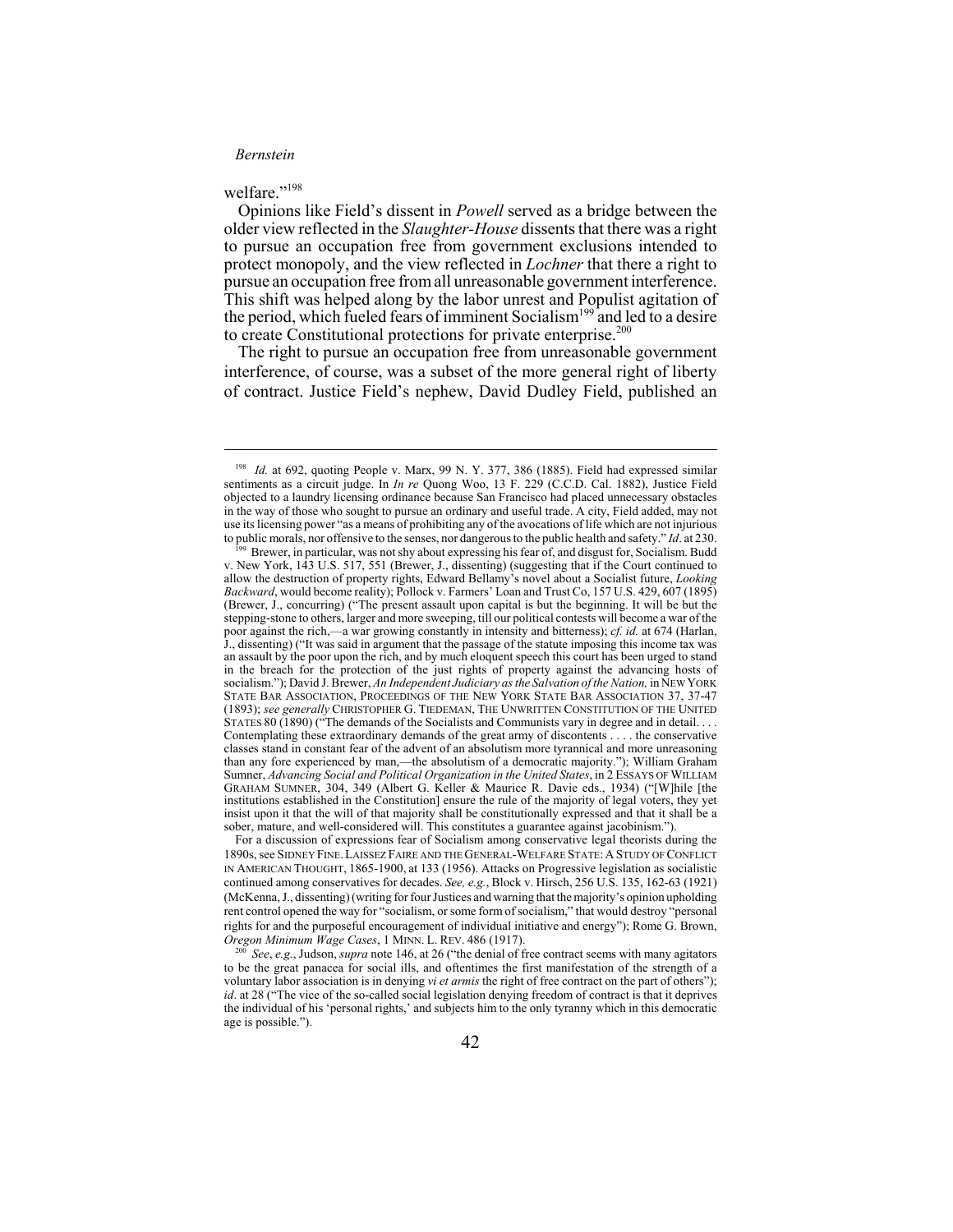welfare."[198]

Opinions like Field's dissent in *Powell* served as a bridge between the older view reflected in the *Slaughter-House* dissents that there was a right to pursue an occupation free from government exclusions intended to protect monopoly, and the view reflected in *Lochner* that there a right to pursue an occupation free from all unreasonable government interference. This shift was helped along by the labor unrest and Populist agitation of the period, which fueled fears of imminent Socialism[199] and led to a desire to create Constitutional protections for private enterprise.[200]

The right to pursue an occupation free from unreasonable government interference, of course, was a subset of the more general right of liberty of contract. Justice Field's nephew, David Dudley Field, published an

---

[198] *Id.* at 692, quoting People v. Marx, 99 N. Y. 377, 386 (1885). Field had expressed similar sentiments as a circuit judge. In *In re* Quong Woo, 13 F. 229 (C.C.D. Cal. 1882), Justice Field objected to a laundry licensing ordinance because San Francisco had placed unnecessary obstacles in the way of those who sought to pursue an ordinary and useful trade. A city, Field added, may not use its licensing power "as a means of prohibiting any of the avocations of life which are not injurious to public morals, nor offensive to the senses, nor dangerous to the public health and safety." *Id*. at 230.

[199] Brewer, in particular, was not shy about expressing his fear of, and disgust for, Socialism. Budd v. New York, 143 U.S. 517, 551 (Brewer, J., dissenting) (suggesting that if the Court continued to allow the destruction of property rights, Edward Bellamy's novel about a Socialist future, *Looking Backward*, would become reality); Pollock v. Farmers' Loan and Trust Co, 157 U.S. 429, 607 (1895) (Brewer, J., concurring) ("The present assault upon capital is but the beginning. It will be but the stepping-stone to others, larger and more sweeping, till our political contests will become a war of the poor against the rich,—a war growing constantly in intensity and bitterness); *cf. id.* at 674 (Harlan, J., dissenting) ("It was said in argument that the passage of the statute imposing this income tax was an assault by the poor upon the rich, and by much eloquent speech this court has been urged to stand in the breach for the protection of the just rights of property against the advancing hosts of socialism."); David J. Brewer, *An Independent Judiciary as the Salvation of the Nation,* in NEW YORK STATE BAR ASSOCIATION, PROCEEDINGS OF THE NEW YORK STATE BAR ASSOCIATION 37, 37-47 (1893); *see generally* CHRISTOPHER G. TIEDEMAN, THE UNWRITTEN CONSTITUTION OF THE UNITED STATES 80 (1890) ("The demands of the Socialists and Communists vary in degree and in detail. . . . Contemplating these extraordinary demands of the great army of discontents . . . . the conservative classes stand in constant fear of the advent of an absolutism more tyrannical and more unreasoning than any fore experienced by man,—the absolutism of a democratic majority."); William Graham Sumner, *Advancing Social and Political Organization in the United States*, in 2 ESSAYS OF WILLIAM GRAHAM SUMNER, 304, 349 (Albert G. Keller & Maurice R. Davie eds., 1934) ("[W]hile [the institutions established in the Constitution] ensure the rule of the majority of legal voters, they yet insist upon it that the will of that majority shall be constitutionally expressed and that it shall be a sober, mature, and well-considered will. This constitutes a guarantee against jacobinism.").

For a discussion of expressions fear of Socialism among conservative legal theorists during the 1890s, see SIDNEY FINE. LAISSEZ FAIRE AND THE GENERAL-WELFARE STATE: A STUDY OF CONFLICT IN AMERICAN THOUGHT, 1865-1900, at 133 (1956). Attacks on Progressive legislation as socialistic continued among conservatives for decades. *See, e.g.*, Block v. Hirsch, 256 U.S. 135, 162-63 (1921) (McKenna, J., dissenting) (writing for four Justices and warning that the majority's opinion upholding rent control opened the way for "socialism, or some form of socialism," that would destroy "personal rights for and the purposeful encouragement of individual initiative and energy"); Rome G. Brown, *Oregon Minimum Wage Cases*, 1 MINN. L. REV. 486 (1917).

[200] *See*, *e.g.*, Judson, *supra* note 146, at 26 ("the denial of free contract seems with many agitators to be the great panacea for social ills, and oftentimes the first manifestation of the strength of a voluntary labor association is in denying *vi et armis* the right of free contract on the part of others"); *id*. at 28 ("The vice of the so-called social legislation denying freedom of contract is that it deprives the individual of his 'personal rights,' and subjects him to the only tyranny which in this democratic age is possible.").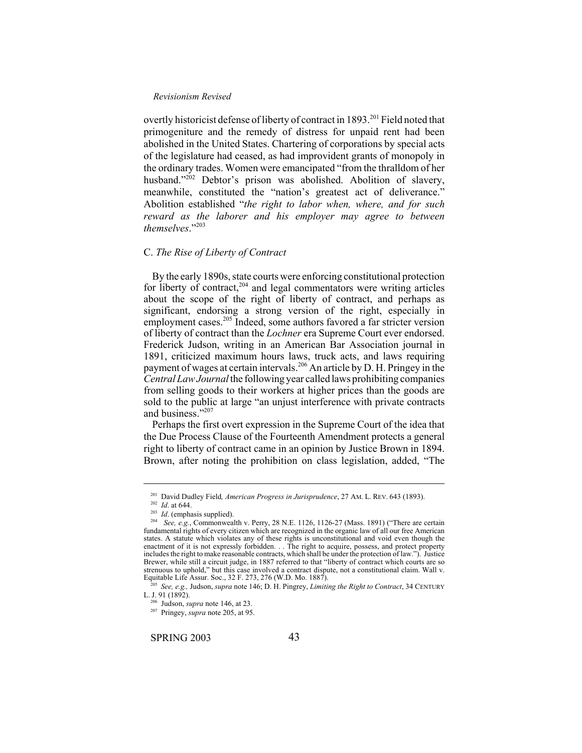overtly historicist defense of liberty of contract in 1893.[201] Field noted that primogeniture and the remedy of distress for unpaid rent had been abolished in the United States. Chartering of corporations by special acts of the legislature had ceased, as had improvident grants of monopoly in the ordinary trades. Women were emancipated "from the thralldom of her husband."[202] Debtor's prison was abolished. Abolition of slavery, meanwhile, constituted the "nation's greatest act of deliverance." Abolition established "*the right to labor when, where, and for such reward as the laborer and his employer may agree to between themselves*."[203]

### C. *The Rise of Liberty of Contract*

By the early 1890s, state courts were enforcing constitutional protection for liberty of contract,[204] and legal commentators were writing articles about the scope of the right of liberty of contract, and perhaps as significant, endorsing a strong version of the right, especially in employment cases.[205] Indeed, some authors favored a far stricter version of liberty of contract than the *Lochner* era Supreme Court ever endorsed. Frederick Judson, writing in an American Bar Association journal in 1891, criticized maximum hours laws, truck acts, and laws requiring payment of wages at certain intervals.[206] An article by D. H. Pringey in the *Central Law Journal* the following year called laws prohibiting companies from selling goods to their workers at higher prices than the goods are sold to the public at large "an unjust interference with private contracts and business."[207]

Perhaps the first overt expression in the Supreme Court of the idea that the Due Process Clause of the Fourteenth Amendment protects a general right to liberty of contract came in an opinion by Justice Brown in 1894. Brown, after noting the prohibition on class legislation, added, "The

---

[201] David Dudley Field*, American Progress in Jurisprudence*, 27 AM. L. REV. 643 (1893).

[202] *Id*. at 644.

[203] *Id*. (emphasis supplied).

[204] *See, e.g.*, Commonwealth v. Perry, 28 N.E. 1126, 1126-27 (Mass. 1891) ("There are certain fundamental rights of every citizen which are recognized in the organic law of all our free American states. A statute which violates any of these rights is unconstitutional and void even though the enactment of it is not expressly forbidden. . . The right to acquire, possess, and protect property includes the right to make reasonable contracts, which shall be under the protection of law."). Justice Brewer, while still a circuit judge, in 1887 referred to that "liberty of contract which courts are so strenuous to uphold," but this case involved a contract dispute, not a constitutional claim. Wall v. Equitable Life Assur. Soc., 32 F. 273, 276 (W.D. Mo. 1887).

[205] *See, e.g.,* Judson, *supra* note 146; D. H. Pingrey, *Limiting the Right to Contract*, 34 CENTURY L. J. 91 (1892).

[206] Judson, *supra* note 146, at 23.

[207] Pringey, *supra* note 205, at 95.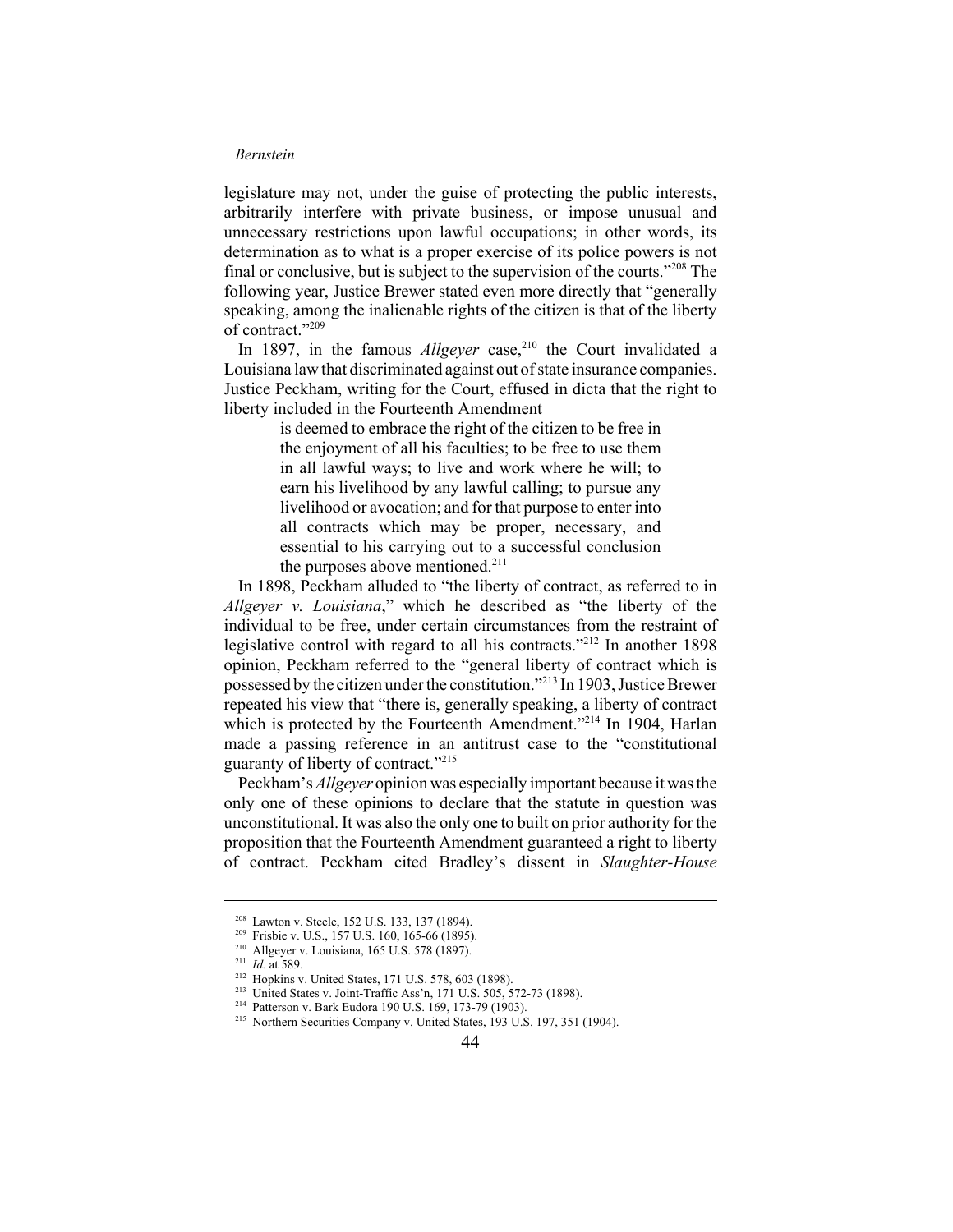legislature may not, under the guise of protecting the public interests, arbitrarily interfere with private business, or impose unusual and unnecessary restrictions upon lawful occupations; in other words, its determination as to what is a proper exercise of its police powers is not final or conclusive, but is subject to the supervision of the courts."[208] The following year, Justice Brewer stated even more directly that "generally speaking, among the inalienable rights of the citizen is that of the liberty of contract."[209]

In 1897, in the famous *Allgeyer* case,[210] the Court invalidated a Louisiana law that discriminated against out of state insurance companies. Justice Peckham, writing for the Court, effused in dicta that the right to liberty included in the Fourteenth Amendment

> is deemed to embrace the right of the citizen to be free in the enjoyment of all his faculties; to be free to use them in all lawful ways; to live and work where he will; to earn his livelihood by any lawful calling; to pursue any livelihood or avocation; and for that purpose to enter into all contracts which may be proper, necessary, and essential to his carrying out to a successful conclusion the purposes above mentioned.[211]

In 1898, Peckham alluded to "the liberty of contract, as referred to in *Allgeyer v. Louisiana*," which he described as "the liberty of the individual to be free, under certain circumstances from the restraint of legislative control with regard to all his contracts."[212] In another 1898 opinion, Peckham referred to the "general liberty of contract which is possessed by the citizen under the constitution."[213] In 1903, Justice Brewer repeated his view that "there is, generally speaking, a liberty of contract which is protected by the Fourteenth Amendment."[214] In 1904, Harlan made a passing reference in an antitrust case to the "constitutional guaranty of liberty of contract."[215]

Peckham's *Allgeyer* opinion was especially important because it was the only one of these opinions to declare that the statute in question was unconstitutional. It was also the only one to built on prior authority for the proposition that the Fourteenth Amendment guaranteed a right to liberty of contract. Peckham cited Bradley's dissent in *Slaughter-House*

---

[208] Lawton v. Steele, 152 U.S. 133, 137 (1894).

[209] Frisbie v. U.S., 157 U.S. 160, 165-66 (1895).

[210] Allgeyer v. Louisiana, 165 U.S. 578 (1897).

[211] *Id.* at 589.

[212] Hopkins v. United States, 171 U.S. 578, 603 (1898).

[213] United States v. Joint-Traffic Ass'n, 171 U.S. 505, 572-73 (1898).

[214] Patterson v. Bark Eudora 190 U.S. 169, 173-79 (1903).

[215] Northern Securities Company v. United States, 193 U.S. 197, 351 (1904).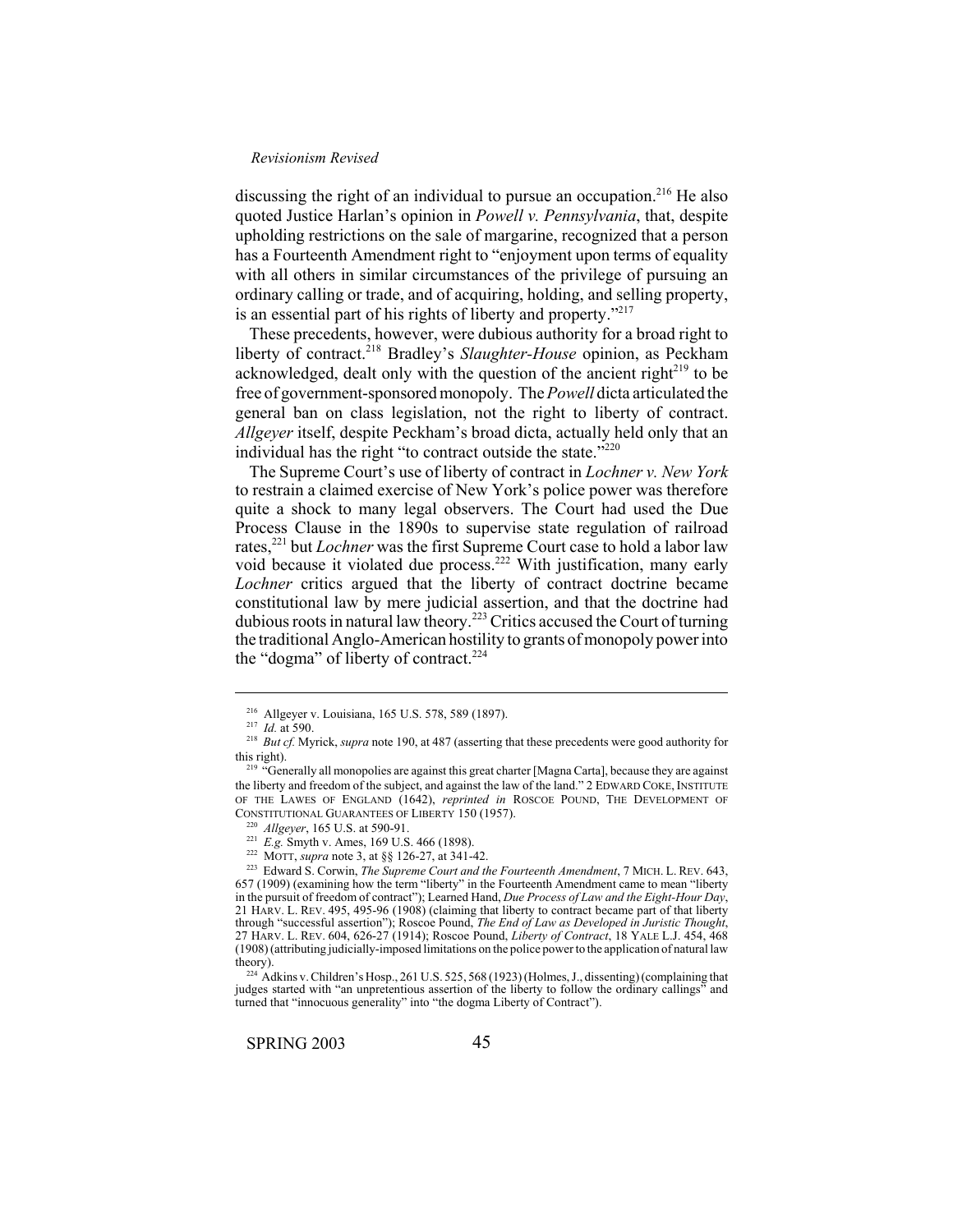discussing the right of an individual to pursue an occupation.[216] He also quoted Justice Harlan's opinion in *Powell v. Pennsylvania*, that, despite upholding restrictions on the sale of margarine, recognized that a person has a Fourteenth Amendment right to "enjoyment upon terms of equality with all others in similar circumstances of the privilege of pursuing an ordinary calling or trade, and of acquiring, holding, and selling property, is an essential part of his rights of liberty and property."[217]

These precedents, however, were dubious authority for a broad right to liberty of contract.[218] Bradley's *Slaughter-House* opinion, as Peckham acknowledged, dealt only with the question of the ancient right[219] to be free of government-sponsored monopoly. The *Powell* dicta articulated the general ban on class legislation, not the right to liberty of contract. *Allgeyer* itself, despite Peckham's broad dicta, actually held only that an individual has the right "to contract outside the state."[220]

The Supreme Court's use of liberty of contract in *Lochner v. New York* to restrain a claimed exercise of New York's police power was therefore quite a shock to many legal observers. The Court had used the Due Process Clause in the 1890s to supervise state regulation of railroad rates,[221] but *Lochner* was the first Supreme Court case to hold a labor law void because it violated due process.[222] With justification, many early *Lochner* critics argued that the liberty of contract doctrine became constitutional law by mere judicial assertion, and that the doctrine had dubious roots in natural law theory.[223] Critics accused the Court of turning the traditional Anglo-American hostility to grants of monopoly power into the "dogma" of liberty of contract.[224]

---

[216] Allgeyer v. Louisiana, 165 U.S. 578, 589 (1897).

[217] *Id.* at 590.

[218] *But cf.* Myrick, *supra* note 190, at 487 (asserting that these precedents were good authority for this right).

[219] "Generally all monopolies are against this great charter [Magna Carta], because they are against the liberty and freedom of the subject, and against the law of the land." 2 EDWARD COKE, INSTITUTE OF THE LAWES OF ENGLAND (1642), *reprinted in* ROSCOE POUND, THE DEVELOPMENT OF CONSTITUTIONAL GUARANTEES OF LIBERTY 150 (1957).

[220] *Allgeyer*, 165 U.S. at 590-91.

[221] *E.g.* Smyth v. Ames, 169 U.S. 466 (1898).

[222] MOTT, *supra* note 3, at §§ 126-27, at 341-42.

[223] Edward S. Corwin, *The Supreme Court and the Fourteenth Amendment*, 7 MICH. L. REV. 643, 657 (1909) (examining how the term "liberty" in the Fourteenth Amendment came to mean "liberty in the pursuit of freedom of contract"); Learned Hand, *Due Process of Law and the Eight-Hour Day*, 21 HARV. L. REV. 495, 495-96 (1908) (claiming that liberty to contract became part of that liberty through "successful assertion"); Roscoe Pound, *The End of Law as Developed in Juristic Thought*, 27 HARV. L. REV. 604, 626-27 (1914); Roscoe Pound, *Liberty of Contract*, 18 YALE L.J. 454, 468 (1908) (attributing judicially-imposed limitations on the police power to the application of natural law theory).

[224] Adkins v. Children's Hosp., 261 U.S. 525, 568 (1923) (Holmes, J., dissenting) (complaining that judges started with "an unpretentious assertion of the liberty to follow the ordinary callings" and turned that "innocuous generality" into "the dogma Liberty of Contract").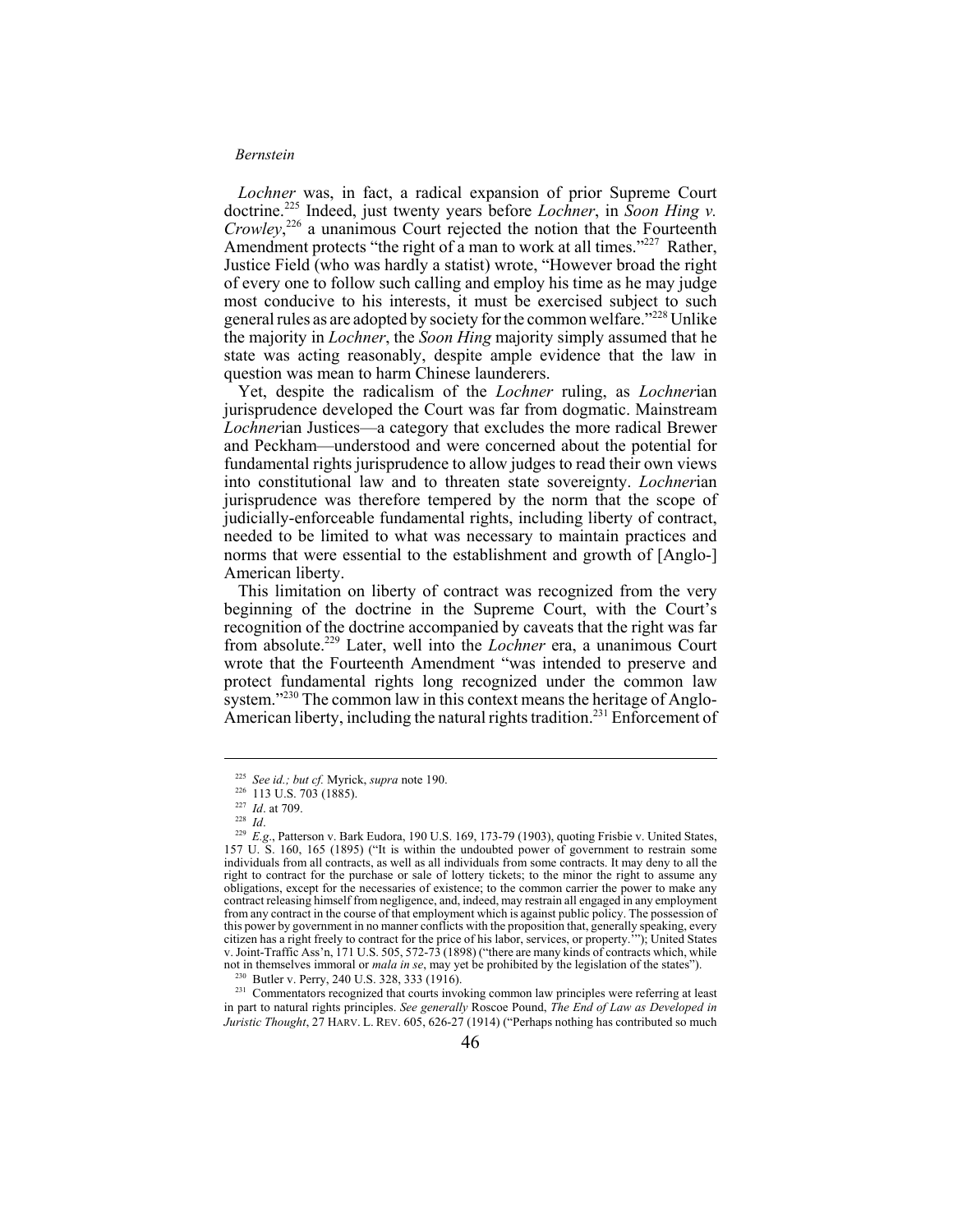*Lochner* was, in fact, a radical expansion of prior Supreme Court doctrine.[225] Indeed, just twenty years before *Lochner*, in *Soon Hing v. Crowley*,[226] a unanimous Court rejected the notion that the Fourteenth Amendment protects "the right of a man to work at all times."[227] Rather, Justice Field (who was hardly a statist) wrote, "However broad the right of every one to follow such calling and employ his time as he may judge most conducive to his interests, it must be exercised subject to such general rules as are adopted by society for the common welfare."[228] Unlike the majority in *Lochner*, the *Soon Hing* majority simply assumed that he state was acting reasonably, despite ample evidence that the law in question was mean to harm Chinese launderers.

Yet, despite the radicalism of the *Lochner* ruling, as *Lochner*ian jurisprudence developed the Court was far from dogmatic. Mainstream *Lochner*ian Justices—a category that excludes the more radical Brewer and Peckham—understood and were concerned about the potential for fundamental rights jurisprudence to allow judges to read their own views into constitutional law and to threaten state sovereignty. *Lochner*ian jurisprudence was therefore tempered by the norm that the scope of judicially-enforceable fundamental rights, including liberty of contract, needed to be limited to what was necessary to maintain practices and norms that were essential to the establishment and growth of [Anglo-] American liberty.

This limitation on liberty of contract was recognized from the very beginning of the doctrine in the Supreme Court, with the Court's recognition of the doctrine accompanied by caveats that the right was far from absolute.[229] Later, well into the *Lochner* era, a unanimous Court wrote that the Fourteenth Amendment "was intended to preserve and protect fundamental rights long recognized under the common law system."[230] The common law in this context means the heritage of Anglo-American liberty, including the natural rights tradition.[231] Enforcement of

---

[225] *See id.; but cf.* Myrick, *supra* note 190.

[226] 113 U.S. 703 (1885).

[227] *Id*. at 709.

[228] *Id*.

[229] *E.g*., Patterson v. Bark Eudora, 190 U.S. 169, 173-79 (1903), quoting Frisbie v. United States, 157 U. S. 160, 165 (1895) ("It is within the undoubted power of government to restrain some individuals from all contracts, as well as all individuals from some contracts. It may deny to all the right to contract for the purchase or sale of lottery tickets; to the minor the right to assume any obligations, except for the necessaries of existence; to the common carrier the power to make any contract releasing himself from negligence, and, indeed, may restrain all engaged in any employment from any contract in the course of that employment which is against public policy. The possession of this power by government in no manner conflicts with the proposition that, generally speaking, every citizen has a right freely to contract for the price of his labor, services, or property.'"); United States v. Joint-Traffic Ass'n, 171 U.S. 505, 572-73 (1898) ("there are many kinds of contracts which, while not in themselves immoral or *mala in se*, may yet be prohibited by the legislation of the states").

[230] Butler v. Perry, 240 U.S. 328, 333 (1916).

[231] Commentators recognized that courts invoking common law principles were referring at least in part to natural rights principles. *See generally* Roscoe Pound, *The End of Law as Developed in Juristic Thought*, 27 HARV. L. REV. 605, 626-27 (1914) ("Perhaps nothing has contributed so much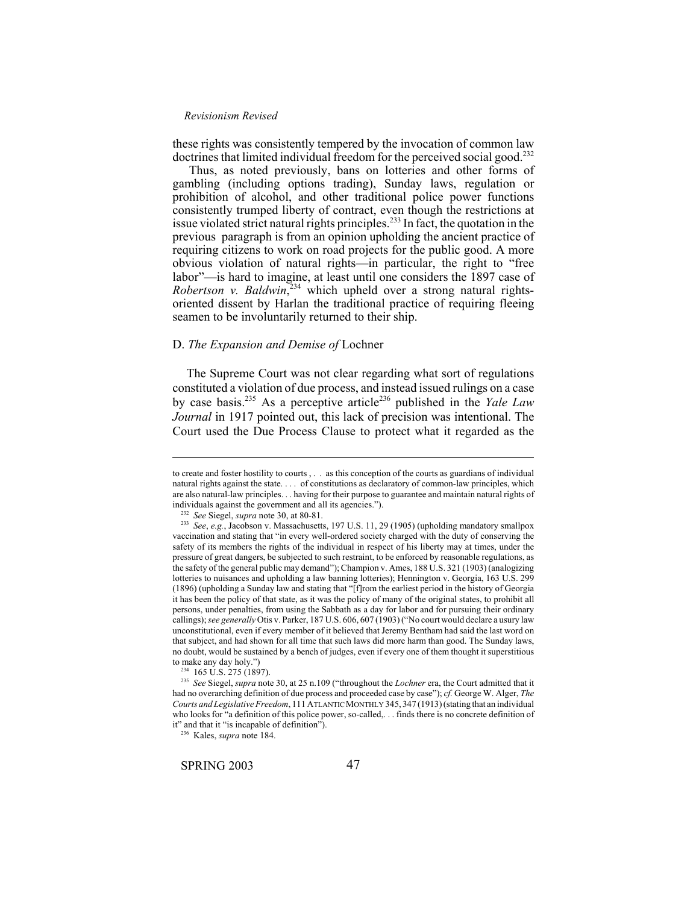these rights was consistently tempered by the invocation of common law doctrines that limited individual freedom for the perceived social good.[232]

Thus, as noted previously, bans on lotteries and other forms of gambling (including options trading), Sunday laws, regulation or prohibition of alcohol, and other traditional police power functions consistently trumped liberty of contract, even though the restrictions at issue violated strict natural rights principles.[233] In fact, the quotation in the previous paragraph is from an opinion upholding the ancient practice of requiring citizens to work on road projects for the public good. A more obvious violation of natural rights—in particular, the right to "free labor"—is hard to imagine, at least until one considers the 1897 case of *Robertson v. Baldwin*,[234] which upheld over a strong natural rights-oriented dissent by Harlan the traditional practice of requiring fleeing seamen to be involuntarily returned to their ship.

### D. *The Expansion and Demise of* Lochner

The Supreme Court was not clear regarding what sort of regulations constituted a violation of due process, and instead issued rulings on a case by case basis.[235] As a perceptive article[236] published in the *Yale Law Journal* in 1917 pointed out, this lack of precision was intentional. The Court used the Due Process Clause to protect what it regarded as the

---

to create and foster hostility to courts , . . as this conception of the courts as guardians of individual natural rights against the state. . . . of constitutions as declaratory of common-law principles, which are also natural-law principles. . . having for their purpose to guarantee and maintain natural rights of individuals against the government and all its agencies.").

[232] *See* Siegel, *supra* note 30, at 80-81.

[233] *See*, *e.g.*, Jacobson v. Massachusetts, 197 U.S. 11, 29 (1905) (upholding mandatory smallpox vaccination and stating that "in every well-ordered society charged with the duty of conserving the safety of its members the rights of the individual in respect of his liberty may at times, under the pressure of great dangers, be subjected to such restraint, to be enforced by reasonable regulations, as the safety of the general public may demand"); Champion v. Ames, 188 U.S. 321 (1903) (analogizing lotteries to nuisances and upholding a law banning lotteries); Hennington v. Georgia, 163 U.S. 299 (1896) (upholding a Sunday law and stating that "[f]rom the earliest period in the history of Georgia it has been the policy of that state, as it was the policy of many of the original states, to prohibit all persons, under penalties, from using the Sabbath as a day for labor and for pursuing their ordinary callings); *see generally* Otis v. Parker, 187 U.S. 606, 607 (1903) ("No court would declare a usury law unconstitutional, even if every member of it believed that Jeremy Bentham had said the last word on that subject, and had shown for all time that such laws did more harm than good. The Sunday laws, no doubt, would be sustained by a bench of judges, even if every one of them thought it superstitious to make any day holy.")

[234] 165 U.S. 275 (1897).

[235] *See* Siegel, *supra* note 30, at 25 n.109 ("throughout the *Lochner* era, the Court admitted that it had no overarching definition of due process and proceeded case by case"); *cf.* George W. Alger, *The Courts and Legislative Freedom*, 111 ATLANTIC MONTHLY 345, 347 (1913) (stating that an individual who looks for "a definition of this police power, so-called,. . . finds there is no concrete definition of it" and that it "is incapable of definition").

[236] Kales, *supra* note 184.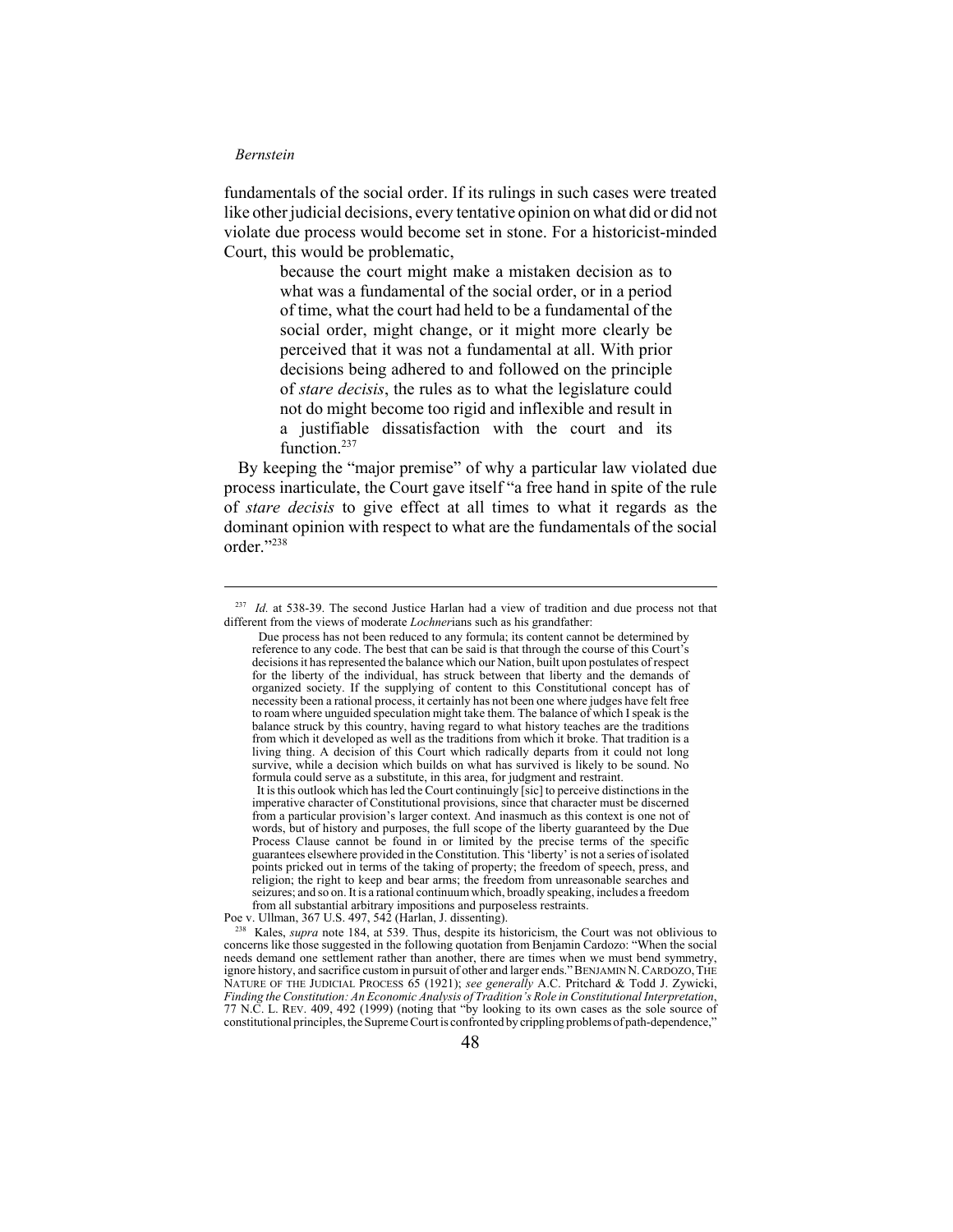fundamentals of the social order. If its rulings in such cases were treated like other judicial decisions, every tentative opinion on what did or did not violate due process would become set in stone. For a historicist-minded Court, this would be problematic,

> because the court might make a mistaken decision as to what was a fundamental of the social order, or in a period of time, what the court had held to be a fundamental of the social order, might change, or it might more clearly be perceived that it was not a fundamental at all. With prior decisions being adhered to and followed on the principle of *stare decisis*, the rules as to what the legislature could not do might become too rigid and inflexible and result in a justifiable dissatisfaction with the court and its function.[237]

By keeping the "major premise" of why a particular law violated due process inarticulate, the Court gave itself "a free hand in spite of the rule of *stare decisis* to give effect at all times to what it regards as the dominant opinion with respect to what are the fundamentals of the social order."[238]

---

[237] *Id.* at 538-39. The second Justice Harlan had a view of tradition and due process not that different from the views of moderate *Lochner*ians such as his grandfather:

> Due process has not been reduced to any formula; its content cannot be determined by reference to any code. The best that can be said is that through the course of this Court's decisions it has represented the balance which our Nation, built upon postulates of respect for the liberty of the individual, has struck between that liberty and the demands of organized society. If the supplying of content to this Constitutional concept has of necessity been a rational process, it certainly has not been one where judges have felt free to roam where unguided speculation might take them. The balance of which I speak is the balance struck by this country, having regard to what history teaches are the traditions from which it developed as well as the traditions from which it broke. That tradition is a living thing. A decision of this Court which radically departs from it could not long survive, while a decision which builds on what has survived is likely to be sound. No formula could serve as a substitute, in this area, for judgment and restraint.
>
> It is this outlook which has led the Court continuingly [sic] to perceive distinctions in the imperative character of Constitutional provisions, since that character must be discerned from a particular provision's larger context. And inasmuch as this context is one not of words, but of history and purposes, the full scope of the liberty guaranteed by the Due Process Clause cannot be found in or limited by the precise terms of the specific guarantees elsewhere provided in the Constitution. This 'liberty' is not a series of isolated points pricked out in terms of the taking of property; the freedom of speech, press, and religion; the right to keep and bear arms; the freedom from unreasonable searches and seizures; and so on. It is a rational continuum which, broadly speaking, includes a freedom from all substantial arbitrary impositions and purposeless restraints.

Poe v. Ullman, 367 U.S. 497, 542 (Harlan, J. dissenting).

[238] Kales, *supra* note 184, at 539. Thus, despite its historicism, the Court was not oblivious to concerns like those suggested in the following quotation from Benjamin Cardozo: "When the social needs demand one settlement rather than another, there are times when we must bend symmetry, ignore history, and sacrifice custom in pursuit of other and larger ends." BENJAMIN N. CARDOZO, THE NATURE OF THE JUDICIAL PROCESS 65 (1921); *see generally* A.C. Pritchard & Todd J. Zywicki, *Finding the Constitution: An Economic Analysis of Tradition's Role in Constitutional Interpretation*, 77 N.C. L. REV. 409, 492 (1999) (noting that "by looking to its own cases as the sole source of constitutional principles, the Supreme Court is confronted by crippling problems of path-dependence,"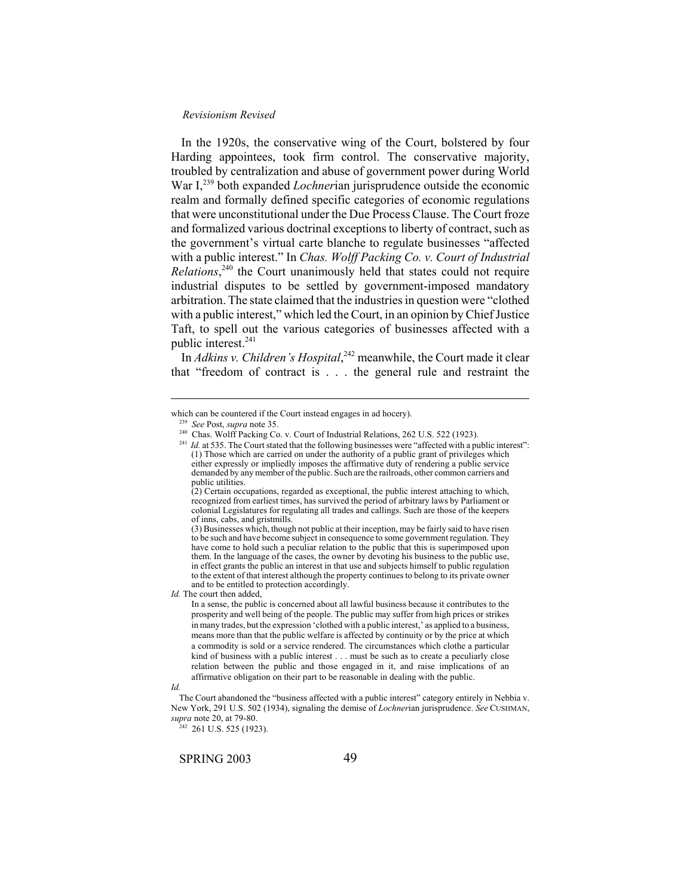In the 1920s, the conservative wing of the Court, bolstered by four Harding appointees, took firm control. The conservative majority, troubled by centralization and abuse of government power during World War I,[239] both expanded *Lochner*ian jurisprudence outside the economic realm and formally defined specific categories of economic regulations that were unconstitutional under the Due Process Clause. The Court froze and formalized various doctrinal exceptions to liberty of contract, such as the government's virtual carte blanche to regulate businesses "affected with a public interest." In *Chas. Wolff Packing Co. v. Court of Industrial Relations*,[240] the Court unanimously held that states could not require industrial disputes to be settled by government-imposed mandatory arbitration. The state claimed that the industries in question were "clothed with a public interest," which led the Court, in an opinion by Chief Justice Taft, to spell out the various categories of businesses affected with a public interest.[241]

In *Adkins v. Children's Hospital*,[242] meanwhile, the Court made it clear that "freedom of contract is . . . the general rule and restraint the

---

which can be countered if the Court instead engages in ad hocery).

[239] *See* Post, *supra* note 35.

[240] Chas. Wolff Packing Co. v. Court of Industrial Relations, 262 U.S. 522 (1923).

[241] *Id.* at 535. The Court stated that the following businesses were "affected with a public interest":

> (1) Those which are carried on under the authority of a public grant of privileges which either expressly or impliedly imposes the affirmative duty of rendering a public service demanded by any member of the public. Such are the railroads, other common carriers and public utilities.
>
> (2) Certain occupations, regarded as exceptional, the public interest attaching to which, recognized from earliest times, has survived the period of arbitrary laws by Parliament or colonial Legislatures for regulating all trades and callings. Such are those of the keepers of inns, cabs, and gristmills.
>
> (3) Businesses which, though not public at their inception, may be fairly said to have risen to be such and have become subject in consequence to some government regulation. They have come to hold such a peculiar relation to the public that this is superimposed upon them. In the language of the cases, the owner by devoting his business to the public use, in effect grants the public an interest in that use and subjects himself to public regulation to the extent of that interest although the property continues to belong to its private owner and to be entitled to protection accordingly.

*Id.* The court then added,

> In a sense, the public is concerned about all lawful business because it contributes to the prosperity and well being of the people. The public may suffer from high prices or strikes in many trades, but the expression 'clothed with a public interest,' as applied to a business, means more than that the public welfare is affected by continuity or by the price at which a commodity is sold or a service rendered. The circumstances which clothe a particular kind of business with a public interest . . . must be such as to create a peculiarly close relation between the public and those engaged in it, and raise implications of an affirmative obligation on their part to be reasonable in dealing with the public.

*Id.*

The Court abandoned the "business affected with a public interest" category entirely in Nebbia v. New York, 291 U.S. 502 (1934), signaling the demise of *Lochner*ian jurisprudence. *See* CUSHMAN, *supra* note 20, at 79-80.

[242] 261 U.S. 525 (1923).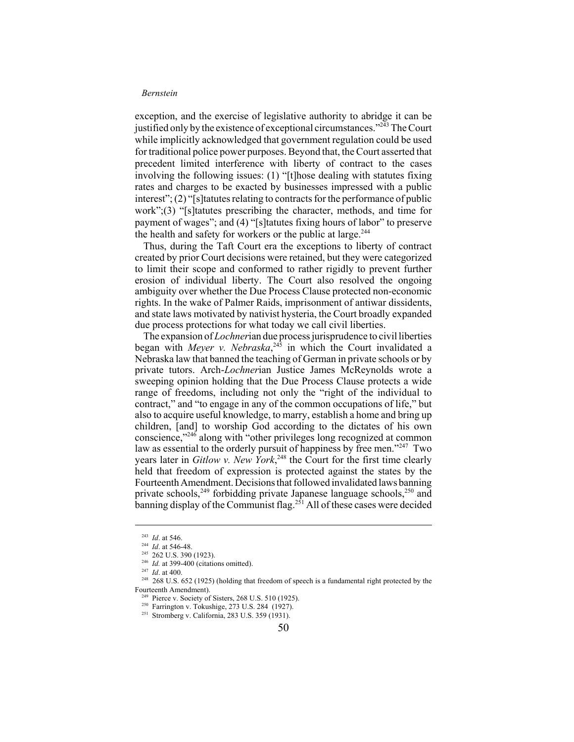exception, and the exercise of legislative authority to abridge it can be justified only by the existence of exceptional circumstances."[243] The Court while implicitly acknowledged that government regulation could be used for traditional police power purposes. Beyond that, the Court asserted that precedent limited interference with liberty of contract to the cases involving the following issues: (1) "[t]hose dealing with statutes fixing rates and charges to be exacted by businesses impressed with a public interest"; (2) "[s]tatutes relating to contracts for the performance of public work";(3) "[s]tatutes prescribing the character, methods, and time for payment of wages"; and (4) "[s]tatutes fixing hours of labor" to preserve the health and safety for workers or the public at large.[244]

Thus, during the Taft Court era the exceptions to liberty of contract created by prior Court decisions were retained, but they were categorized to limit their scope and conformed to rather rigidly to prevent further erosion of individual liberty. The Court also resolved the ongoing ambiguity over whether the Due Process Clause protected non-economic rights. In the wake of Palmer Raids, imprisonment of antiwar dissidents, and state laws motivated by nativist hysteria, the Court broadly expanded due process protections for what today we call civil liberties.

The expansion of *Lochner*ian due process jurisprudence to civil liberties began with *Meyer v. Nebraska*,[245] in which the Court invalidated a Nebraska law that banned the teaching of German in private schools or by private tutors. Arch-*Lochner*ian Justice James McReynolds wrote a sweeping opinion holding that the Due Process Clause protects a wide range of freedoms, including not only the "right of the individual to contract," and "to engage in any of the common occupations of life," but also to acquire useful knowledge, to marry, establish a home and bring up children, [and] to worship God according to the dictates of his own conscience,"[246] along with "other privileges long recognized at common law as essential to the orderly pursuit of happiness by free men."[247] Two years later in *Gitlow v. New York*,[248] the Court for the first time clearly held that freedom of expression is protected against the states by the Fourteenth Amendment. Decisions that followed invalidated laws banning private schools,[249] forbidding private Japanese language schools,[250] and banning display of the Communist flag.[251] All of these cases were decided

---

[243] *Id*. at 546.

[244] *Id*. at 546-48.

[245] 262 U.S. 390 (1923).

[246] *Id.* at 399-400 (citations omitted).

[247] *Id*. at 400.

[248] 268 U.S. 652 (1925) (holding that freedom of speech is a fundamental right protected by the Fourteenth Amendment).

[249] Pierce v. Society of Sisters, 268 U.S. 510 (1925).

[250] Farrington v. Tokushige, 273 U.S. 284 (1927).

[251] Stromberg v. California, 283 U.S. 359 (1931).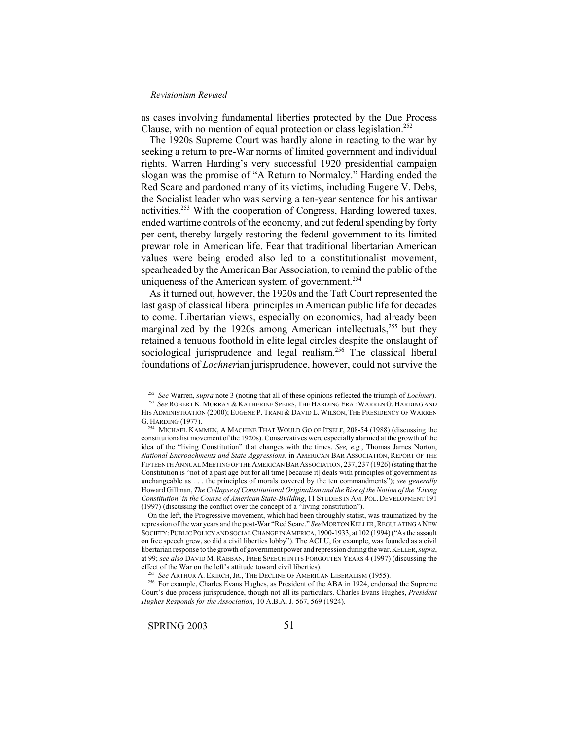as cases involving fundamental liberties protected by the Due Process Clause, with no mention of equal protection or class legislation.[252]

The 1920s Supreme Court was hardly alone in reacting to the war by seeking a return to pre-War norms of limited government and individual rights. Warren Harding's very successful 1920 presidential campaign slogan was the promise of "A Return to Normalcy." Harding ended the Red Scare and pardoned many of its victims, including Eugene V. Debs, the Socialist leader who was serving a ten-year sentence for his antiwar activities.[253] With the cooperation of Congress, Harding lowered taxes, ended wartime controls of the economy, and cut federal spending by forty per cent, thereby largely restoring the federal government to its limited prewar role in American life. Fear that traditional libertarian American values were being eroded also led to a constitutionalist movement, spearheaded by the American Bar Association, to remind the public of the uniqueness of the American system of government.[254]

As it turned out, however, the 1920s and the Taft Court represented the last gasp of classical liberal principles in American public life for decades to come. Libertarian views, especially on economics, had already been marginalized by the 1920s among American intellectuals,[255] but they retained a tenuous foothold in elite legal circles despite the onslaught of sociological jurisprudence and legal realism.[256] The classical liberal foundations of *Lochner*ian jurisprudence, however, could not survive the

---

[252] *See* Warren, *supra* note 3 (noting that all of these opinions reflected the triumph of *Lochner*).

[253] *See* ROBERT K. MURRAY & KATHERINE SPEIRS, THE HARDING ERA : WARREN G. HARDING AND HIS ADMINISTRATION (2000); EUGENE P. TRANI & DAVID L. WILSON, THE PRESIDENCY OF WARREN G. HARDING (1977).

[254] MICHAEL KAMMEN, A MACHINE THAT WOULD GO OF ITSELF, 208-54 (1988) (discussing the constitutionalist movement of the 1920s). Conservatives were especially alarmed at the growth of the idea of the "living Constitution" that changes with the times. *See, e.g.*, Thomas James Norton, *National Encroachments and State Aggressions*, in AMERICAN BAR ASSOCIATION, REPORT OF THE FIFTEENTH ANNUAL MEETING OF THE AMERICAN BAR ASSOCIATION, 237, 237 (1926) (stating that the Constitution is "not of a past age but for all time [because it] deals with principles of government as unchangeable as . . . the principles of morals covered by the ten commandments"); *see generally* Howard Gillman, *The Collapse of Constitutional Originalism and the Rise of the Notion of the 'Living Constitution' in the Course of American State-Building*, 11 STUDIES IN AM. POL. DEVELOPMENT 191 (1997) (discussing the conflict over the concept of a "living constitution").

On the left, the Progressive movement, which had been throughly statist, was traumatized by the repression of the war years and the post-War "Red Scare." *See* MORTON KELLER, REGULATING A NEW SOCIETY: PUBLIC POLICY AND SOCIAL CHANGE IN AMERICA, 1900-1933, at 102 (1994) ("As the assault on free speech grew, so did a civil liberties lobby"). The ACLU, for example, was founded as a civil libertarian response to the growth of government power and repression during the war. KELLER, *supra*, at 99; *see also* DAVID M. RABBAN, FREE SPEECH IN ITS FORGOTTEN YEARS 4 (1997) (discussing the effect of the War on the left's attitude toward civil liberties).

[255] *See* ARTHUR A. EKIRCH, JR., THE DECLINE OF AMERICAN LIBERALISM (1955).

[256] For example, Charles Evans Hughes, as President of the ABA in 1924, endorsed the Supreme Court's due process jurisprudence, though not all its particulars. Charles Evans Hughes, *President Hughes Responds for the Association*, 10 A.B.A. J. 567, 569 (1924).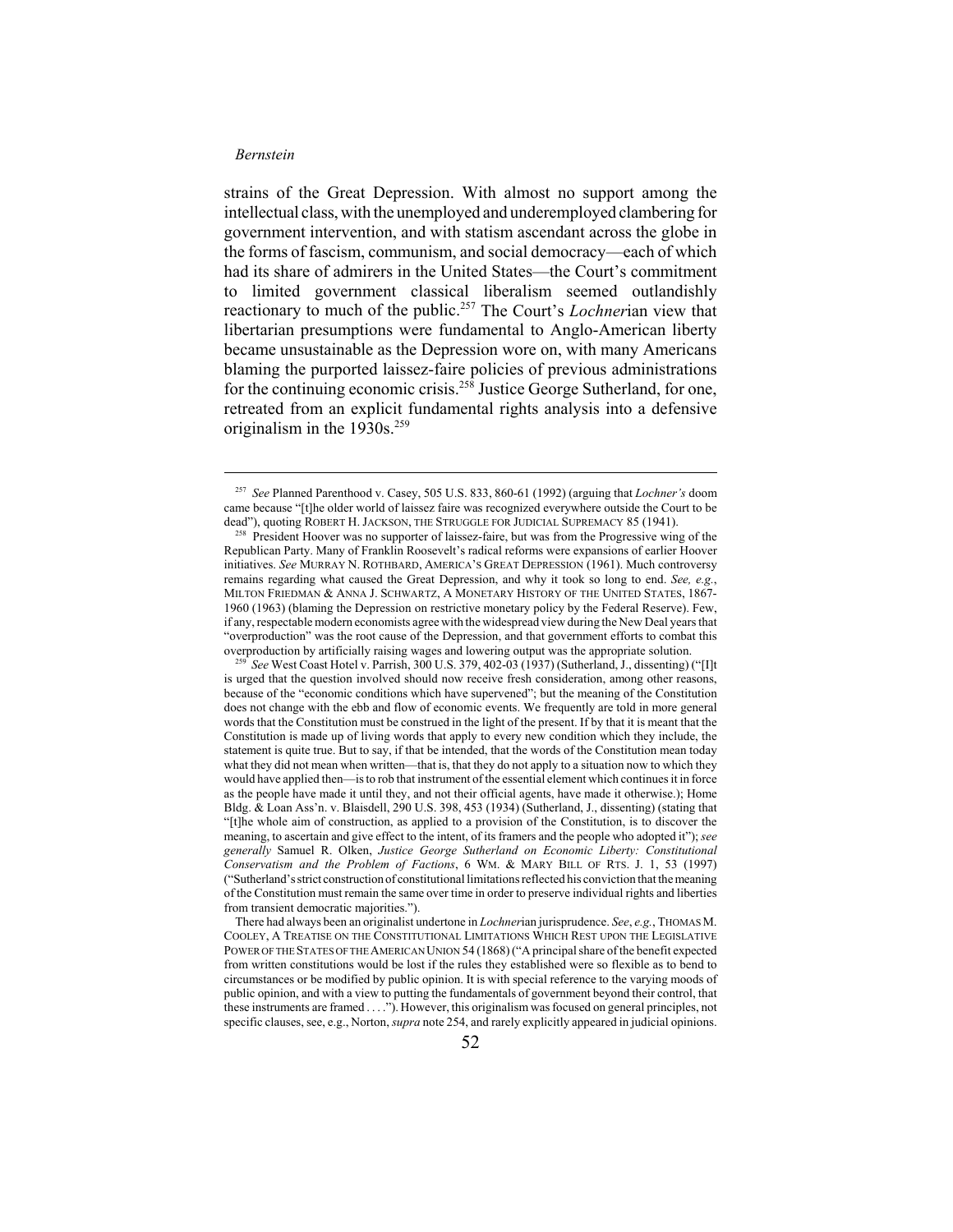strains of the Great Depression. With almost no support among the intellectual class, with the unemployed and underemployed clambering for government intervention, and with statism ascendant across the globe in the forms of fascism, communism, and social democracy—each of which had its share of admirers in the United States—the Court's commitment to limited government classical liberalism seemed outlandishly reactionary to much of the public.[257] The Court's *Lochner*ian view that libertarian presumptions were fundamental to Anglo-American liberty became unsustainable as the Depression wore on, with many Americans blaming the purported laissez-faire policies of previous administrations for the continuing economic crisis.[258] Justice George Sutherland, for one, retreated from an explicit fundamental rights analysis into a defensive originalism in the 1930s.[259]

---

[257] *See* Planned Parenthood v. Casey, 505 U.S. 833, 860-61 (1992) (arguing that *Lochner's* doom came because "[t]he older world of laissez faire was recognized everywhere outside the Court to be dead"), quoting ROBERT H. JACKSON, THE STRUGGLE FOR JUDICIAL SUPREMACY 85 (1941).

[258] President Hoover was no supporter of laissez-faire, but was from the Progressive wing of the Republican Party. Many of Franklin Roosevelt's radical reforms were expansions of earlier Hoover initiatives. *See* MURRAY N. ROTHBARD, AMERICA'S GREAT DEPRESSION (1961). Much controversy remains regarding what caused the Great Depression, and why it took so long to end. *See, e.g.*, MILTON FRIEDMAN & ANNA J. SCHWARTZ, A MONETARY HISTORY OF THE UNITED STATES, 1867-1960 (1963) (blaming the Depression on restrictive monetary policy by the Federal Reserve). Few, if any, respectable modern economists agree with the widespread view during the New Deal years that "overproduction" was the root cause of the Depression, and that government efforts to combat this overproduction by artificially raising wages and lowering output was the appropriate solution.

[259] *See* West Coast Hotel v. Parrish, 300 U.S. 379, 402-03 (1937) (Sutherland, J., dissenting) ("[I]t is urged that the question involved should now receive fresh consideration, among other reasons, because of the "economic conditions which have supervened"; but the meaning of the Constitution does not change with the ebb and flow of economic events. We frequently are told in more general words that the Constitution must be construed in the light of the present. If by that it is meant that the Constitution is made up of living words that apply to every new condition which they include, the statement is quite true. But to say, if that be intended, that the words of the Constitution mean today what they did not mean when written—that is, that they do not apply to a situation now to which they would have applied then—is to rob that instrument of the essential element which continues it in force as the people have made it until they, and not their official agents, have made it otherwise.); Home Bldg. & Loan Ass'n. v. Blaisdell, 290 U.S. 398, 453 (1934) (Sutherland, J., dissenting) (stating that "[t]he whole aim of construction, as applied to a provision of the Constitution, is to discover the meaning, to ascertain and give effect to the intent, of its framers and the people who adopted it"); *see generally* Samuel R. Olken, *Justice George Sutherland on Economic Liberty: Constitutional Conservatism and the Problem of Factions*, 6 WM. & MARY BILL OF RTS. J. 1, 53 (1997) ("Sutherland's strict construction of constitutional limitations reflected his conviction that the meaning of the Constitution must remain the same over time in order to preserve individual rights and liberties from transient democratic majorities.").

There had always been an originalist undertone in *Lochner*ian jurisprudence. *See*, *e.g.*, THOMAS M. COOLEY, A TREATISE ON THE CONSTITUTIONAL LIMITATIONS WHICH REST UPON THE LEGISLATIVE POWER OF THE STATES OF THE AMERICAN UNION 54 (1868) ("A principal share of the benefit expected from written constitutions would be lost if the rules they established were so flexible as to bend to circumstances or be modified by public opinion. It is with special reference to the varying moods of public opinion, and with a view to putting the fundamentals of government beyond their control, that these instruments are framed . . . ."). However, this originalism was focused on general principles, not specific clauses, see, e.g., Norton, *supra* note 254, and rarely explicitly appeared in judicial opinions.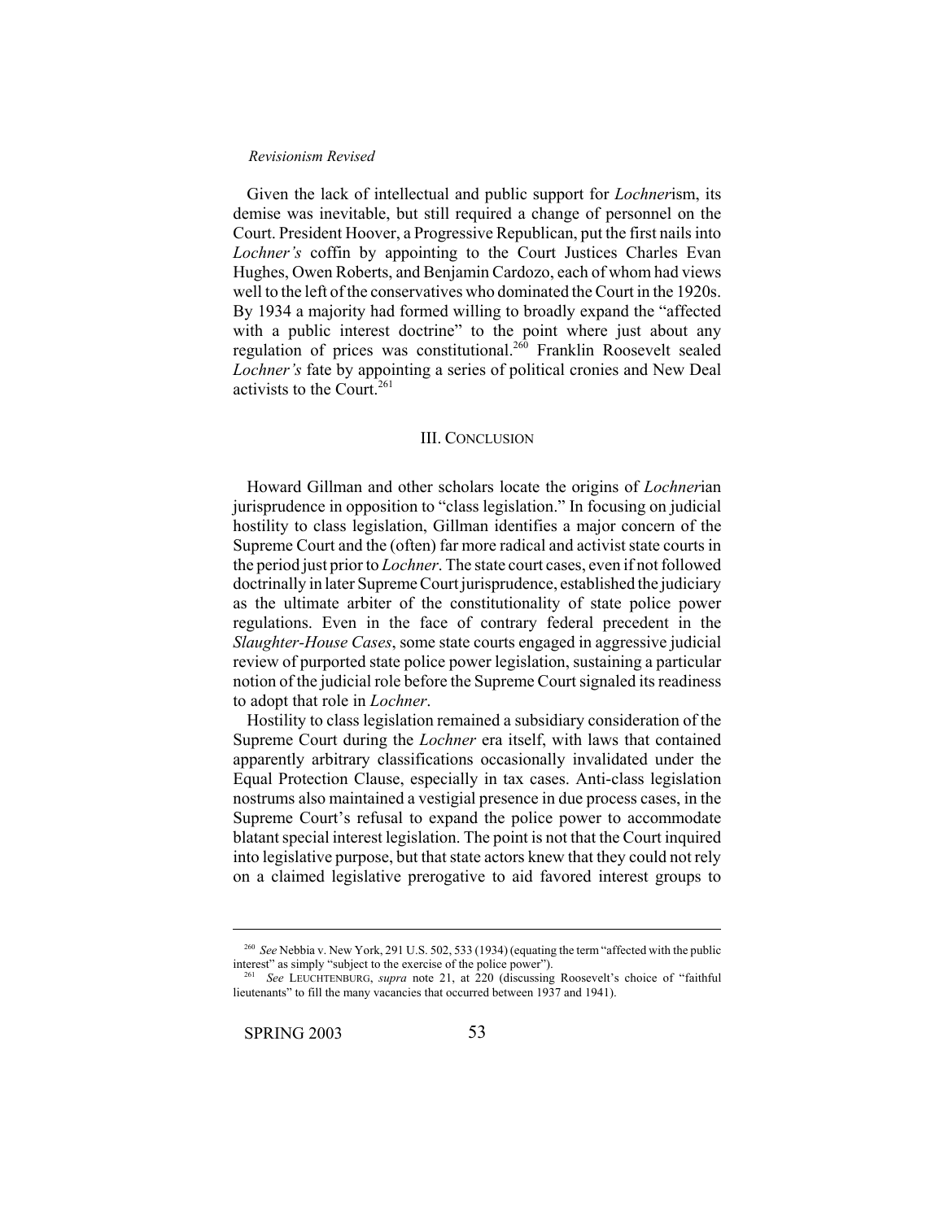Given the lack of intellectual and public support for *Lochner*ism, its demise was inevitable, but still required a change of personnel on the Court. President Hoover, a Progressive Republican, put the first nails into *Lochner's* coffin by appointing to the Court Justices Charles Evan Hughes, Owen Roberts, and Benjamin Cardozo, each of whom had views well to the left of the conservatives who dominated the Court in the 1920s. By 1934 a majority had formed willing to broadly expand the "affected with a public interest doctrine" to the point where just about any regulation of prices was constitutional.[260] Franklin Roosevelt sealed *Lochner's* fate by appointing a series of political cronies and New Deal activists to the Court.[261]

## III. Conclusion

Howard Gillman and other scholars locate the origins of *Lochner*ian jurisprudence in opposition to "class legislation." In focusing on judicial hostility to class legislation, Gillman identifies a major concern of the Supreme Court and the (often) far more radical and activist state courts in the period just prior to *Lochner*. The state court cases, even if not followed doctrinally in later Supreme Court jurisprudence, established the judiciary as the ultimate arbiter of the constitutionality of state police power regulations. Even in the face of contrary federal precedent in the *Slaughter-House Cases*, some state courts engaged in aggressive judicial review of purported state police power legislation, sustaining a particular notion of the judicial role before the Supreme Court signaled its readiness to adopt that role in *Lochner*.

Hostility to class legislation remained a subsidiary consideration of the Supreme Court during the *Lochner* era itself, with laws that contained apparently arbitrary classifications occasionally invalidated under the Equal Protection Clause, especially in tax cases. Anti-class legislation nostrums also maintained a vestigial presence in due process cases, in the Supreme Court's refusal to expand the police power to accommodate blatant special interest legislation. The point is not that the Court inquired into legislative purpose, but that state actors knew that they could not rely on a claimed legislative prerogative to aid favored interest groups to

---

[260] *See* Nebbia v. New York, 291 U.S. 502, 533 (1934) (equating the term "affected with the public interest" as simply "subject to the exercise of the police power").

[261] *See* LEUCHTENBURG, *supra* note 21, at 220 (discussing Roosevelt's choice of "faithful lieutenants" to fill the many vacancies that occurred between 1937 and 1941).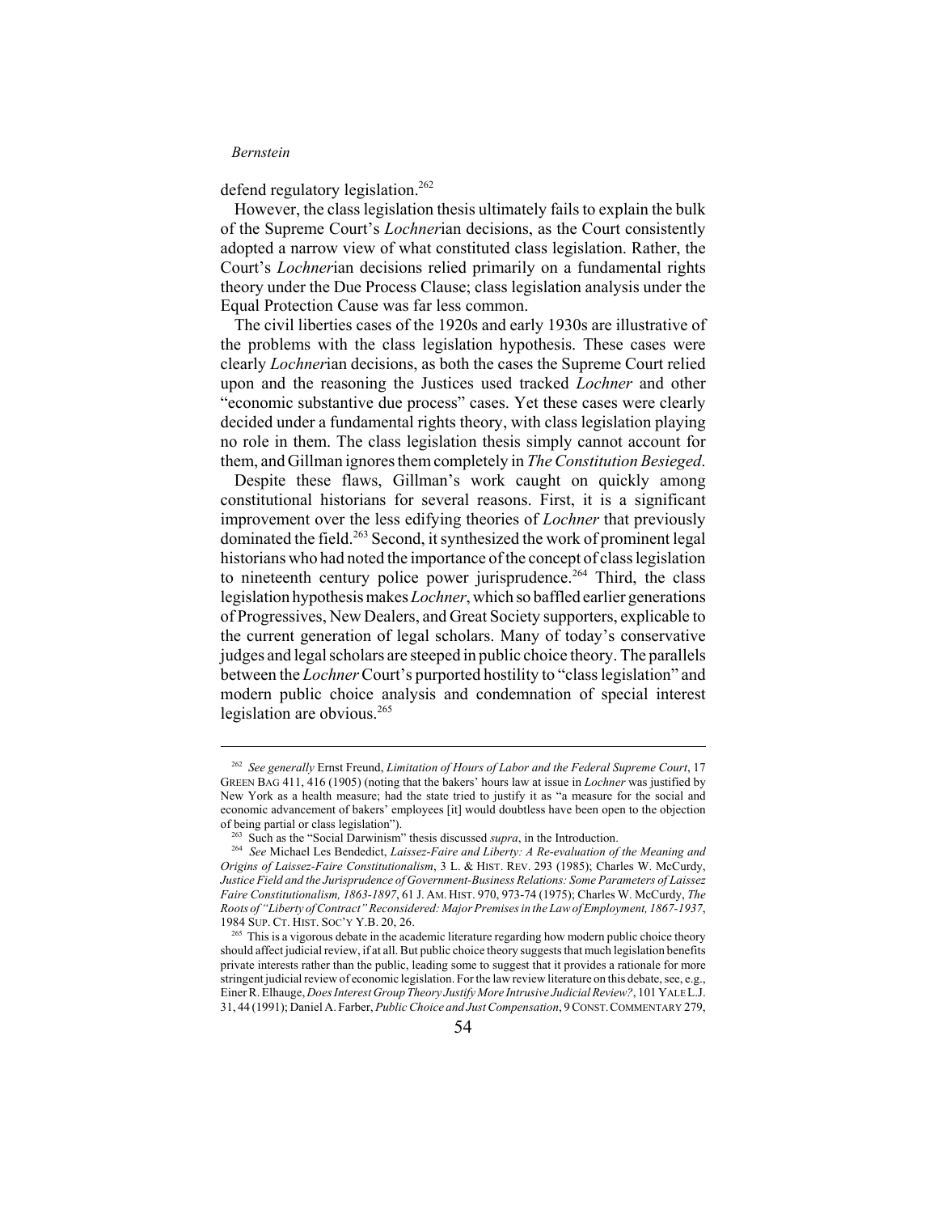defend regulatory legislation.[262]

However, the class legislation thesis ultimately fails to explain the bulk of the Supreme Court's *Lochner*ian decisions, as the Court consistently adopted a narrow view of what constituted class legislation. Rather, the Court's *Lochner*ian decisions relied primarily on a fundamental rights theory under the Due Process Clause; class legislation analysis under the Equal Protection Cause was far less common.

The civil liberties cases of the 1920s and early 1930s are illustrative of the problems with the class legislation hypothesis. These cases were clearly *Lochner*ian decisions, as both the cases the Supreme Court relied upon and the reasoning the Justices used tracked *Lochner* and other "economic substantive due process" cases. Yet these cases were clearly decided under a fundamental rights theory, with class legislation playing no role in them. The class legislation thesis simply cannot account for them, and Gillman ignores them completely in *The Constitution Besieged*.

Despite these flaws, Gillman's work caught on quickly among constitutional historians for several reasons. First, it is a significant improvement over the less edifying theories of *Lochner* that previously dominated the field.[263] Second, it synthesized the work of prominent legal historians who had noted the importance of the concept of class legislation to nineteenth century police power jurisprudence.[264] Third, the class legislation hypothesis makes *Lochner*, which so baffled earlier generations of Progressives, New Dealers, and Great Society supporters, explicable to the current generation of legal scholars. Many of today's conservative judges and legal scholars are steeped in public choice theory. The parallels between the *Lochner* Court's purported hostility to "class legislation" and modern public choice analysis and condemnation of special interest legislation are obvious.[265]

---

[262] *See generally* Ernst Freund, *Limitation of Hours of Labor and the Federal Supreme Court*, 17 GREEN BAG 411, 416 (1905) (noting that the bakers' hours law at issue in *Lochner* was justified by New York as a health measure; had the state tried to justify it as "a measure for the social and economic advancement of bakers' employees [it] would doubtless have been open to the objection of being partial or class legislation").

[263] Such as the "Social Darwinism" thesis discussed *supra*, in the Introduction.

[264] *See* Michael Les Bendedict, *Laissez-Faire and Liberty: A Re-evaluation of the Meaning and Origins of Laissez-Faire Constitutionalism*, 3 L. & HIST. REV. 293 (1985); Charles W. McCurdy, *Justice Field and the Jurisprudence of Government-Business Relations: Some Parameters of Laissez Faire Constitutionalism, 1863-1897*, 61 J. AM. HIST. 970, 973-74 (1975); Charles W. McCurdy, *The Roots of "Liberty of Contract" Reconsidered: Major Premises in the Law of Employment, 1867-1937*, 1984 SUP. CT. HIST. SOC'Y Y.B. 20, 26.

[265] This is a vigorous debate in the academic literature regarding how modern public choice theory should affect judicial review, if at all. But public choice theory suggests that much legislation benefits private interests rather than the public, leading some to suggest that it provides a rationale for more stringent judicial review of economic legislation. For the law review literature on this debate, see, e.g., Einer R. Elhauge, *Does Interest Group Theory Justify More Intrusive Judicial Review?*, 101 YALE L.J. 31, 44 (1991); Daniel A. Farber, *Public Choice and Just Compensation*, 9 CONST. COMMENTARY 279,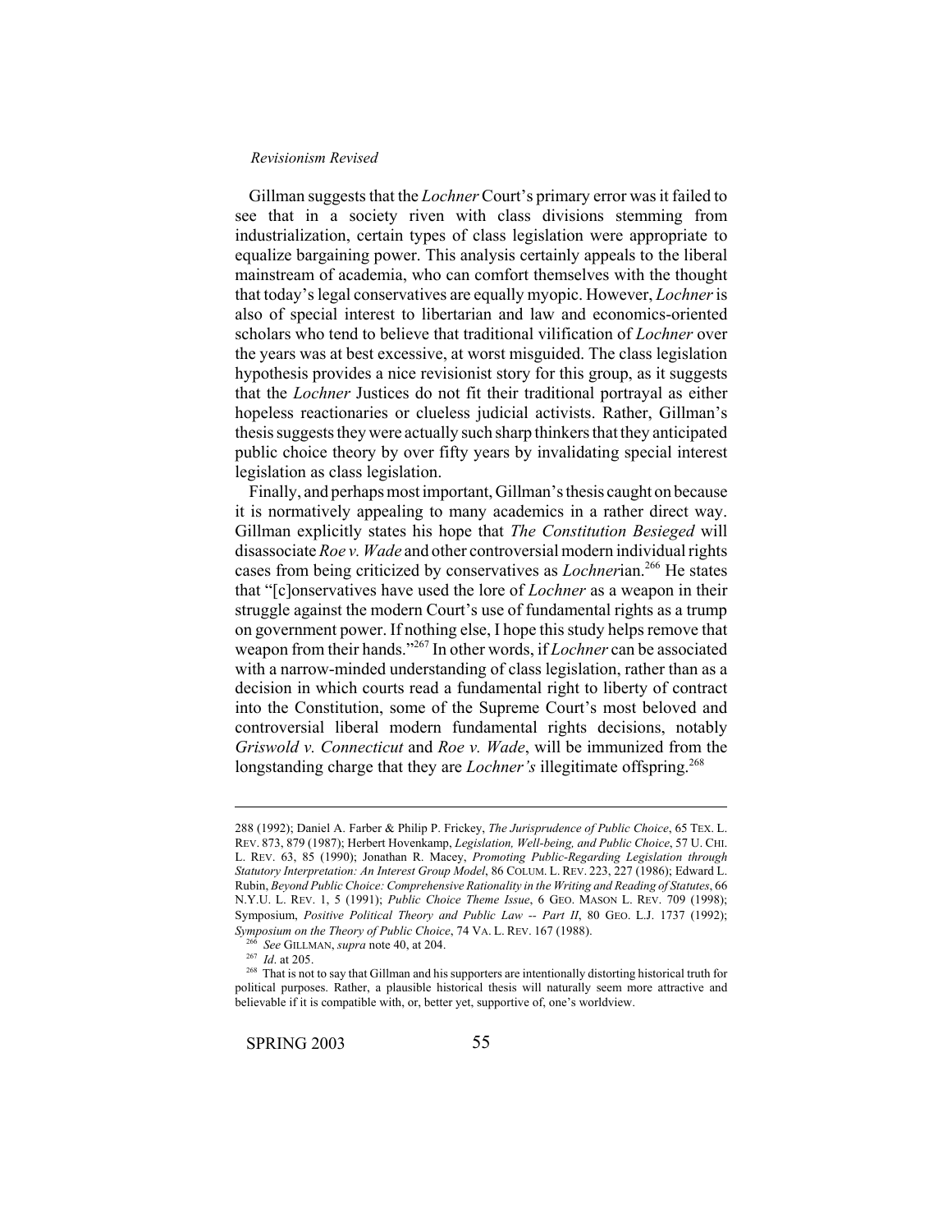Gillman suggests that the *Lochner* Court's primary error was it failed to see that in a society riven with class divisions stemming from industrialization, certain types of class legislation were appropriate to equalize bargaining power. This analysis certainly appeals to the liberal mainstream of academia, who can comfort themselves with the thought that today's legal conservatives are equally myopic. However, *Lochner* is also of special interest to libertarian and law and economics-oriented scholars who tend to believe that traditional vilification of *Lochner* over the years was at best excessive, at worst misguided. The class legislation hypothesis provides a nice revisionist story for this group, as it suggests that the *Lochner* Justices do not fit their traditional portrayal as either hopeless reactionaries or clueless judicial activists. Rather, Gillman's thesis suggests they were actually such sharp thinkers that they anticipated public choice theory by over fifty years by invalidating special interest legislation as class legislation.

Finally, and perhaps most important, Gillman's thesis caught on because it is normatively appealing to many academics in a rather direct way. Gillman explicitly states his hope that *The Constitution Besieged* will disassociate *Roe v. Wade* and other controversial modern individual rights cases from being criticized by conservatives as *Lochner*ian.[266] He states that "[c]onservatives have used the lore of *Lochner* as a weapon in their struggle against the modern Court's use of fundamental rights as a trump on government power. If nothing else, I hope this study helps remove that weapon from their hands."[267] In other words, if *Lochner* can be associated with a narrow-minded understanding of class legislation, rather than as a decision in which courts read a fundamental right to liberty of contract into the Constitution, some of the Supreme Court's most beloved and controversial liberal modern fundamental rights decisions, notably *Griswold v. Connecticut* and *Roe v. Wade*, will be immunized from the longstanding charge that they are *Lochner's* illegitimate offspring.[268]

---

288 (1992); Daniel A. Farber & Philip P. Frickey, *The Jurisprudence of Public Choice*, 65 TEX. L. REV. 873, 879 (1987); Herbert Hovenkamp, *Legislation, Well-being, and Public Choice*, 57 U. CHI. L. REV. 63, 85 (1990); Jonathan R. Macey, *Promoting Public-Regarding Legislation through Statutory Interpretation: An Interest Group Model*, 86 COLUM. L. REV. 223, 227 (1986); Edward L. Rubin, *Beyond Public Choice: Comprehensive Rationality in the Writing and Reading of Statutes*, 66 N.Y.U. L. REV. 1, 5 (1991); *Public Choice Theme Issue*, 6 GEO. MASON L. REV. 709 (1998); Symposium, *Positive Political Theory and Public Law -- Part II*, 80 GEO. L.J. 1737 (1992); *Symposium on the Theory of Public Choice*, 74 VA. L. REV. 167 (1988).

[266] *See* GILLMAN, *supra* note 40, at 204.

[267] *Id*. at 205.

[268] That is not to say that Gillman and his supporters are intentionally distorting historical truth for political purposes. Rather, a plausible historical thesis will naturally seem more attractive and believable if it is compatible with, or, better yet, supportive of, one's worldview.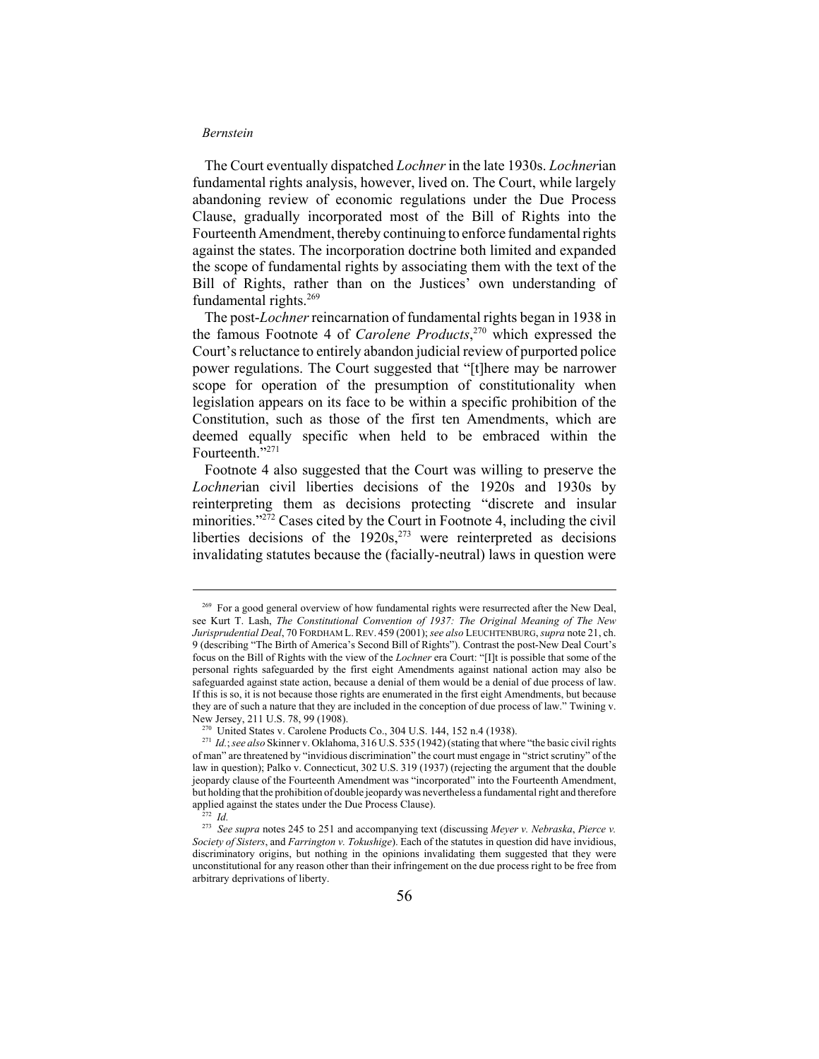The Court eventually dispatched *Lochner* in the late 1930s. *Lochner*ian fundamental rights analysis, however, lived on. The Court, while largely abandoning review of economic regulations under the Due Process Clause, gradually incorporated most of the Bill of Rights into the Fourteenth Amendment, thereby continuing to enforce fundamental rights against the states. The incorporation doctrine both limited and expanded the scope of fundamental rights by associating them with the text of the Bill of Rights, rather than on the Justices' own understanding of fundamental rights.[269]

The post-*Lochner* reincarnation of fundamental rights began in 1938 in the famous Footnote 4 of *Carolene Products*,[270] which expressed the Court's reluctance to entirely abandon judicial review of purported police power regulations. The Court suggested that "[t]here may be narrower scope for operation of the presumption of constitutionality when legislation appears on its face to be within a specific prohibition of the Constitution, such as those of the first ten Amendments, which are deemed equally specific when held to be embraced within the Fourteenth."[271]

Footnote 4 also suggested that the Court was willing to preserve the *Lochner*ian civil liberties decisions of the 1920s and 1930s by reinterpreting them as decisions protecting "discrete and insular minorities."[272] Cases cited by the Court in Footnote 4, including the civil liberties decisions of the 1920s,[273] were reinterpreted as decisions invalidating statutes because the (facially-neutral) laws in question were

---

[269] For a good general overview of how fundamental rights were resurrected after the New Deal, see Kurt T. Lash, *The Constitutional Convention of 1937: The Original Meaning of The New Jurisprudential Deal*, 70 FORDHAM L. REV. 459 (2001); *see also* LEUCHTENBURG, *supra* note 21, ch. 9 (describing "The Birth of America's Second Bill of Rights"). Contrast the post-New Deal Court's focus on the Bill of Rights with the view of the *Lochner* era Court: "[I]t is possible that some of the personal rights safeguarded by the first eight Amendments against national action may also be safeguarded against state action, because a denial of them would be a denial of due process of law. If this is so, it is not because those rights are enumerated in the first eight Amendments, but because they are of such a nature that they are included in the conception of due process of law." Twining v. New Jersey, 211 U.S. 78, 99 (1908).

[270] United States v. Carolene Products Co., 304 U.S. 144, 152 n.4 (1938).

[271] *Id.*; *see also* Skinner v. Oklahoma, 316 U.S. 535 (1942) (stating that where "the basic civil rights of man" are threatened by "invidious discrimination" the court must engage in "strict scrutiny" of the law in question); Palko v. Connecticut, 302 U.S. 319 (1937) (rejecting the argument that the double jeopardy clause of the Fourteenth Amendment was "incorporated" into the Fourteenth Amendment, but holding that the prohibition of double jeopardy was nevertheless a fundamental right and therefore applied against the states under the Due Process Clause).

[272] *Id.*

[273] *See supra* notes 245 to 251 and accompanying text (discussing *Meyer v. Nebraska*, *Pierce v. Society of Sisters*, and *Farrington v. Tokushige*). Each of the statutes in question did have invidious, discriminatory origins, but nothing in the opinions invalidating them suggested that they were unconstitutional for any reason other than their infringement on the due process right to be free from arbitrary deprivations of liberty.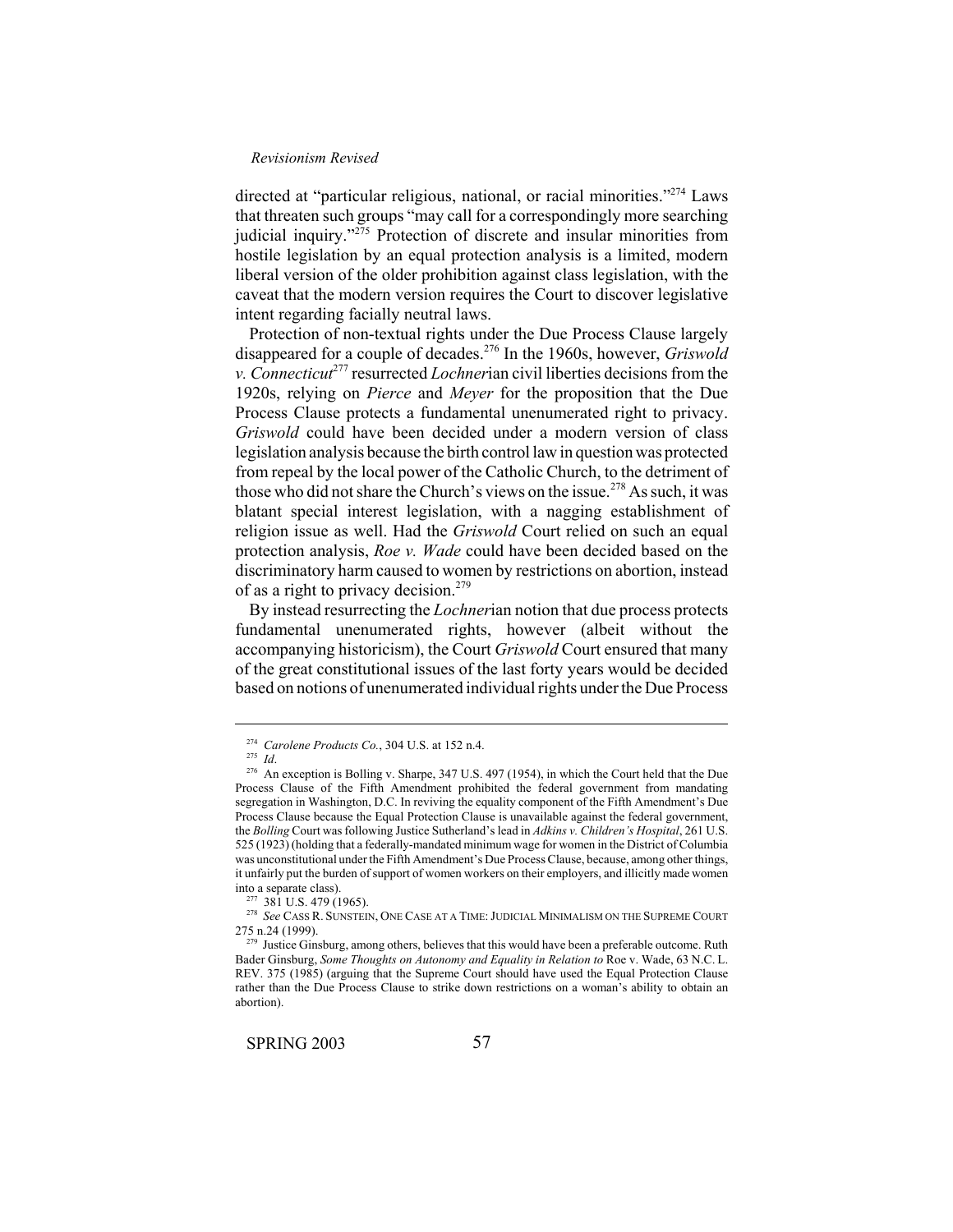directed at "particular religious, national, or racial minorities."[274] Laws that threaten such groups "may call for a correspondingly more searching judicial inquiry."[275] Protection of discrete and insular minorities from hostile legislation by an equal protection analysis is a limited, modern liberal version of the older prohibition against class legislation, with the caveat that the modern version requires the Court to discover legislative intent regarding facially neutral laws.

Protection of non-textual rights under the Due Process Clause largely disappeared for a couple of decades.[276] In the 1960s, however, *Griswold v. Connecticut*[277] resurrected *Lochner*ian civil liberties decisions from the 1920s, relying on *Pierce* and *Meyer* for the proposition that the Due Process Clause protects a fundamental unenumerated right to privacy. *Griswold* could have been decided under a modern version of class legislation analysis because the birth control law in question was protected from repeal by the local power of the Catholic Church, to the detriment of those who did not share the Church's views on the issue.[278] As such, it was blatant special interest legislation, with a nagging establishment of religion issue as well. Had the *Griswold* Court relied on such an equal protection analysis, *Roe v. Wade* could have been decided based on the discriminatory harm caused to women by restrictions on abortion, instead of as a right to privacy decision.[279]

By instead resurrecting the *Lochner*ian notion that due process protects fundamental unenumerated rights, however (albeit without the accompanying historicism), the Court *Griswold* Court ensured that many of the great constitutional issues of the last forty years would be decided based on notions of unenumerated individual rights under the Due Process

---

[274] *Carolene Products Co.*, 304 U.S. at 152 n.4.

[275] *Id*.

[276] An exception is Bolling v. Sharpe, 347 U.S. 497 (1954), in which the Court held that the Due Process Clause of the Fifth Amendment prohibited the federal government from mandating segregation in Washington, D.C. In reviving the equality component of the Fifth Amendment's Due Process Clause because the Equal Protection Clause is unavailable against the federal government, the *Bolling* Court was following Justice Sutherland's lead in *Adkins v. Children's Hospital*, 261 U.S. 525 (1923) (holding that a federally-mandated minimum wage for women in the District of Columbia was unconstitutional under the Fifth Amendment's Due Process Clause, because, among other things, it unfairly put the burden of support of women workers on their employers, and illicitly made women into a separate class).

[277] 381 U.S. 479 (1965).

[278] *See* CASS R. SUNSTEIN, ONE CASE AT A TIME: JUDICIAL MINIMALISM ON THE SUPREME COURT 275 n.24 (1999).

[279] Justice Ginsburg, among others, believes that this would have been a preferable outcome. Ruth Bader Ginsburg, *Some Thoughts on Autonomy and Equality in Relation to* Roe v. Wade, 63 N.C. L. REV. 375 (1985) (arguing that the Supreme Court should have used the Equal Protection Clause rather than the Due Process Clause to strike down restrictions on a woman's ability to obtain an abortion).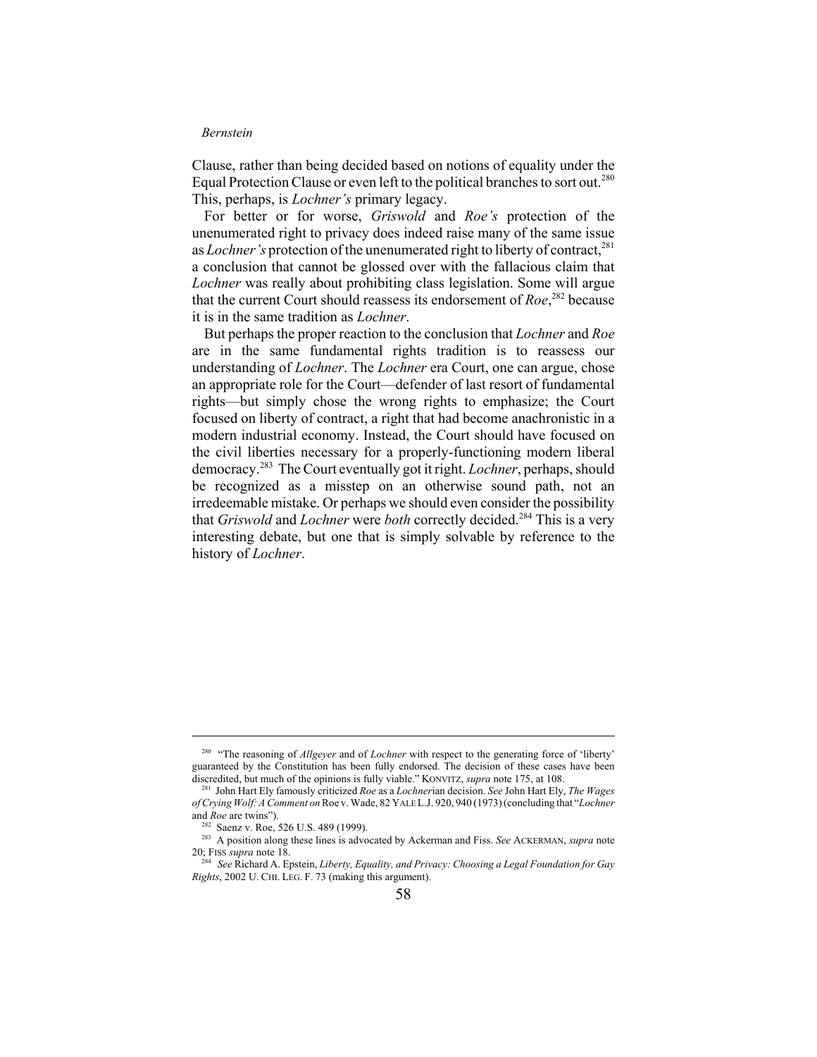Clause, rather than being decided based on notions of equality under the Equal Protection Clause or even left to the political branches to sort out.[280] This, perhaps, is *Lochner's* primary legacy.

For better or for worse, *Griswold* and *Roe's* protection of the unenumerated right to privacy does indeed raise many of the same issue as *Lochner's* protection of the unenumerated right to liberty of contract,[281] a conclusion that cannot be glossed over with the fallacious claim that *Lochner* was really about prohibiting class legislation. Some will argue that the current Court should reassess its endorsement of *Roe*,[282] because it is in the same tradition as *Lochner*.

But perhaps the proper reaction to the conclusion that *Lochner* and *Roe* are in the same fundamental rights tradition is to reassess our understanding of *Lochner*. The *Lochner* era Court, one can argue, chose an appropriate role for the Court—defender of last resort of fundamental rights—but simply chose the wrong rights to emphasize; the Court focused on liberty of contract, a right that had become anachronistic in a modern industrial economy. Instead, the Court should have focused on the civil liberties necessary for a properly-functioning modern liberal democracy.[283] The Court eventually got it right. *Lochner*, perhaps, should be recognized as a misstep on an otherwise sound path, not an irredeemable mistake. Or perhaps we should even consider the possibility that *Griswold* and *Lochner* were *both* correctly decided.[284] This is a very interesting debate, but one that is simply solvable by reference to the history of *Lochner*.

---

[280] "The reasoning of *Allgeyer* and of *Lochner* with respect to the generating force of 'liberty' guaranteed by the Constitution has been fully endorsed. The decision of these cases have been discredited, but much of the opinions is fully viable." KONVITZ, *supra* note 175, at 108.

[281] John Hart Ely famously criticized *Roe* as a *Lochner*ian decision. *See* John Hart Ely, *The Wages of Crying Wolf: A Comment on* Roe v. Wade, 82 YALE L.J. 920, 940 (1973) (concluding that "*Lochner* and *Roe* are twins").

[282] Saenz v. Roe, 526 U.S. 489 (1999).

[283] A position along these lines is advocated by Ackerman and Fiss. *See* ACKERMAN, *supra* note 20; FISS *supra* note 18.

[284] *See* Richard A. Epstein, *Liberty, Equality, and Privacy: Choosing a Legal Foundation for Gay Rights*, 2002 U. CHI. LEG. F. 73 (making this argument).